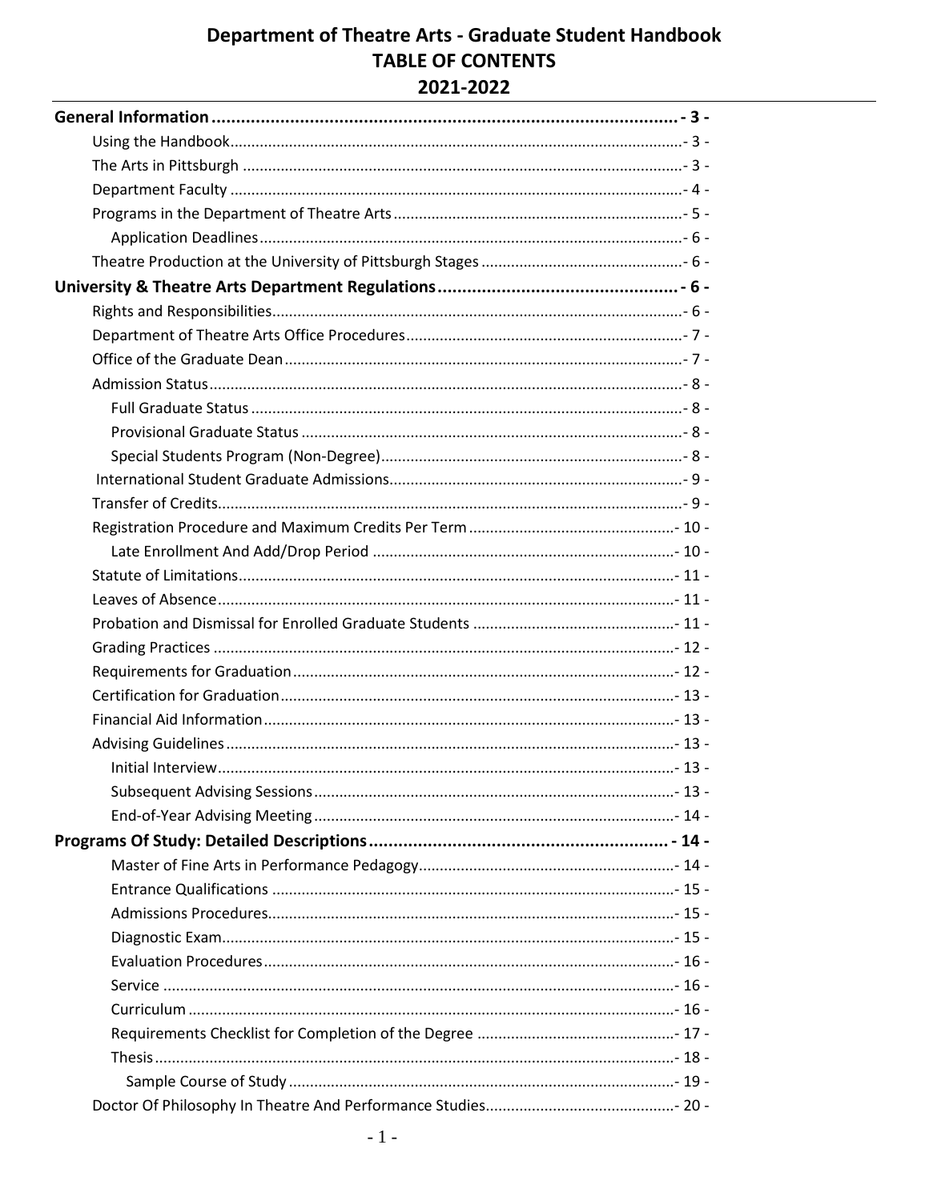# Department of Theatre Arts - Graduate Student Handbook
## TABLE OF CONTENTS
## 2021-2022

**General Information ................................................................................................ - 3 -**
- Using the Handbook ........................................................................................................ - 3 -
- The Arts in Pittsburgh ..................................................................................................... - 3 -
- Department Faculty ......................................................................................................... - 4 -
- Programs in the Department of Theatre Arts ................................................................... - 5 -
  - Application Deadlines ................................................................................................... - 6 -
- Theatre Production at the University of Pittsburgh Stages ............................................... - 6 -

**University & Theatre Arts Department Regulations ................................................. - 6 -**
- Rights and Responsibilities ............................................................................................... - 6 -
- Department of Theatre Arts Office Procedures ................................................................ - 7 -
- Office of the Graduate Dean ............................................................................................. - 7 -
- Admission Status .............................................................................................................. - 8 -
  - Full Graduate Status ..................................................................................................... - 8 -
  - Provisional Graduate Status .......................................................................................... - 8 -
  - Special Students Program (Non-Degree) ....................................................................... - 8 -
- International Student Graduate Admissions ..................................................................... - 9 -
- Transfer of Credits ............................................................................................................ - 9 -
- Registration Procedure and Maximum Credits Per Term ................................................. - 10 -
  - Late Enrollment And Add/Drop Period ....................................................................... - 10 -
- Statute of Limitations ...................................................................................................... - 11 -
- Leaves of Absence ........................................................................................................... - 11 -
- Probation and Dismissal for Enrolled Graduate Students ................................................ - 11 -
- Grading Practices ............................................................................................................ - 12 -
- Requirements for Graduation .......................................................................................... - 12 -
- Certification for Graduation ............................................................................................ - 13 -
- Financial Aid Information ................................................................................................ - 13 -
- Advising Guidelines ......................................................................................................... - 13 -
  - Initial Interview ........................................................................................................... - 13 -
  - Subsequent Advising Sessions ..................................................................................... - 13 -
  - End-of-Year Advising Meeting ..................................................................................... - 14 -

**Programs Of Study: Detailed Descriptions ............................................................ - 14 -**
  - Master of Fine Arts in Performance Pedagogy ............................................................ - 14 -
  - Entrance Qualifications ............................................................................................... - 15 -
  - Admissions Procedures ................................................................................................ - 15 -
  - Diagnostic Exam .......................................................................................................... - 15 -
  - Evaluation Procedures ................................................................................................. - 16 -
  - Service ......................................................................................................................... - 16 -
  - Curriculum .................................................................................................................. - 16 -
  - Requirements Checklist for Completion of the Degree ............................................... - 17 -
  - Thesis ........................................................................................................................... - 18 -
    - Sample Course of Study ............................................................................................ - 19 -
- Doctor Of Philosophy In Theatre And Performance Studies ............................................ - 20 -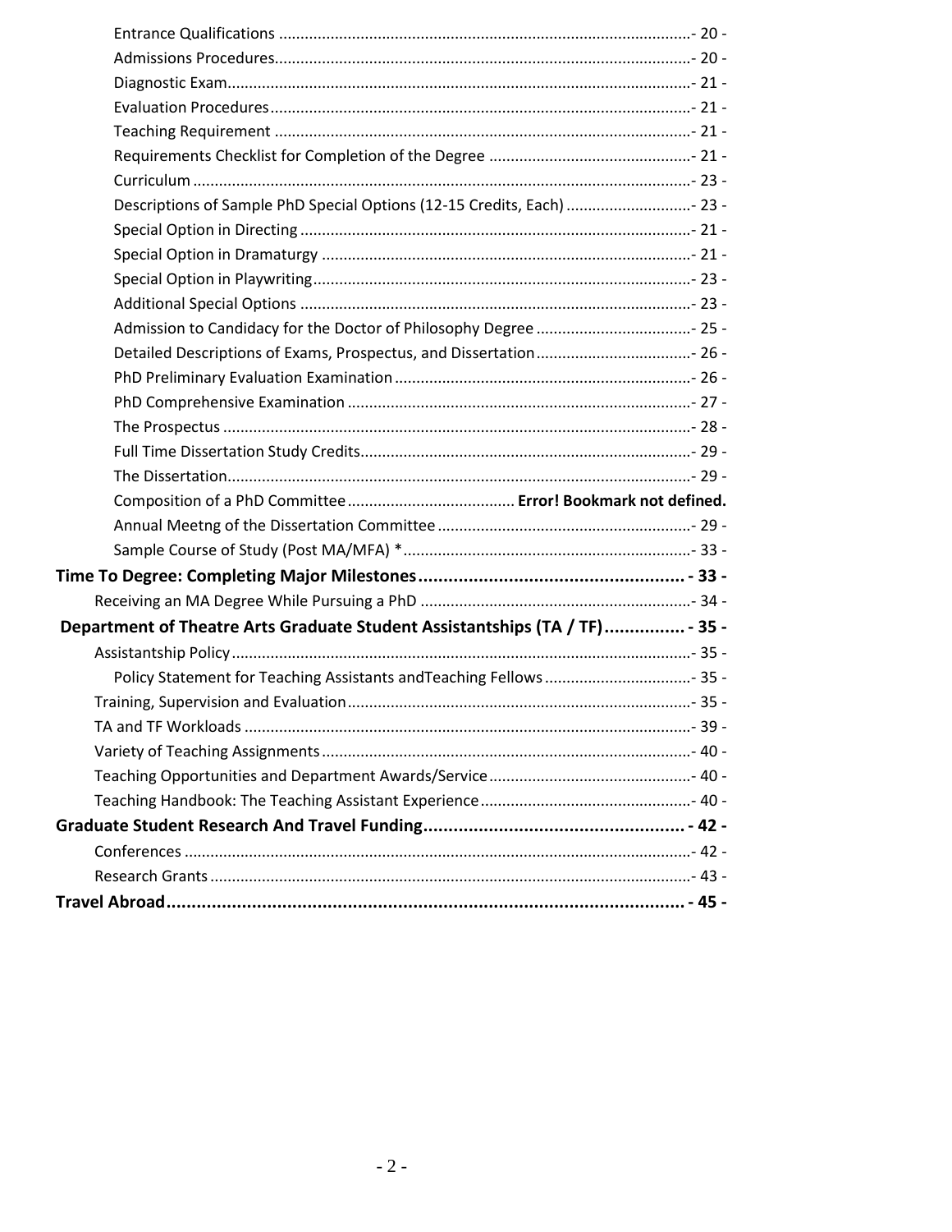Entrance Qualifications ............................................................................................... - 20 -
Admissions Procedures................................................................................................ - 20 -
Diagnostic Exam........................................................................................................... - 21 -
Evaluation Procedures................................................................................................. - 21 -
Teaching Requirement ................................................................................................. - 21 -
Requirements Checklist for Completion of the Degree ............................................... - 21 -
Curriculum ................................................................................................................... - 23 -
Descriptions of Sample PhD Special Options (12-15 Credits, Each) ............................. - 23 -
Special Option in Directing .......................................................................................... - 21 -
Special Option in Dramaturgy ..................................................................................... - 21 -
Special Option in Playwriting....................................................................................... - 23 -
Additional Special Options .......................................................................................... - 23 -
Admission to Candidacy for the Doctor of Philosophy Degree .................................... - 25 -
Detailed Descriptions of Exams, Prospectus, and Dissertation .................................... - 26 -
PhD Preliminary Evaluation Examination .................................................................... - 26 -
PhD Comprehensive Examination ................................................................................ - 27 -
The Prospectus ............................................................................................................. - 28 -
Full Time Dissertation Study Credits............................................................................. - 29 -
The Dissertation............................................................................................................ - 29 -
Composition of a PhD Committee ....................................... **Error! Bookmark not defined.**
Annual Meetng of the Dissertation Committee ........................................................... - 29 -
Sample Course of Study (Post MA/MFA) * ................................................................... - 33 -

**Time To Degree: Completing Major Milestones ..................................................... - 33 -**

Receiving an MA Degree While Pursuing a PhD ............................................................... - 34 -

**Department of Theatre Arts Graduate Student Assistantships (TA / TF) ................ - 35 -**

Assistantship Policy .......................................................................................................... - 35 -
Policy Statement for Teaching Assistants andTeaching Fellows .................................. - 35 -
Training, Supervision and Evaluation................................................................................ - 35 -
TA and TF Workloads ....................................................................................................... - 39 -
Variety of Teaching Assignments ...................................................................................... - 40 -
Teaching Opportunities and Department Awards/Service ................................................ - 40 -
Teaching Handbook: The Teaching Assistant Experience ................................................. - 40 -

**Graduate Student Research And Travel Funding .................................................... - 42 -**

Conferences ..................................................................................................................... - 42 -
Research Grants ............................................................................................................... - 43 -

**Travel Abroad ....................................................................................................... - 45 -**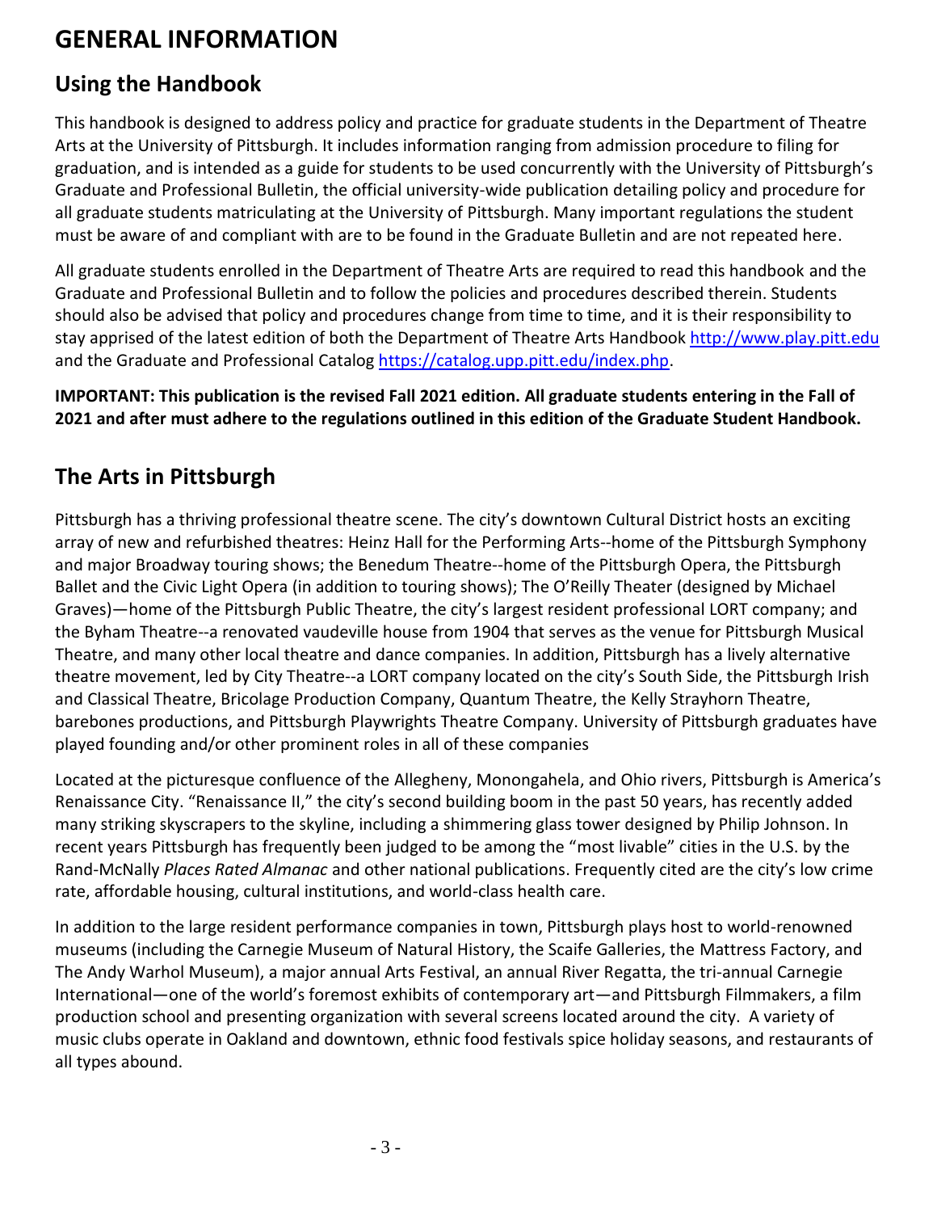# GENERAL INFORMATION

## Using the Handbook

This handbook is designed to address policy and practice for graduate students in the Department of Theatre Arts at the University of Pittsburgh. It includes information ranging from admission procedure to filing for graduation, and is intended as a guide for students to be used concurrently with the University of Pittsburgh's Graduate and Professional Bulletin, the official university-wide publication detailing policy and procedure for all graduate students matriculating at the University of Pittsburgh. Many important regulations the student must be aware of and compliant with are to be found in the Graduate Bulletin and are not repeated here.

All graduate students enrolled in the Department of Theatre Arts are required to read this handbook and the Graduate and Professional Bulletin and to follow the policies and procedures described therein. Students should also be advised that policy and procedures change from time to time, and it is their responsibility to stay apprised of the latest edition of both the Department of Theatre Arts Handbook http://www.play.pitt.edu and the Graduate and Professional Catalog https://catalog.upp.pitt.edu/index.php.

**IMPORTANT: This publication is the revised Fall 2021 edition. All graduate students entering in the Fall of 2021 and after must adhere to the regulations outlined in this edition of the Graduate Student Handbook.**

## The Arts in Pittsburgh

Pittsburgh has a thriving professional theatre scene. The city's downtown Cultural District hosts an exciting array of new and refurbished theatres: Heinz Hall for the Performing Arts--home of the Pittsburgh Symphony and major Broadway touring shows; the Benedum Theatre--home of the Pittsburgh Opera, the Pittsburgh Ballet and the Civic Light Opera (in addition to touring shows); The O'Reilly Theater (designed by Michael Graves)—home of the Pittsburgh Public Theatre, the city's largest resident professional LORT company; and the Byham Theatre--a renovated vaudeville house from 1904 that serves as the venue for Pittsburgh Musical Theatre, and many other local theatre and dance companies. In addition, Pittsburgh has a lively alternative theatre movement, led by City Theatre--a LORT company located on the city's South Side, the Pittsburgh Irish and Classical Theatre, Bricolage Production Company, Quantum Theatre, the Kelly Strayhorn Theatre, barebones productions, and Pittsburgh Playwrights Theatre Company. University of Pittsburgh graduates have played founding and/or other prominent roles in all of these companies

Located at the picturesque confluence of the Allegheny, Monongahela, and Ohio rivers, Pittsburgh is America's Renaissance City. "Renaissance II," the city's second building boom in the past 50 years, has recently added many striking skyscrapers to the skyline, including a shimmering glass tower designed by Philip Johnson. In recent years Pittsburgh has frequently been judged to be among the "most livable" cities in the U.S. by the Rand-McNally *Places Rated Almanac* and other national publications. Frequently cited are the city's low crime rate, affordable housing, cultural institutions, and world-class health care.

In addition to the large resident performance companies in town, Pittsburgh plays host to world-renowned museums (including the Carnegie Museum of Natural History, the Scaife Galleries, the Mattress Factory, and The Andy Warhol Museum), a major annual Arts Festival, an annual River Regatta, the tri-annual Carnegie International—one of the world's foremost exhibits of contemporary art—and Pittsburgh Filmmakers, a film production school and presenting organization with several screens located around the city. A variety of music clubs operate in Oakland and downtown, ethnic food festivals spice holiday seasons, and restaurants of all types abound.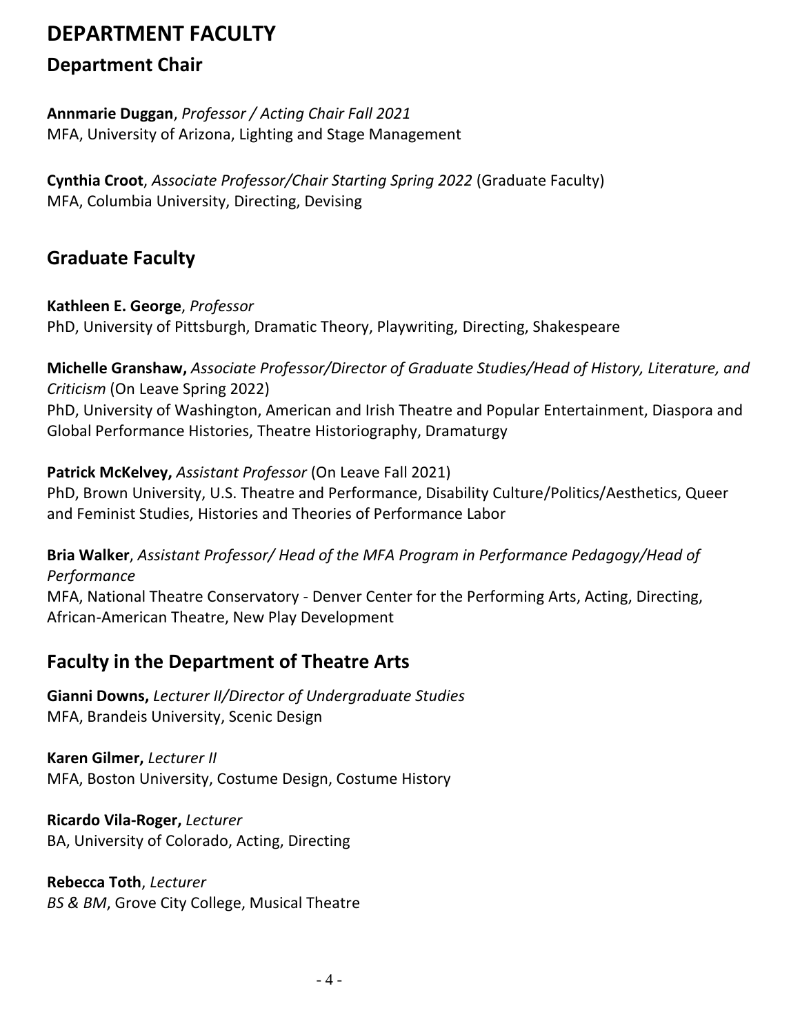# DEPARTMENT FACULTY

## Department Chair

**Annmarie Duggan**, *Professor / Acting Chair Fall 2021*
MFA, University of Arizona, Lighting and Stage Management

**Cynthia Croot**, *Associate Professor/Chair Starting Spring 2022* (Graduate Faculty)
MFA, Columbia University, Directing, Devising

## Graduate Faculty

**Kathleen E. George**, *Professor*
PhD, University of Pittsburgh, Dramatic Theory, Playwriting, Directing, Shakespeare

**Michelle Granshaw,** *Associate Professor/Director of Graduate Studies/Head of History, Literature, and Criticism* (On Leave Spring 2022)
PhD, University of Washington, American and Irish Theatre and Popular Entertainment, Diaspora and Global Performance Histories, Theatre Historiography, Dramaturgy

**Patrick McKelvey,** *Assistant Professor* (On Leave Fall 2021)
PhD, Brown University, U.S. Theatre and Performance, Disability Culture/Politics/Aesthetics, Queer and Feminist Studies, Histories and Theories of Performance Labor

**Bria Walker**, *Assistant Professor/ Head of the MFA Program in Performance Pedagogy/Head of Performance*
MFA, National Theatre Conservatory - Denver Center for the Performing Arts, Acting, Directing, African-American Theatre, New Play Development

## Faculty in the Department of Theatre Arts

**Gianni Downs,** *Lecturer II/Director of Undergraduate Studies*
MFA, Brandeis University, Scenic Design

**Karen Gilmer,** *Lecturer II*
MFA, Boston University, Costume Design, Costume History

**Ricardo Vila-Roger,** *Lecturer*
BA, University of Colorado, Acting, Directing

**Rebecca Toth**, *Lecturer*
*BS & BM*, Grove City College, Musical Theatre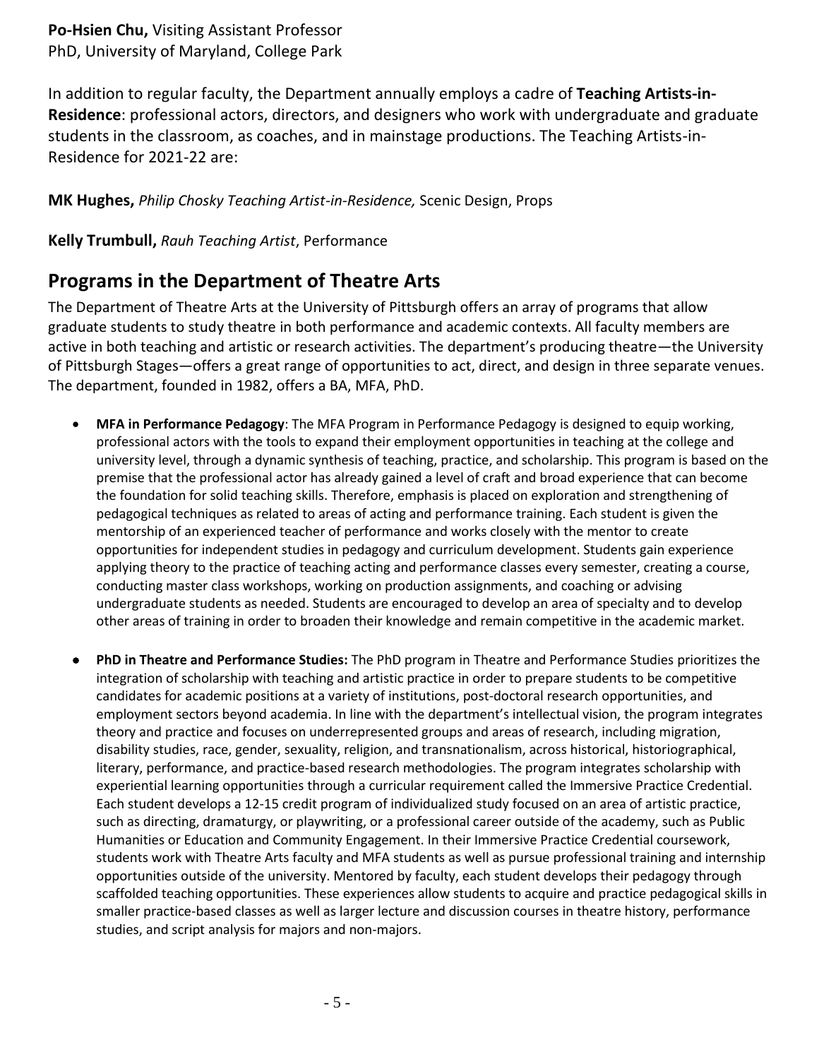**Po-Hsien Chu,** Visiting Assistant Professor
PhD, University of Maryland, College Park

In addition to regular faculty, the Department annually employs a cadre of **Teaching Artists-in-Residence**: professional actors, directors, and designers who work with undergraduate and graduate students in the classroom, as coaches, and in mainstage productions. The Teaching Artists-in-Residence for 2021-22 are:

**MK Hughes,** *Philip Chosky Teaching Artist-in-Residence,* Scenic Design, Props

**Kelly Trumbull,** *Rauh Teaching Artist*, Performance

## Programs in the Department of Theatre Arts

The Department of Theatre Arts at the University of Pittsburgh offers an array of programs that allow graduate students to study theatre in both performance and academic contexts. All faculty members are active in both teaching and artistic or research activities. The department's producing theatre—the University of Pittsburgh Stages—offers a great range of opportunities to act, direct, and design in three separate venues. The department, founded in 1982, offers a BA, MFA, PhD.

- **MFA in Performance Pedagogy**: The MFA Program in Performance Pedagogy is designed to equip working, professional actors with the tools to expand their employment opportunities in teaching at the college and university level, through a dynamic synthesis of teaching, practice, and scholarship. This program is based on the premise that the professional actor has already gained a level of craft and broad experience that can become the foundation for solid teaching skills. Therefore, emphasis is placed on exploration and strengthening of pedagogical techniques as related to areas of acting and performance training. Each student is given the mentorship of an experienced teacher of performance and works closely with the mentor to create opportunities for independent studies in pedagogy and curriculum development. Students gain experience applying theory to the practice of teaching acting and performance classes every semester, creating a course, conducting master class workshops, working on production assignments, and coaching or advising undergraduate students as needed. Students are encouraged to develop an area of specialty and to develop other areas of training in order to broaden their knowledge and remain competitive in the academic market.

- **PhD in Theatre and Performance Studies:** The PhD program in Theatre and Performance Studies prioritizes the integration of scholarship with teaching and artistic practice in order to prepare students to be competitive candidates for academic positions at a variety of institutions, post-doctoral research opportunities, and employment sectors beyond academia. In line with the department's intellectual vision, the program integrates theory and practice and focuses on underrepresented groups and areas of research, including migration, disability studies, race, gender, sexuality, religion, and transnationalism, across historical, historiographical, literary, performance, and practice-based research methodologies. The program integrates scholarship with experiential learning opportunities through a curricular requirement called the Immersive Practice Credential. Each student develops a 12-15 credit program of individualized study focused on an area of artistic practice, such as directing, dramaturgy, or playwriting, or a professional career outside of the academy, such as Public Humanities or Education and Community Engagement. In their Immersive Practice Credential coursework, students work with Theatre Arts faculty and MFA students as well as pursue professional training and internship opportunities outside of the university. Mentored by faculty, each student develops their pedagogy through scaffolded teaching opportunities. These experiences allow students to acquire and practice pedagogical skills in smaller practice-based classes as well as larger lecture and discussion courses in theatre history, performance studies, and script analysis for majors and non-majors.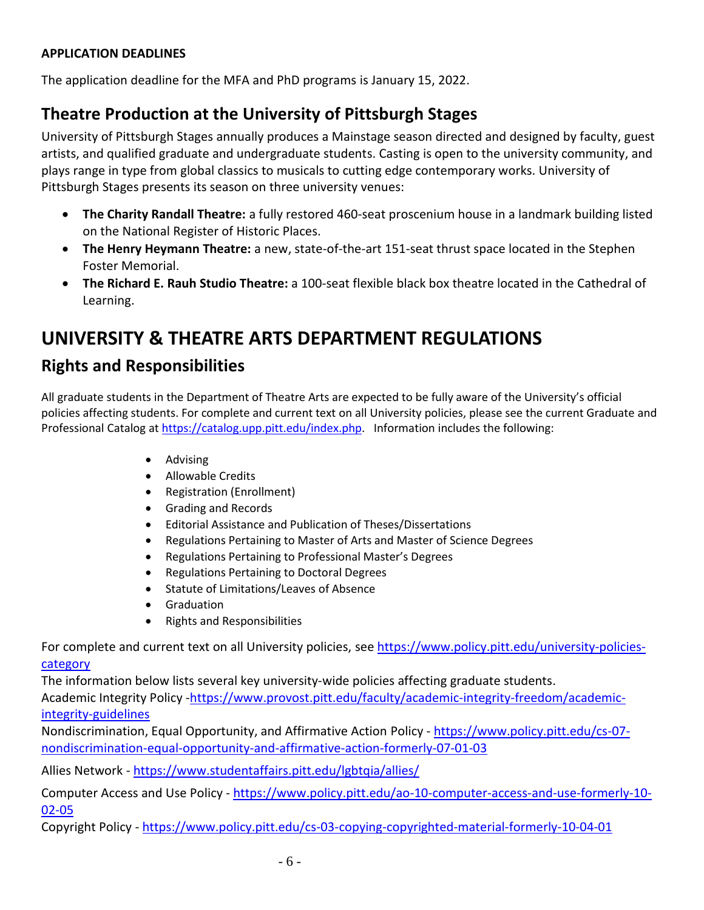**APPLICATION DEADLINES**

The application deadline for the MFA and PhD programs is January 15, 2022.

## Theatre Production at the University of Pittsburgh Stages

University of Pittsburgh Stages annually produces a Mainstage season directed and designed by faculty, guest artists, and qualified graduate and undergraduate students. Casting is open to the university community, and plays range in type from global classics to musicals to cutting edge contemporary works. University of Pittsburgh Stages presents its season on three university venues:

- **The Charity Randall Theatre:** a fully restored 460-seat proscenium house in a landmark building listed on the National Register of Historic Places.
- **The Henry Heymann Theatre:** a new, state-of-the-art 151-seat thrust space located in the Stephen Foster Memorial.
- **The Richard E. Rauh Studio Theatre:** a 100-seat flexible black box theatre located in the Cathedral of Learning.

# UNIVERSITY & THEATRE ARTS DEPARTMENT REGULATIONS

## Rights and Responsibilities

All graduate students in the Department of Theatre Arts are expected to be fully aware of the University's official policies affecting students. For complete and current text on all University policies, please see the current Graduate and Professional Catalog at https://catalog.upp.pitt.edu/index.php. Information includes the following:

- Advising
- Allowable Credits
- Registration (Enrollment)
- Grading and Records
- Editorial Assistance and Publication of Theses/Dissertations
- Regulations Pertaining to Master of Arts and Master of Science Degrees
- Regulations Pertaining to Professional Master's Degrees
- Regulations Pertaining to Doctoral Degrees
- Statute of Limitations/Leaves of Absence
- Graduation
- Rights and Responsibilities

For complete and current text on all University policies, see https://www.policy.pitt.edu/university-policies-category

The information below lists several key university-wide policies affecting graduate students.

Academic Integrity Policy -https://www.provost.pitt.edu/faculty/academic-integrity-freedom/academic-integrity-guidelines

Nondiscrimination, Equal Opportunity, and Affirmative Action Policy - https://www.policy.pitt.edu/cs-07-nondiscrimination-equal-opportunity-and-affirmative-action-formerly-07-01-03

Allies Network - https://www.studentaffairs.pitt.edu/lgbtqia/allies/

Computer Access and Use Policy - https://www.policy.pitt.edu/ao-10-computer-access-and-use-formerly-10-02-05

Copyright Policy - https://www.policy.pitt.edu/cs-03-copying-copyrighted-material-formerly-10-04-01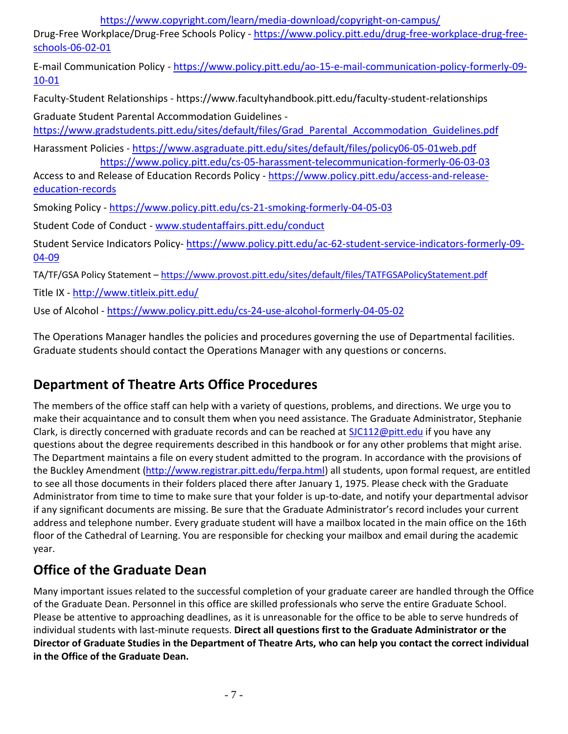https://www.copyright.com/learn/media-download/copyright-on-campus/

Drug-Free Workplace/Drug-Free Schools Policy - https://www.policy.pitt.edu/drug-free-workplace-drug-free-schools-06-02-01

E-mail Communication Policy - https://www.policy.pitt.edu/ao-15-e-mail-communication-policy-formerly-09-10-01

Faculty-Student Relationships - https://www.facultyhandbook.pitt.edu/faculty-student-relationships

Graduate Student Parental Accommodation Guidelines - https://www.gradstudents.pitt.edu/sites/default/files/Grad_Parental_Accommodation_Guidelines.pdf

Harassment Policies - https://www.asgraduate.pitt.edu/sites/default/files/policy06-05-01web.pdf
https://www.policy.pitt.edu/cs-05-harassment-telecommunication-formerly-06-03-03

Access to and Release of Education Records Policy - https://www.policy.pitt.edu/access-and-release-education-records

Smoking Policy - https://www.policy.pitt.edu/cs-21-smoking-formerly-04-05-03

Student Code of Conduct - www.studentaffairs.pitt.edu/conduct

Student Service Indicators Policy- https://www.policy.pitt.edu/ac-62-student-service-indicators-formerly-09-04-09

TA/TF/GSA Policy Statement – https://www.provost.pitt.edu/sites/default/files/TATFGSAPolicyStatement.pdf

Title IX - http://www.titleix.pitt.edu/

Use of Alcohol - https://www.policy.pitt.edu/cs-24-use-alcohol-formerly-04-05-02

The Operations Manager handles the policies and procedures governing the use of Departmental facilities. Graduate students should contact the Operations Manager with any questions or concerns.

## Department of Theatre Arts Office Procedures

The members of the office staff can help with a variety of questions, problems, and directions. We urge you to make their acquaintance and to consult them when you need assistance. The Graduate Administrator, Stephanie Clark, is directly concerned with graduate records and can be reached at SJC112@pitt.edu if you have any questions about the degree requirements described in this handbook or for any other problems that might arise. The Department maintains a file on every student admitted to the program. In accordance with the provisions of the Buckley Amendment (http://www.registrar.pitt.edu/ferpa.html) all students, upon formal request, are entitled to see all those documents in their folders placed there after January 1, 1975. Please check with the Graduate Administrator from time to time to make sure that your folder is up-to-date, and notify your departmental advisor if any significant documents are missing. Be sure that the Graduate Administrator's record includes your current address and telephone number. Every graduate student will have a mailbox located in the main office on the 16th floor of the Cathedral of Learning. You are responsible for checking your mailbox and email during the academic year.

## Office of the Graduate Dean

Many important issues related to the successful completion of your graduate career are handled through the Office of the Graduate Dean. Personnel in this office are skilled professionals who serve the entire Graduate School. Please be attentive to approaching deadlines, as it is unreasonable for the office to be able to serve hundreds of individual students with last-minute requests. **Direct all questions first to the Graduate Administrator or the Director of Graduate Studies in the Department of Theatre Arts, who can help you contact the correct individual in the Office of the Graduate Dean.**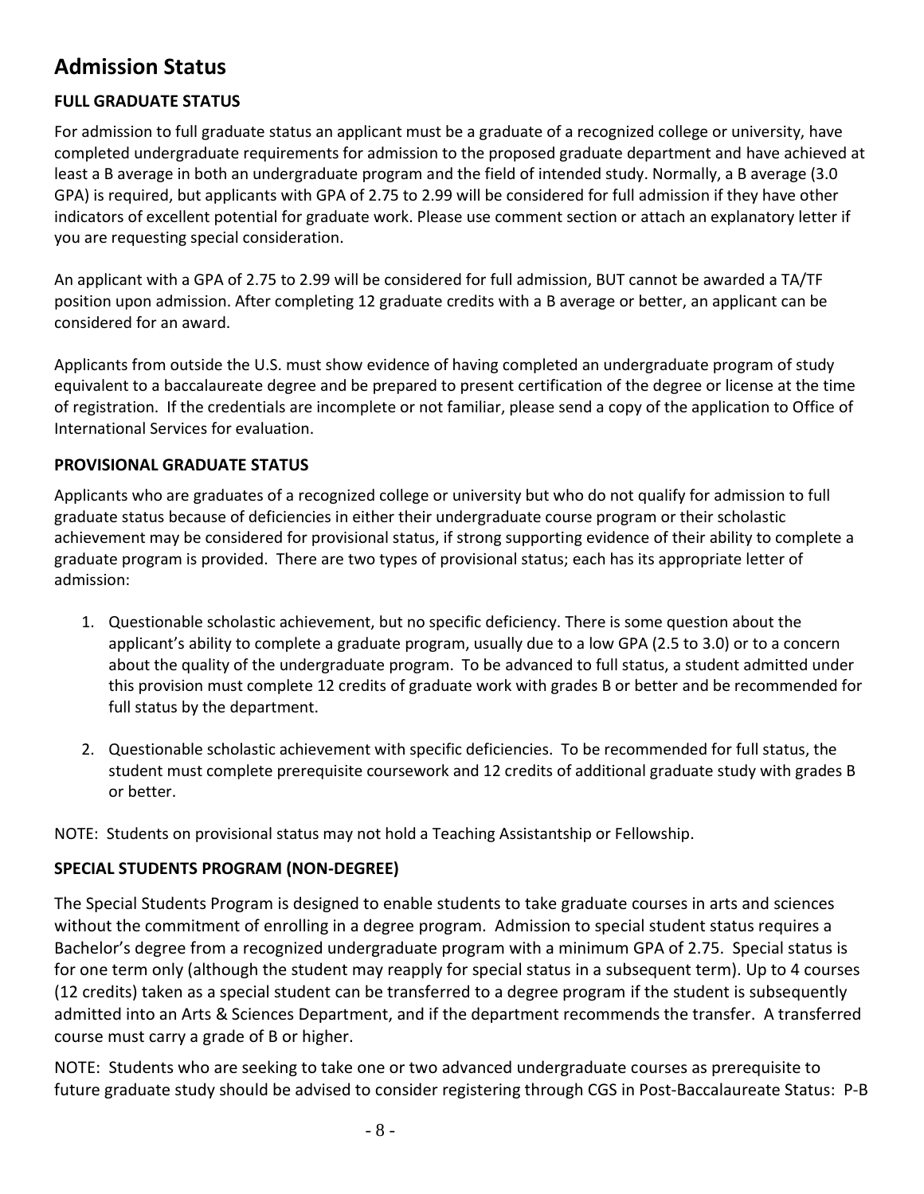## Admission Status

### FULL GRADUATE STATUS

For admission to full graduate status an applicant must be a graduate of a recognized college or university, have completed undergraduate requirements for admission to the proposed graduate department and have achieved at least a B average in both an undergraduate program and the field of intended study. Normally, a B average (3.0 GPA) is required, but applicants with GPA of 2.75 to 2.99 will be considered for full admission if they have other indicators of excellent potential for graduate work. Please use comment section or attach an explanatory letter if you are requesting special consideration.

An applicant with a GPA of 2.75 to 2.99 will be considered for full admission, BUT cannot be awarded a TA/TF position upon admission. After completing 12 graduate credits with a B average or better, an applicant can be considered for an award.

Applicants from outside the U.S. must show evidence of having completed an undergraduate program of study equivalent to a baccalaureate degree and be prepared to present certification of the degree or license at the time of registration. If the credentials are incomplete or not familiar, please send a copy of the application to Office of International Services for evaluation.

### PROVISIONAL GRADUATE STATUS

Applicants who are graduates of a recognized college or university but who do not qualify for admission to full graduate status because of deficiencies in either their undergraduate course program or their scholastic achievement may be considered for provisional status, if strong supporting evidence of their ability to complete a graduate program is provided. There are two types of provisional status; each has its appropriate letter of admission:

1. Questionable scholastic achievement, but no specific deficiency. There is some question about the applicant's ability to complete a graduate program, usually due to a low GPA (2.5 to 3.0) or to a concern about the quality of the undergraduate program. To be advanced to full status, a student admitted under this provision must complete 12 credits of graduate work with grades B or better and be recommended for full status by the department.

2. Questionable scholastic achievement with specific deficiencies. To be recommended for full status, the student must complete prerequisite coursework and 12 credits of additional graduate study with grades B or better.

NOTE: Students on provisional status may not hold a Teaching Assistantship or Fellowship.

### SPECIAL STUDENTS PROGRAM (NON-DEGREE)

The Special Students Program is designed to enable students to take graduate courses in arts and sciences without the commitment of enrolling in a degree program. Admission to special student status requires a Bachelor's degree from a recognized undergraduate program with a minimum GPA of 2.75. Special status is for one term only (although the student may reapply for special status in a subsequent term). Up to 4 courses (12 credits) taken as a special student can be transferred to a degree program if the student is subsequently admitted into an Arts & Sciences Department, and if the department recommends the transfer. A transferred course must carry a grade of B or higher.

NOTE: Students who are seeking to take one or two advanced undergraduate courses as prerequisite to future graduate study should be advised to consider registering through CGS in Post-Baccalaureate Status: P-B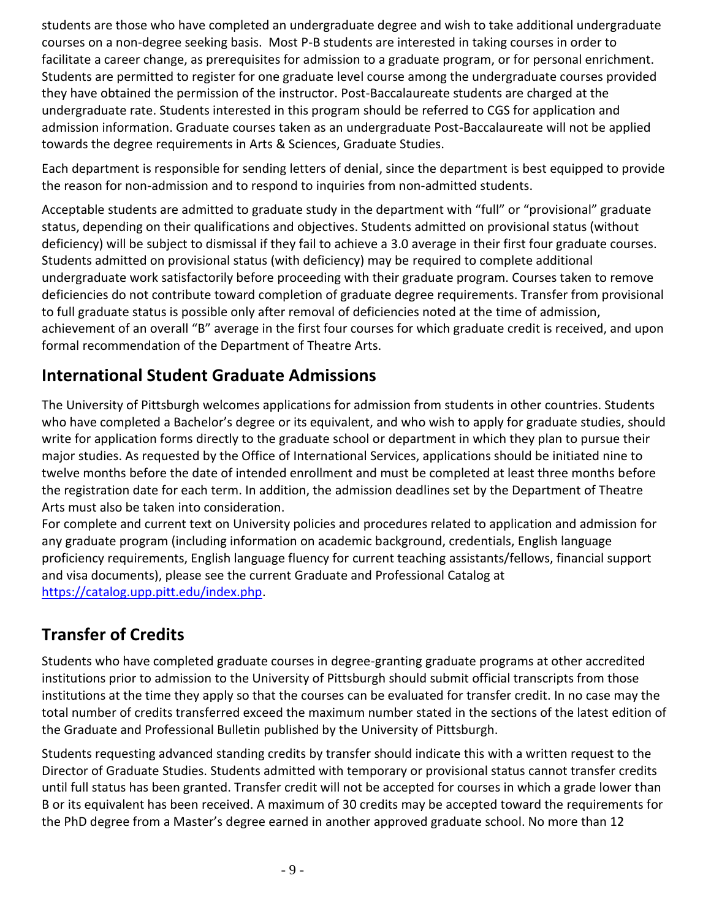students are those who have completed an undergraduate degree and wish to take additional undergraduate courses on a non-degree seeking basis. Most P-B students are interested in taking courses in order to facilitate a career change, as prerequisites for admission to a graduate program, or for personal enrichment. Students are permitted to register for one graduate level course among the undergraduate courses provided they have obtained the permission of the instructor. Post-Baccalaureate students are charged at the undergraduate rate. Students interested in this program should be referred to CGS for application and admission information. Graduate courses taken as an undergraduate Post-Baccalaureate will not be applied towards the degree requirements in Arts & Sciences, Graduate Studies.

Each department is responsible for sending letters of denial, since the department is best equipped to provide the reason for non-admission and to respond to inquiries from non-admitted students.

Acceptable students are admitted to graduate study in the department with "full" or "provisional" graduate status, depending on their qualifications and objectives. Students admitted on provisional status (without deficiency) will be subject to dismissal if they fail to achieve a 3.0 average in their first four graduate courses. Students admitted on provisional status (with deficiency) may be required to complete additional undergraduate work satisfactorily before proceeding with their graduate program. Courses taken to remove deficiencies do not contribute toward completion of graduate degree requirements. Transfer from provisional to full graduate status is possible only after removal of deficiencies noted at the time of admission, achievement of an overall "B" average in the first four courses for which graduate credit is received, and upon formal recommendation of the Department of Theatre Arts.

## International Student Graduate Admissions

The University of Pittsburgh welcomes applications for admission from students in other countries. Students who have completed a Bachelor's degree or its equivalent, and who wish to apply for graduate studies, should write for application forms directly to the graduate school or department in which they plan to pursue their major studies. As requested by the Office of International Services, applications should be initiated nine to twelve months before the date of intended enrollment and must be completed at least three months before the registration date for each term. In addition, the admission deadlines set by the Department of Theatre Arts must also be taken into consideration.

For complete and current text on University policies and procedures related to application and admission for any graduate program (including information on academic background, credentials, English language proficiency requirements, English language fluency for current teaching assistants/fellows, financial support and visa documents), please see the current Graduate and Professional Catalog at https://catalog.upp.pitt.edu/index.php.

## Transfer of Credits

Students who have completed graduate courses in degree-granting graduate programs at other accredited institutions prior to admission to the University of Pittsburgh should submit official transcripts from those institutions at the time they apply so that the courses can be evaluated for transfer credit. In no case may the total number of credits transferred exceed the maximum number stated in the sections of the latest edition of the Graduate and Professional Bulletin published by the University of Pittsburgh.

Students requesting advanced standing credits by transfer should indicate this with a written request to the Director of Graduate Studies. Students admitted with temporary or provisional status cannot transfer credits until full status has been granted. Transfer credit will not be accepted for courses in which a grade lower than B or its equivalent has been received. A maximum of 30 credits may be accepted toward the requirements for the PhD degree from a Master's degree earned in another approved graduate school. No more than 12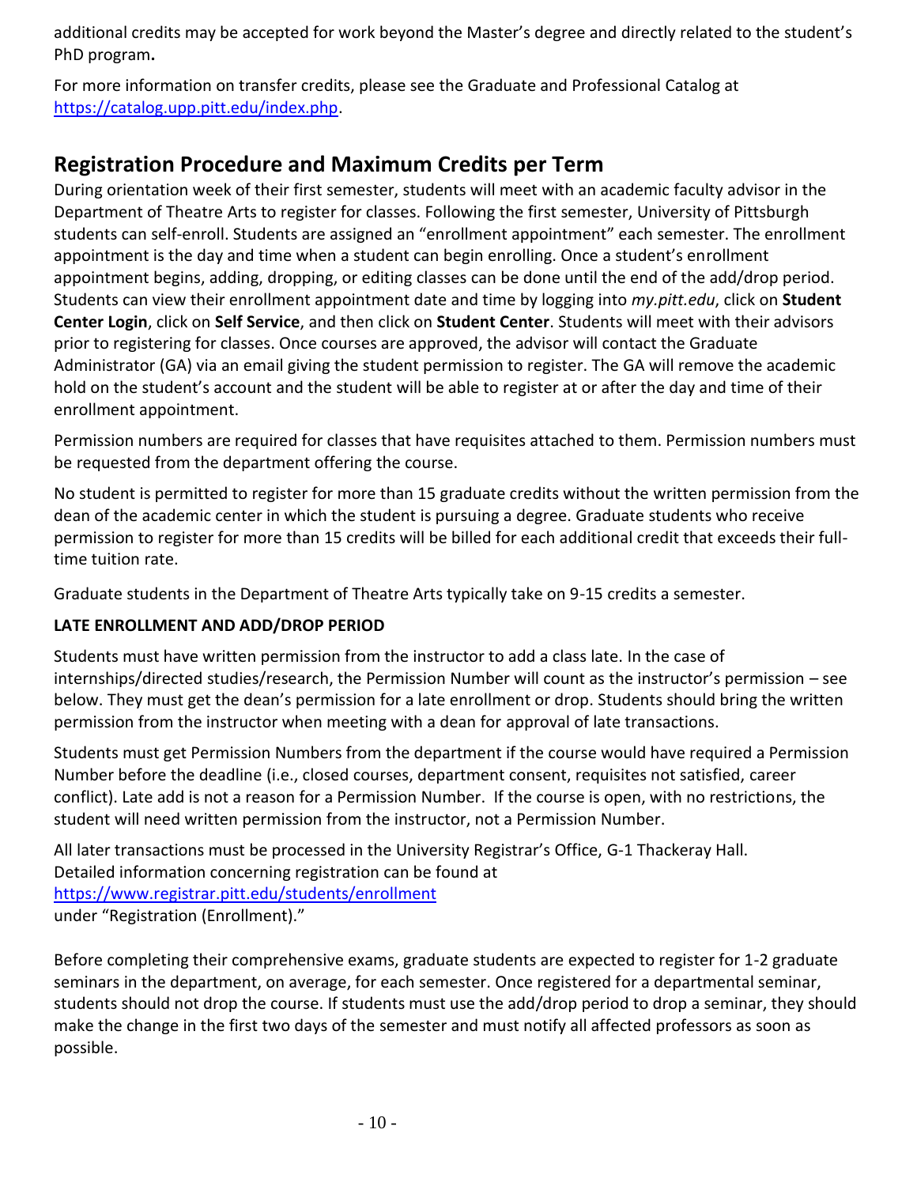additional credits may be accepted for work beyond the Master's degree and directly related to the student's PhD program**.**

For more information on transfer credits, please see the Graduate and Professional Catalog at https://catalog.upp.pitt.edu/index.php.

## Registration Procedure and Maximum Credits per Term

During orientation week of their first semester, students will meet with an academic faculty advisor in the Department of Theatre Arts to register for classes. Following the first semester, University of Pittsburgh students can self-enroll. Students are assigned an "enrollment appointment" each semester. The enrollment appointment is the day and time when a student can begin enrolling. Once a student's enrollment appointment begins, adding, dropping, or editing classes can be done until the end of the add/drop period. Students can view their enrollment appointment date and time by logging into *my.pitt.edu*, click on **Student Center Login**, click on **Self Service**, and then click on **Student Center**. Students will meet with their advisors prior to registering for classes. Once courses are approved, the advisor will contact the Graduate Administrator (GA) via an email giving the student permission to register. The GA will remove the academic hold on the student's account and the student will be able to register at or after the day and time of their enrollment appointment.

Permission numbers are required for classes that have requisites attached to them. Permission numbers must be requested from the department offering the course.

No student is permitted to register for more than 15 graduate credits without the written permission from the dean of the academic center in which the student is pursuing a degree. Graduate students who receive permission to register for more than 15 credits will be billed for each additional credit that exceeds their full-time tuition rate.

Graduate students in the Department of Theatre Arts typically take on 9-15 credits a semester.

**LATE ENROLLMENT AND ADD/DROP PERIOD**

Students must have written permission from the instructor to add a class late. In the case of internships/directed studies/research, the Permission Number will count as the instructor's permission – see below. They must get the dean's permission for a late enrollment or drop. Students should bring the written permission from the instructor when meeting with a dean for approval of late transactions.

Students must get Permission Numbers from the department if the course would have required a Permission Number before the deadline (i.e., closed courses, department consent, requisites not satisfied, career conflict). Late add is not a reason for a Permission Number. If the course is open, with no restrictions, the student will need written permission from the instructor, not a Permission Number.

All later transactions must be processed in the University Registrar's Office, G-1 Thackeray Hall.
Detailed information concerning registration can be found at
https://www.registrar.pitt.edu/students/enrollment
under "Registration (Enrollment)."

Before completing their comprehensive exams, graduate students are expected to register for 1-2 graduate seminars in the department, on average, for each semester. Once registered for a departmental seminar, students should not drop the course. If students must use the add/drop period to drop a seminar, they should make the change in the first two days of the semester and must notify all affected professors as soon as possible.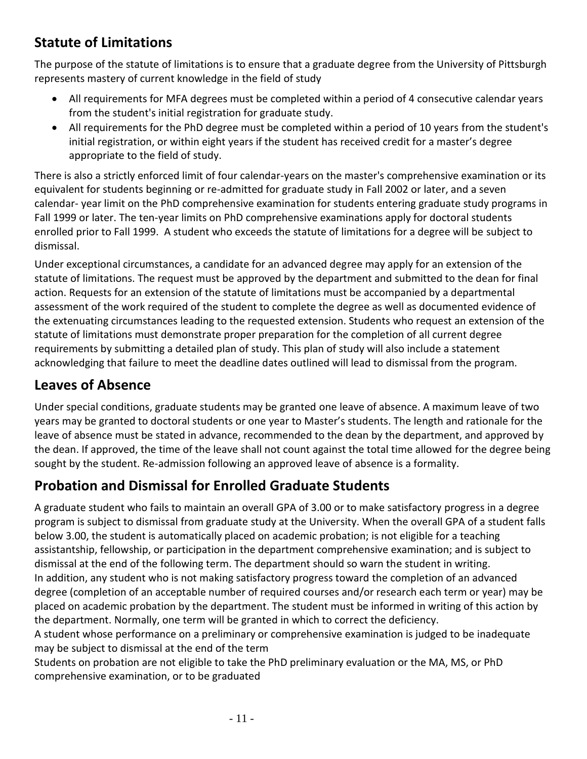## Statute of Limitations

The purpose of the statute of limitations is to ensure that a graduate degree from the University of Pittsburgh represents mastery of current knowledge in the field of study

- All requirements for MFA degrees must be completed within a period of 4 consecutive calendar years from the student's initial registration for graduate study.
- All requirements for the PhD degree must be completed within a period of 10 years from the student's initial registration, or within eight years if the student has received credit for a master's degree appropriate to the field of study.

There is also a strictly enforced limit of four calendar-years on the master's comprehensive examination or its equivalent for students beginning or re-admitted for graduate study in Fall 2002 or later, and a seven calendar- year limit on the PhD comprehensive examination for students entering graduate study programs in Fall 1999 or later. The ten-year limits on PhD comprehensive examinations apply for doctoral students enrolled prior to Fall 1999. A student who exceeds the statute of limitations for a degree will be subject to dismissal.

Under exceptional circumstances, a candidate for an advanced degree may apply for an extension of the statute of limitations. The request must be approved by the department and submitted to the dean for final action. Requests for an extension of the statute of limitations must be accompanied by a departmental assessment of the work required of the student to complete the degree as well as documented evidence of the extenuating circumstances leading to the requested extension. Students who request an extension of the statute of limitations must demonstrate proper preparation for the completion of all current degree requirements by submitting a detailed plan of study. This plan of study will also include a statement acknowledging that failure to meet the deadline dates outlined will lead to dismissal from the program.

## Leaves of Absence

Under special conditions, graduate students may be granted one leave of absence. A maximum leave of two years may be granted to doctoral students or one year to Master's students. The length and rationale for the leave of absence must be stated in advance, recommended to the dean by the department, and approved by the dean. If approved, the time of the leave shall not count against the total time allowed for the degree being sought by the student. Re-admission following an approved leave of absence is a formality.

## Probation and Dismissal for Enrolled Graduate Students

A graduate student who fails to maintain an overall GPA of 3.00 or to make satisfactory progress in a degree program is subject to dismissal from graduate study at the University. When the overall GPA of a student falls below 3.00, the student is automatically placed on academic probation; is not eligible for a teaching assistantship, fellowship, or participation in the department comprehensive examination; and is subject to dismissal at the end of the following term. The department should so warn the student in writing.

In addition, any student who is not making satisfactory progress toward the completion of an advanced degree (completion of an acceptable number of required courses and/or research each term or year) may be placed on academic probation by the department. The student must be informed in writing of this action by the department. Normally, one term will be granted in which to correct the deficiency.

A student whose performance on a preliminary or comprehensive examination is judged to be inadequate may be subject to dismissal at the end of the term

Students on probation are not eligible to take the PhD preliminary evaluation or the MA, MS, or PhD comprehensive examination, or to be graduated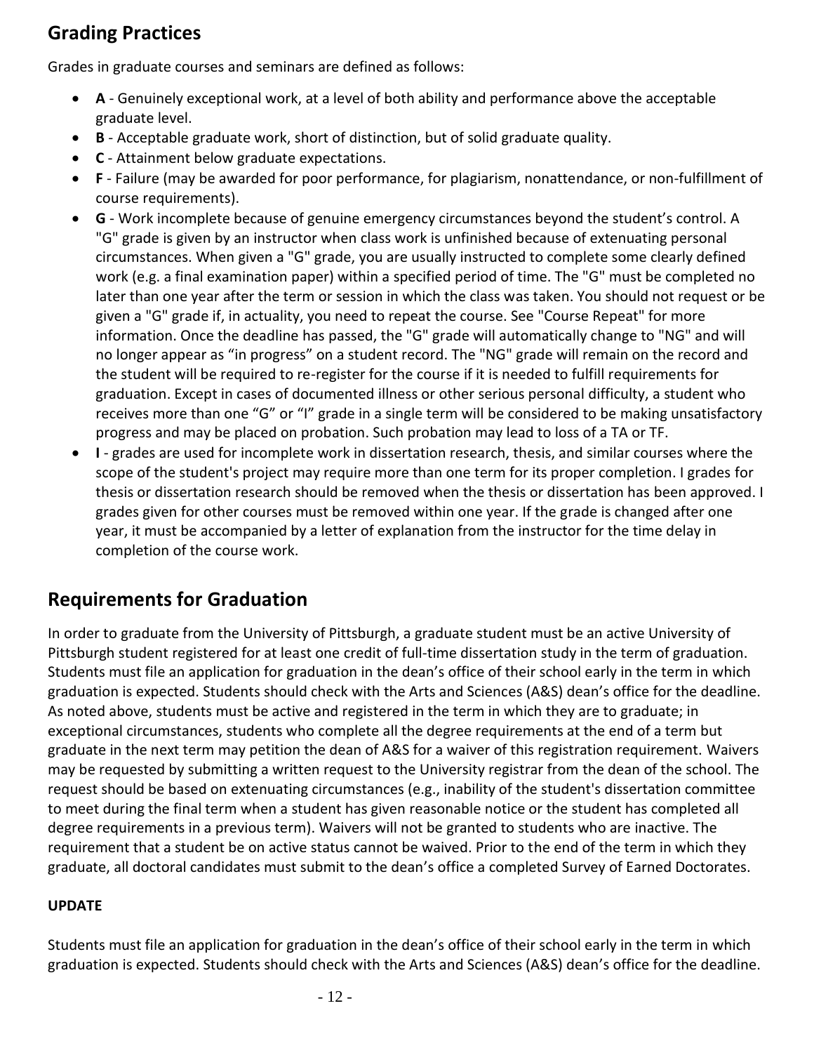## Grading Practices

Grades in graduate courses and seminars are defined as follows:

- **A** - Genuinely exceptional work, at a level of both ability and performance above the acceptable graduate level.
- **B** - Acceptable graduate work, short of distinction, but of solid graduate quality.
- **C** - Attainment below graduate expectations.
- **F** - Failure (may be awarded for poor performance, for plagiarism, nonattendance, or non-fulfillment of course requirements).
- **G** - Work incomplete because of genuine emergency circumstances beyond the student's control. A "G" grade is given by an instructor when class work is unfinished because of extenuating personal circumstances. When given a "G" grade, you are usually instructed to complete some clearly defined work (e.g. a final examination paper) within a specified period of time. The "G" must be completed no later than one year after the term or session in which the class was taken. You should not request or be given a "G" grade if, in actuality, you need to repeat the course. See "Course Repeat" for more information. Once the deadline has passed, the "G" grade will automatically change to "NG" and will no longer appear as "in progress" on a student record. The "NG" grade will remain on the record and the student will be required to re-register for the course if it is needed to fulfill requirements for graduation. Except in cases of documented illness or other serious personal difficulty, a student who receives more than one "G" or "I" grade in a single term will be considered to be making unsatisfactory progress and may be placed on probation. Such probation may lead to loss of a TA or TF.
- **I** - grades are used for incomplete work in dissertation research, thesis, and similar courses where the scope of the student's project may require more than one term for its proper completion. I grades for thesis or dissertation research should be removed when the thesis or dissertation has been approved. I grades given for other courses must be removed within one year. If the grade is changed after one year, it must be accompanied by a letter of explanation from the instructor for the time delay in completion of the course work.

## Requirements for Graduation

In order to graduate from the University of Pittsburgh, a graduate student must be an active University of Pittsburgh student registered for at least one credit of full-time dissertation study in the term of graduation. Students must file an application for graduation in the dean's office of their school early in the term in which graduation is expected. Students should check with the Arts and Sciences (A&S) dean's office for the deadline. As noted above, students must be active and registered in the term in which they are to graduate; in exceptional circumstances, students who complete all the degree requirements at the end of a term but graduate in the next term may petition the dean of A&S for a waiver of this registration requirement. Waivers may be requested by submitting a written request to the University registrar from the dean of the school. The request should be based on extenuating circumstances (e.g., inability of the student's dissertation committee to meet during the final term when a student has given reasonable notice or the student has completed all degree requirements in a previous term). Waivers will not be granted to students who are inactive. The requirement that a student be on active status cannot be waived. Prior to the end of the term in which they graduate, all doctoral candidates must submit to the dean's office a completed Survey of Earned Doctorates.

**UPDATE**

Students must file an application for graduation in the dean's office of their school early in the term in which graduation is expected. Students should check with the Arts and Sciences (A&S) dean's office for the deadline.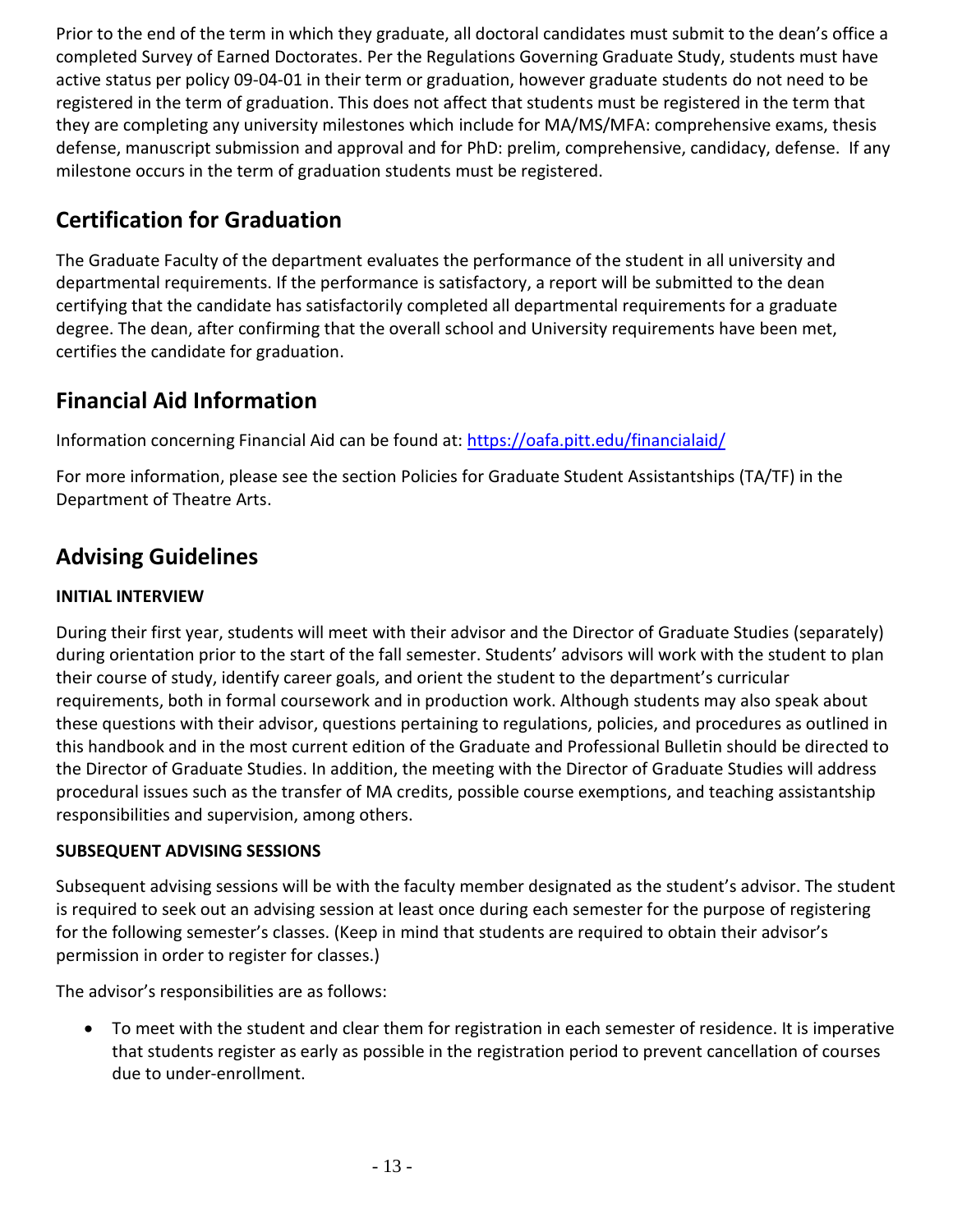Prior to the end of the term in which they graduate, all doctoral candidates must submit to the dean's office a completed Survey of Earned Doctorates. Per the Regulations Governing Graduate Study, students must have active status per policy 09-04-01 in their term or graduation, however graduate students do not need to be registered in the term of graduation. This does not affect that students must be registered in the term that they are completing any university milestones which include for MA/MS/MFA: comprehensive exams, thesis defense, manuscript submission and approval and for PhD: prelim, comprehensive, candidacy, defense. If any milestone occurs in the term of graduation students must be registered.

## Certification for Graduation

The Graduate Faculty of the department evaluates the performance of the student in all university and departmental requirements. If the performance is satisfactory, a report will be submitted to the dean certifying that the candidate has satisfactorily completed all departmental requirements for a graduate degree. The dean, after confirming that the overall school and University requirements have been met, certifies the candidate for graduation.

## Financial Aid Information

Information concerning Financial Aid can be found at: https://oafa.pitt.edu/financialaid/

For more information, please see the section Policies for Graduate Student Assistantships (TA/TF) in the Department of Theatre Arts.

## Advising Guidelines

### INITIAL INTERVIEW

During their first year, students will meet with their advisor and the Director of Graduate Studies (separately) during orientation prior to the start of the fall semester. Students' advisors will work with the student to plan their course of study, identify career goals, and orient the student to the department's curricular requirements, both in formal coursework and in production work. Although students may also speak about these questions with their advisor, questions pertaining to regulations, policies, and procedures as outlined in this handbook and in the most current edition of the Graduate and Professional Bulletin should be directed to the Director of Graduate Studies. In addition, the meeting with the Director of Graduate Studies will address procedural issues such as the transfer of MA credits, possible course exemptions, and teaching assistantship responsibilities and supervision, among others.

### SUBSEQUENT ADVISING SESSIONS

Subsequent advising sessions will be with the faculty member designated as the student's advisor. The student is required to seek out an advising session at least once during each semester for the purpose of registering for the following semester's classes. (Keep in mind that students are required to obtain their advisor's permission in order to register for classes.)

The advisor's responsibilities are as follows:

- To meet with the student and clear them for registration in each semester of residence. It is imperative that students register as early as possible in the registration period to prevent cancellation of courses due to under-enrollment.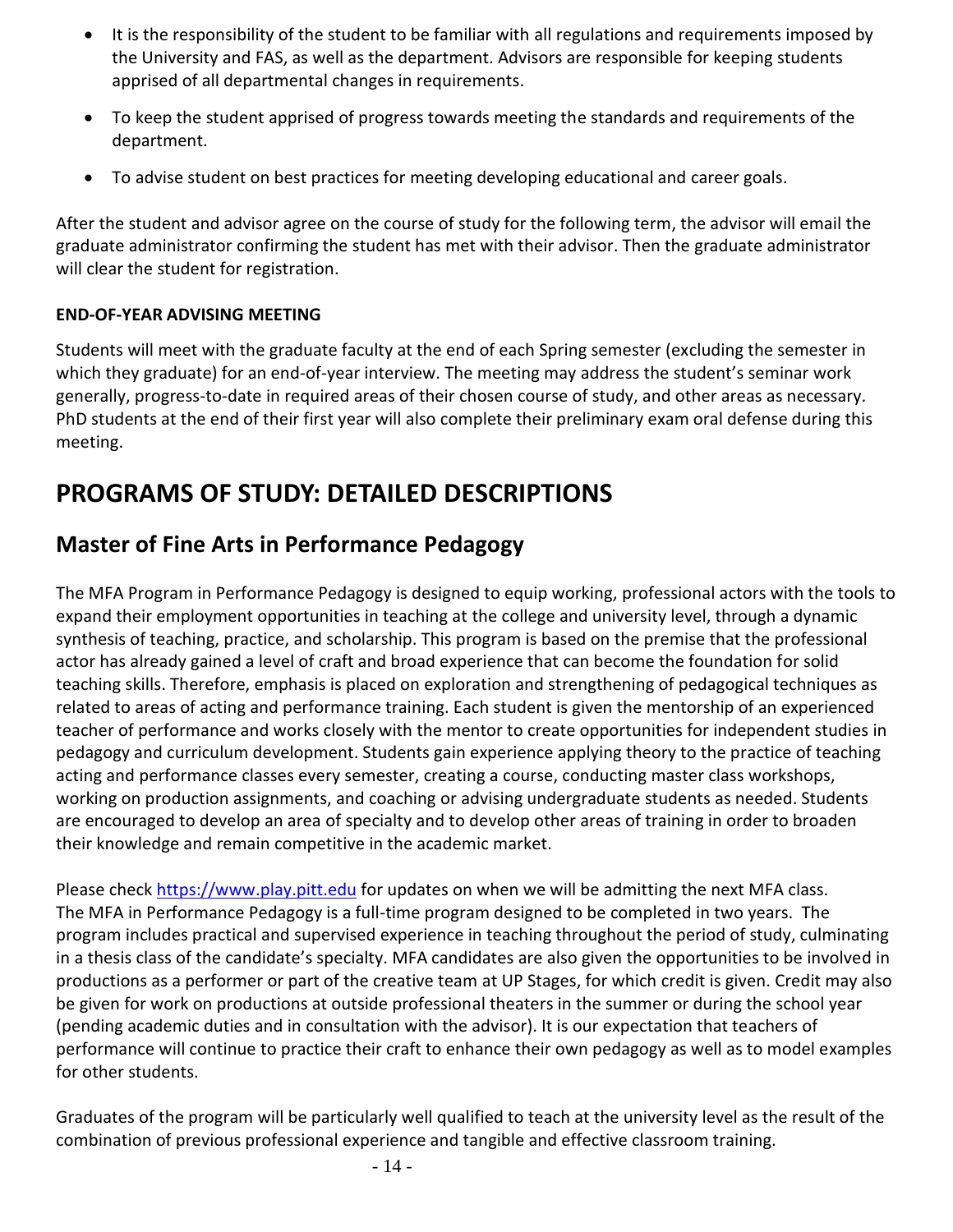- It is the responsibility of the student to be familiar with all regulations and requirements imposed by the University and FAS, as well as the department. Advisors are responsible for keeping students apprised of all departmental changes in requirements.
- To keep the student apprised of progress towards meeting the standards and requirements of the department.
- To advise student on best practices for meeting developing educational and career goals.

After the student and advisor agree on the course of study for the following term, the advisor will email the graduate administrator confirming the student has met with their advisor. Then the graduate administrator will clear the student for registration.

**END-OF-YEAR ADVISING MEETING**

Students will meet with the graduate faculty at the end of each Spring semester (excluding the semester in which they graduate) for an end-of-year interview. The meeting may address the student's seminar work generally, progress-to-date in required areas of their chosen course of study, and other areas as necessary. PhD students at the end of their first year will also complete their preliminary exam oral defense during this meeting.

# PROGRAMS OF STUDY: DETAILED DESCRIPTIONS

## Master of Fine Arts in Performance Pedagogy

The MFA Program in Performance Pedagogy is designed to equip working, professional actors with the tools to expand their employment opportunities in teaching at the college and university level, through a dynamic synthesis of teaching, practice, and scholarship. This program is based on the premise that the professional actor has already gained a level of craft and broad experience that can become the foundation for solid teaching skills. Therefore, emphasis is placed on exploration and strengthening of pedagogical techniques as related to areas of acting and performance training. Each student is given the mentorship of an experienced teacher of performance and works closely with the mentor to create opportunities for independent studies in pedagogy and curriculum development. Students gain experience applying theory to the practice of teaching acting and performance classes every semester, creating a course, conducting master class workshops, working on production assignments, and coaching or advising undergraduate students as needed. Students are encouraged to develop an area of specialty and to develop other areas of training in order to broaden their knowledge and remain competitive in the academic market.

Please check [https://www.play.pitt.edu](https://www.play.pitt.edu) for updates on when we will be admitting the next MFA class. The MFA in Performance Pedagogy is a full-time program designed to be completed in two years. The program includes practical and supervised experience in teaching throughout the period of study, culminating in a thesis class of the candidate's specialty. MFA candidates are also given the opportunities to be involved in productions as a performer or part of the creative team at UP Stages, for which credit is given. Credit may also be given for work on productions at outside professional theaters in the summer or during the school year (pending academic duties and in consultation with the advisor). It is our expectation that teachers of performance will continue to practice their craft to enhance their own pedagogy as well as to model examples for other students.

Graduates of the program will be particularly well qualified to teach at the university level as the result of the combination of previous professional experience and tangible and effective classroom training.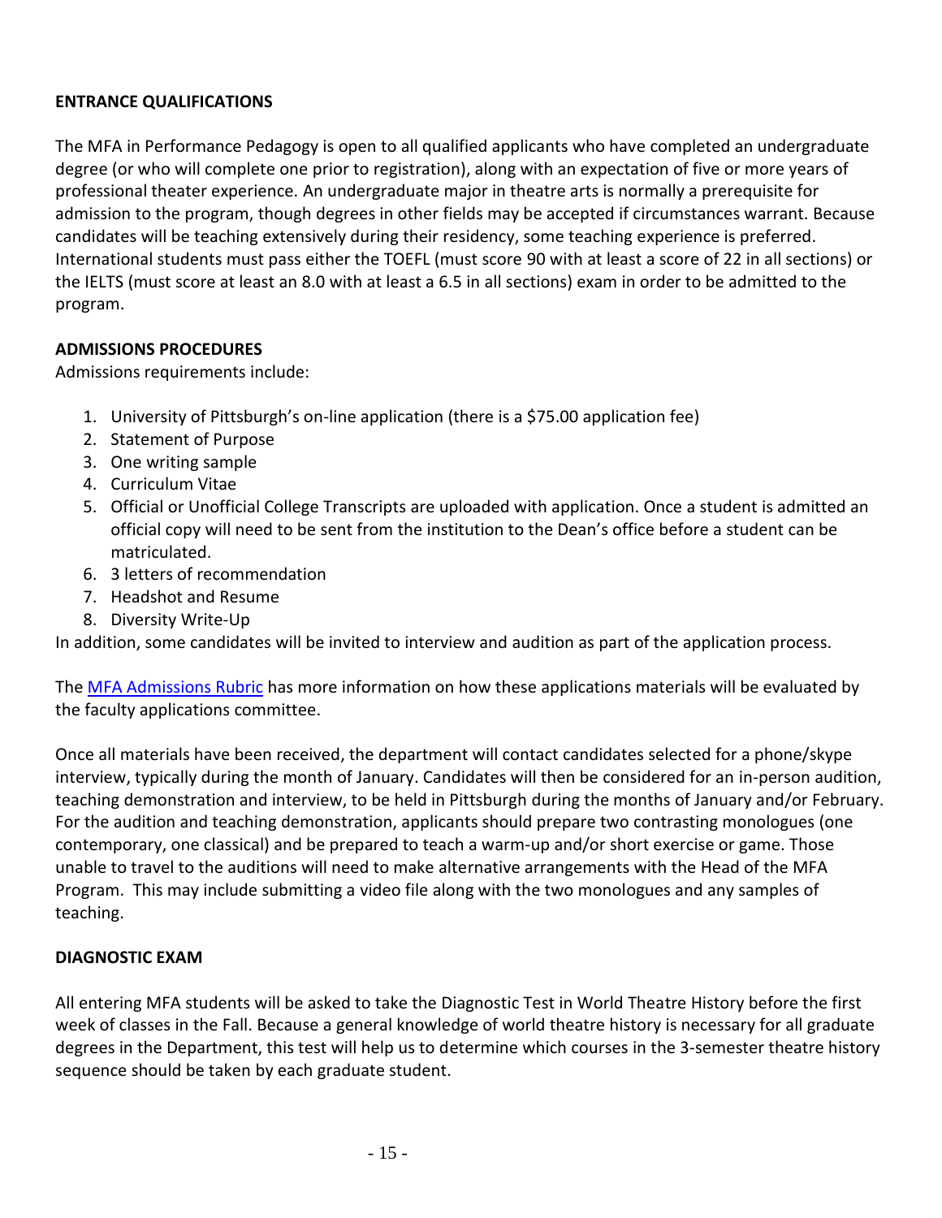## ENTRANCE QUALIFICATIONS

The MFA in Performance Pedagogy is open to all qualified applicants who have completed an undergraduate degree (or who will complete one prior to registration), along with an expectation of five or more years of professional theater experience. An undergraduate major in theatre arts is normally a prerequisite for admission to the program, though degrees in other fields may be accepted if circumstances warrant. Because candidates will be teaching extensively during their residency, some teaching experience is preferred. International students must pass either the TOEFL (must score 90 with at least a score of 22 in all sections) or the IELTS (must score at least an 8.0 with at least a 6.5 in all sections) exam in order to be admitted to the program.

## ADMISSIONS PROCEDURES

Admissions requirements include:

1. University of Pittsburgh's on-line application (there is a $75.00 application fee)
2. Statement of Purpose
3. One writing sample
4. Curriculum Vitae
5. Official or Unofficial College Transcripts are uploaded with application. Once a student is admitted an official copy will need to be sent from the institution to the Dean's office before a student can be matriculated.
6. 3 letters of recommendation
7. Headshot and Resume
8. Diversity Write-Up

In addition, some candidates will be invited to interview and audition as part of the application process.

The MFA Admissions Rubric has more information on how these applications materials will be evaluated by the faculty applications committee.

Once all materials have been received, the department will contact candidates selected for a phone/skype interview, typically during the month of January. Candidates will then be considered for an in-person audition, teaching demonstration and interview, to be held in Pittsburgh during the months of January and/or February. For the audition and teaching demonstration, applicants should prepare two contrasting monologues (one contemporary, one classical) and be prepared to teach a warm-up and/or short exercise or game. Those unable to travel to the auditions will need to make alternative arrangements with the Head of the MFA Program. This may include submitting a video file along with the two monologues and any samples of teaching.

## DIAGNOSTIC EXAM

All entering MFA students will be asked to take the Diagnostic Test in World Theatre History before the first week of classes in the Fall. Because a general knowledge of world theatre history is necessary for all graduate degrees in the Department, this test will help us to determine which courses in the 3-semester theatre history sequence should be taken by each graduate student.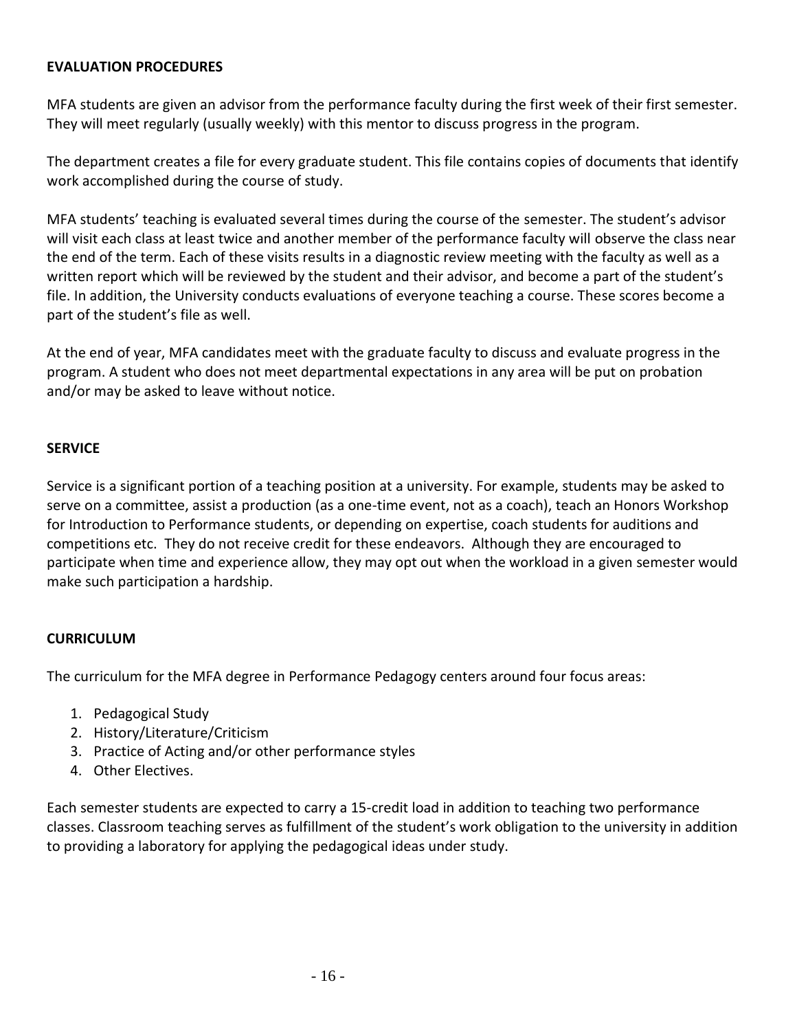## EVALUATION PROCEDURES

MFA students are given an advisor from the performance faculty during the first week of their first semester. They will meet regularly (usually weekly) with this mentor to discuss progress in the program.

The department creates a file for every graduate student. This file contains copies of documents that identify work accomplished during the course of study.

MFA students' teaching is evaluated several times during the course of the semester. The student's advisor will visit each class at least twice and another member of the performance faculty will observe the class near the end of the term. Each of these visits results in a diagnostic review meeting with the faculty as well as a written report which will be reviewed by the student and their advisor, and become a part of the student's file. In addition, the University conducts evaluations of everyone teaching a course. These scores become a part of the student's file as well.

At the end of year, MFA candidates meet with the graduate faculty to discuss and evaluate progress in the program. A student who does not meet departmental expectations in any area will be put on probation and/or may be asked to leave without notice.

## SERVICE

Service is a significant portion of a teaching position at a university. For example, students may be asked to serve on a committee, assist a production (as a one-time event, not as a coach), teach an Honors Workshop for Introduction to Performance students, or depending on expertise, coach students for auditions and competitions etc. They do not receive credit for these endeavors. Although they are encouraged to participate when time and experience allow, they may opt out when the workload in a given semester would make such participation a hardship.

## CURRICULUM

The curriculum for the MFA degree in Performance Pedagogy centers around four focus areas:

1. Pedagogical Study
2. History/Literature/Criticism
3. Practice of Acting and/or other performance styles
4. Other Electives.

Each semester students are expected to carry a 15-credit load in addition to teaching two performance classes. Classroom teaching serves as fulfillment of the student's work obligation to the university in addition to providing a laboratory for applying the pedagogical ideas under study.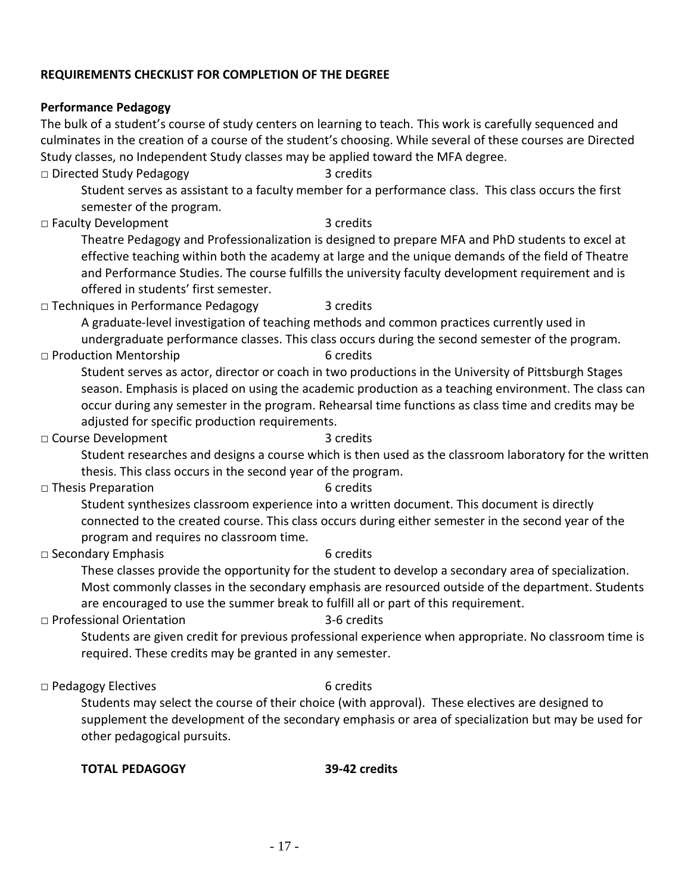**REQUIREMENTS CHECKLIST FOR COMPLETION OF THE DEGREE**

**Performance Pedagogy**

The bulk of a student's course of study centers on learning to teach. This work is carefully sequenced and culminates in the creation of a course of the student's choosing. While several of these courses are Directed Study classes, no Independent Study classes may be applied toward the MFA degree.

□ Directed Study Pedagogy 3 credits

Student serves as assistant to a faculty member for a performance class. This class occurs the first semester of the program.

□ Faculty Development 3 credits

Theatre Pedagogy and Professionalization is designed to prepare MFA and PhD students to excel at effective teaching within both the academy at large and the unique demands of the field of Theatre and Performance Studies. The course fulfills the university faculty development requirement and is offered in students' first semester.

□ Techniques in Performance Pedagogy 3 credits

A graduate-level investigation of teaching methods and common practices currently used in undergraduate performance classes. This class occurs during the second semester of the program.

□ Production Mentorship 6 credits

Student serves as actor, director or coach in two productions in the University of Pittsburgh Stages season. Emphasis is placed on using the academic production as a teaching environment. The class can occur during any semester in the program. Rehearsal time functions as class time and credits may be adjusted for specific production requirements.

□ Course Development 3 credits

Student researches and designs a course which is then used as the classroom laboratory for the written thesis. This class occurs in the second year of the program.

□ Thesis Preparation 6 credits

Student synthesizes classroom experience into a written document. This document is directly connected to the created course. This class occurs during either semester in the second year of the program and requires no classroom time.

□ Secondary Emphasis 6 credits

These classes provide the opportunity for the student to develop a secondary area of specialization. Most commonly classes in the secondary emphasis are resourced outside of the department. Students are encouraged to use the summer break to fulfill all or part of this requirement.

□ Professional Orientation 3-6 credits

Students are given credit for previous professional experience when appropriate. No classroom time is required. These credits may be granted in any semester.

□ Pedagogy Electives 6 credits

Students may select the course of their choice (with approval). These electives are designed to supplement the development of the secondary emphasis or area of specialization but may be used for other pedagogical pursuits.

**TOTAL PEDAGOGY 39-42 credits**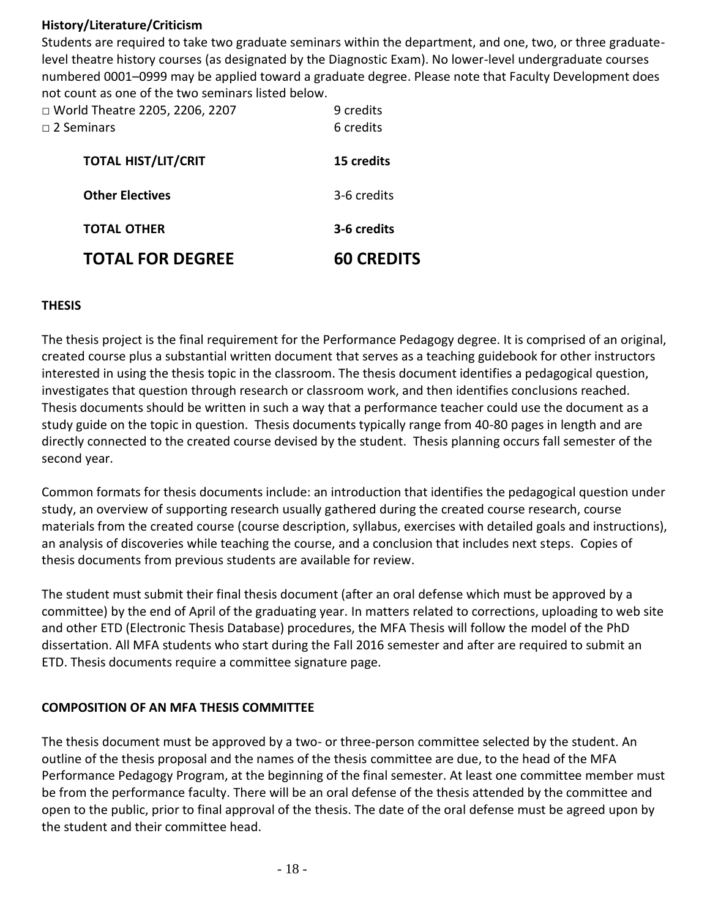**History/Literature/Criticism**

Students are required to take two graduate seminars within the department, and one, two, or three graduate-level theatre history courses (as designated by the Diagnostic Exam). No lower-level undergraduate courses numbered 0001–0999 may be applied toward a graduate degree. Please note that Faculty Development does not count as one of the two seminars listed below.

| | |
|---|---|
| □ World Theatre 2205, 2206, 2207 | 9 credits |
| □ 2 Seminars | 6 credits |
| **TOTAL HIST/LIT/CRIT** | **15 credits** |
| **Other Electives** | 3-6 credits |
| **TOTAL OTHER** | **3-6 credits** |
| **TOTAL FOR DEGREE** | **60 CREDITS** |

## THESIS

The thesis project is the final requirement for the Performance Pedagogy degree. It is comprised of an original, created course plus a substantial written document that serves as a teaching guidebook for other instructors interested in using the thesis topic in the classroom. The thesis document identifies a pedagogical question, investigates that question through research or classroom work, and then identifies conclusions reached. Thesis documents should be written in such a way that a performance teacher could use the document as a study guide on the topic in question. Thesis documents typically range from 40-80 pages in length and are directly connected to the created course devised by the student. Thesis planning occurs fall semester of the second year.

Common formats for thesis documents include: an introduction that identifies the pedagogical question under study, an overview of supporting research usually gathered during the created course research, course materials from the created course (course description, syllabus, exercises with detailed goals and instructions), an analysis of discoveries while teaching the course, and a conclusion that includes next steps. Copies of thesis documents from previous students are available for review.

The student must submit their final thesis document (after an oral defense which must be approved by a committee) by the end of April of the graduating year. In matters related to corrections, uploading to web site and other ETD (Electronic Thesis Database) procedures, the MFA Thesis will follow the model of the PhD dissertation. All MFA students who start during the Fall 2016 semester and after are required to submit an ETD. Thesis documents require a committee signature page.

## COMPOSITION OF AN MFA THESIS COMMITTEE

The thesis document must be approved by a two- or three-person committee selected by the student. An outline of the thesis proposal and the names of the thesis committee are due, to the head of the MFA Performance Pedagogy Program, at the beginning of the final semester. At least one committee member must be from the performance faculty. There will be an oral defense of the thesis attended by the committee and open to the public, prior to final approval of the thesis. The date of the oral defense must be agreed upon by the student and their committee head.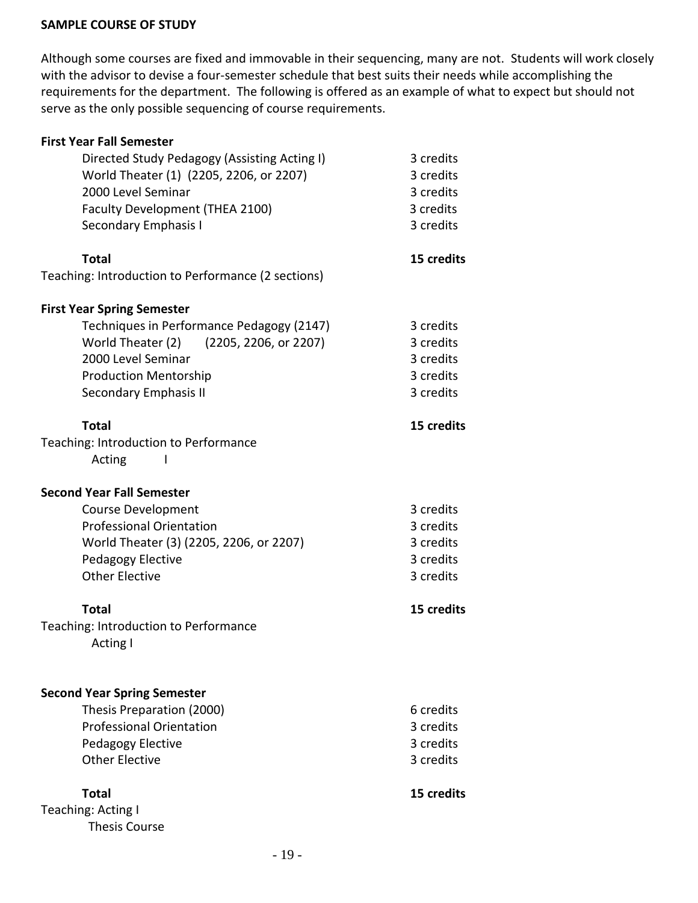**SAMPLE COURSE OF STUDY**

Although some courses are fixed and immovable in their sequencing, many are not. Students will work closely with the advisor to devise a four-semester schedule that best suits their needs while accomplishing the requirements for the department. The following is offered as an example of what to expect but should not serve as the only possible sequencing of course requirements.

**First Year Fall Semester**

| Course | Credits |
|---|---|
| Directed Study Pedagogy (Assisting Acting I) | 3 credits |
| World Theater (1) (2205, 2206, or 2207) | 3 credits |
| 2000 Level Seminar | 3 credits |
| Faculty Development (THEA 2100) | 3 credits |
| Secondary Emphasis I | 3 credits |
| **Total** | **15 credits** |

Teaching: Introduction to Performance (2 sections)

**First Year Spring Semester**

| Course | Credits |
|---|---|
| Techniques in Performance Pedagogy (2147) | 3 credits |
| World Theater (2) (2205, 2206, or 2207) | 3 credits |
| 2000 Level Seminar | 3 credits |
| Production Mentorship | 3 credits |
| Secondary Emphasis II | 3 credits |
| **Total** | **15 credits** |

Teaching: Introduction to Performance
Acting I

**Second Year Fall Semester**

| Course | Credits |
|---|---|
| Course Development | 3 credits |
| Professional Orientation | 3 credits |
| World Theater (3) (2205, 2206, or 2207) | 3 credits |
| Pedagogy Elective | 3 credits |
| Other Elective | 3 credits |
| **Total** | **15 credits** |

Teaching: Introduction to Performance
Acting I

**Second Year Spring Semester**

| Course | Credits |
|---|---|
| Thesis Preparation (2000) | 6 credits |
| Professional Orientation | 3 credits |
| Pedagogy Elective | 3 credits |
| Other Elective | 3 credits |
| **Total** | **15 credits** |

Teaching: Acting I
Thesis Course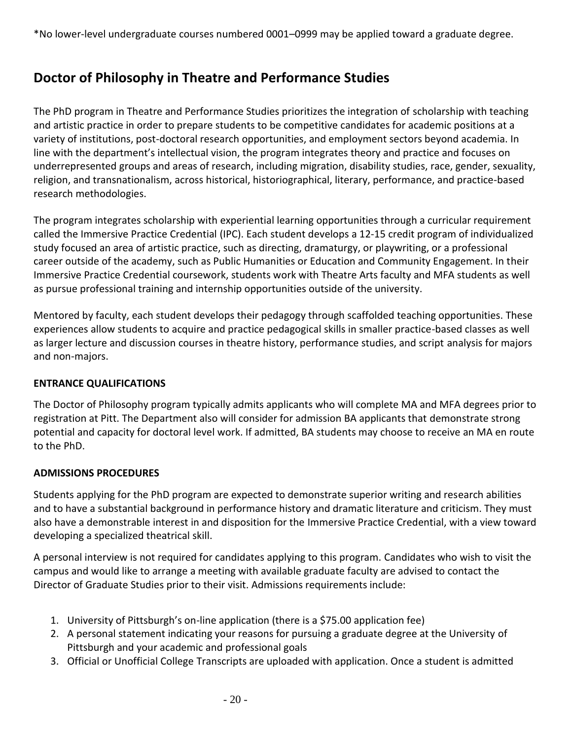*No lower-level undergraduate courses numbered 0001–0999 may be applied toward a graduate degree.

## Doctor of Philosophy in Theatre and Performance Studies

The PhD program in Theatre and Performance Studies prioritizes the integration of scholarship with teaching and artistic practice in order to prepare students to be competitive candidates for academic positions at a variety of institutions, post-doctoral research opportunities, and employment sectors beyond academia. In line with the department's intellectual vision, the program integrates theory and practice and focuses on underrepresented groups and areas of research, including migration, disability studies, race, gender, sexuality, religion, and transnationalism, across historical, historiographical, literary, performance, and practice-based research methodologies.

The program integrates scholarship with experiential learning opportunities through a curricular requirement called the Immersive Practice Credential (IPC). Each student develops a 12-15 credit program of individualized study focused an area of artistic practice, such as directing, dramaturgy, or playwriting, or a professional career outside of the academy, such as Public Humanities or Education and Community Engagement. In their Immersive Practice Credential coursework, students work with Theatre Arts faculty and MFA students as well as pursue professional training and internship opportunities outside of the university.

Mentored by faculty, each student develops their pedagogy through scaffolded teaching opportunities. These experiences allow students to acquire and practice pedagogical skills in smaller practice-based classes as well as larger lecture and discussion courses in theatre history, performance studies, and script analysis for majors and non-majors.

### ENTRANCE QUALIFICATIONS

The Doctor of Philosophy program typically admits applicants who will complete MA and MFA degrees prior to registration at Pitt. The Department also will consider for admission BA applicants that demonstrate strong potential and capacity for doctoral level work. If admitted, BA students may choose to receive an MA en route to the PhD.

### ADMISSIONS PROCEDURES

Students applying for the PhD program are expected to demonstrate superior writing and research abilities and to have a substantial background in performance history and dramatic literature and criticism. They must also have a demonstrable interest in and disposition for the Immersive Practice Credential, with a view toward developing a specialized theatrical skill.

A personal interview is not required for candidates applying to this program. Candidates who wish to visit the campus and would like to arrange a meeting with available graduate faculty are advised to contact the Director of Graduate Studies prior to their visit. Admissions requirements include:

1. University of Pittsburgh's on-line application (there is a $75.00 application fee)
2. A personal statement indicating your reasons for pursuing a graduate degree at the University of Pittsburgh and your academic and professional goals
3. Official or Unofficial College Transcripts are uploaded with application. Once a student is admitted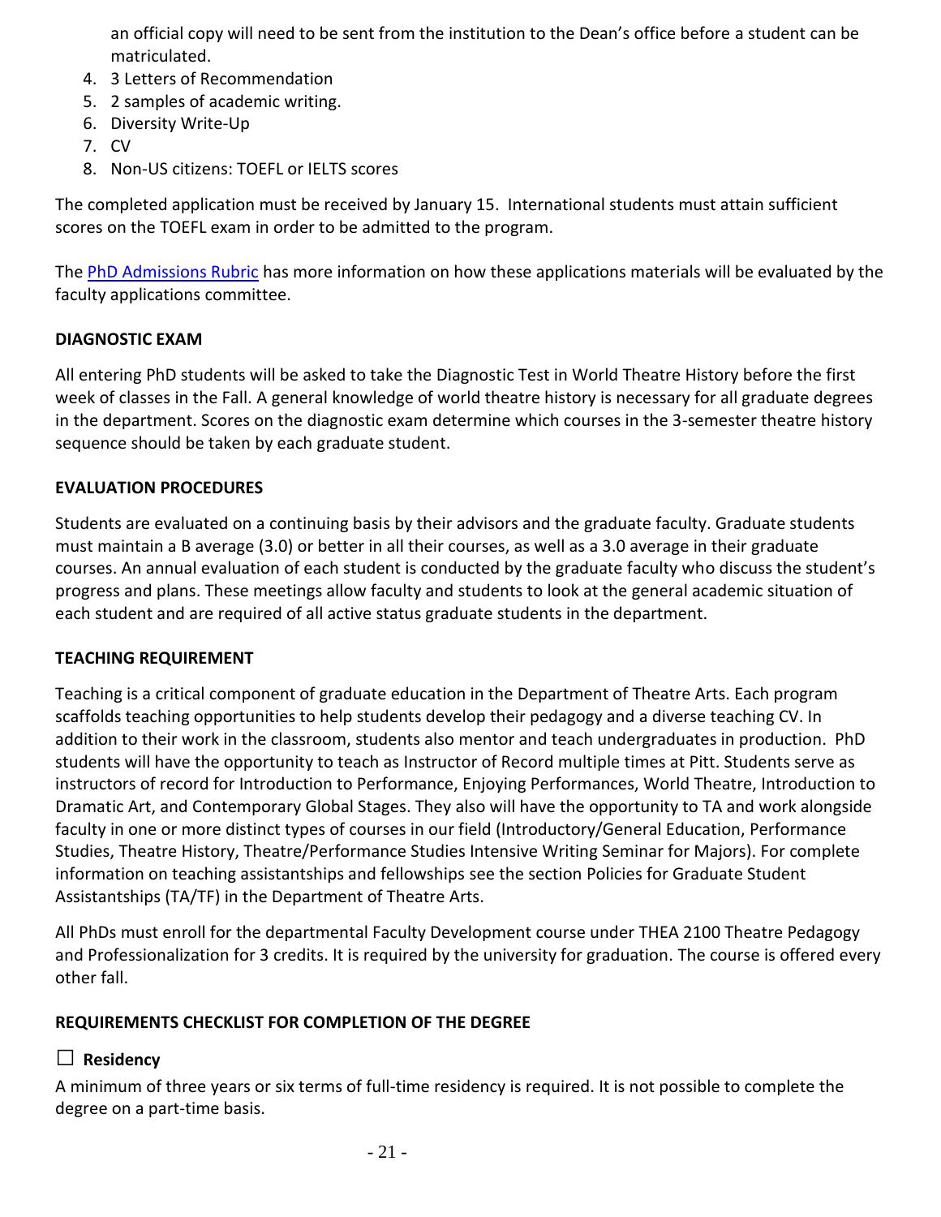an official copy will need to be sent from the institution to the Dean's office before a student can be matriculated.

4. 3 Letters of Recommendation
5. 2 samples of academic writing.
6. Diversity Write-Up
7. CV
8. Non-US citizens: TOEFL or IELTS scores

The completed application must be received by January 15. International students must attain sufficient scores on the TOEFL exam in order to be admitted to the program.

The PhD Admissions Rubric has more information on how these applications materials will be evaluated by the faculty applications committee.

**DIAGNOSTIC EXAM**

All entering PhD students will be asked to take the Diagnostic Test in World Theatre History before the first week of classes in the Fall. A general knowledge of world theatre history is necessary for all graduate degrees in the department. Scores on the diagnostic exam determine which courses in the 3-semester theatre history sequence should be taken by each graduate student.

**EVALUATION PROCEDURES**

Students are evaluated on a continuing basis by their advisors and the graduate faculty. Graduate students must maintain a B average (3.0) or better in all their courses, as well as a 3.0 average in their graduate courses. An annual evaluation of each student is conducted by the graduate faculty who discuss the student's progress and plans. These meetings allow faculty and students to look at the general academic situation of each student and are required of all active status graduate students in the department.

**TEACHING REQUIREMENT**

Teaching is a critical component of graduate education in the Department of Theatre Arts. Each program scaffolds teaching opportunities to help students develop their pedagogy and a diverse teaching CV. In addition to their work in the classroom, students also mentor and teach undergraduates in production. PhD students will have the opportunity to teach as Instructor of Record multiple times at Pitt. Students serve as instructors of record for Introduction to Performance, Enjoying Performances, World Theatre, Introduction to Dramatic Art, and Contemporary Global Stages. They also will have the opportunity to TA and work alongside faculty in one or more distinct types of courses in our field (Introductory/General Education, Performance Studies, Theatre History, Theatre/Performance Studies Intensive Writing Seminar for Majors). For complete information on teaching assistantships and fellowships see the section Policies for Graduate Student Assistantships (TA/TF) in the Department of Theatre Arts.

All PhDs must enroll for the departmental Faculty Development course under THEA 2100 Theatre Pedagogy and Professionalization for 3 credits. It is required by the university for graduation. The course is offered every other fall.

**REQUIREMENTS CHECKLIST FOR COMPLETION OF THE DEGREE**

☐ **Residency**

A minimum of three years or six terms of full-time residency is required. It is not possible to complete the degree on a part-time basis.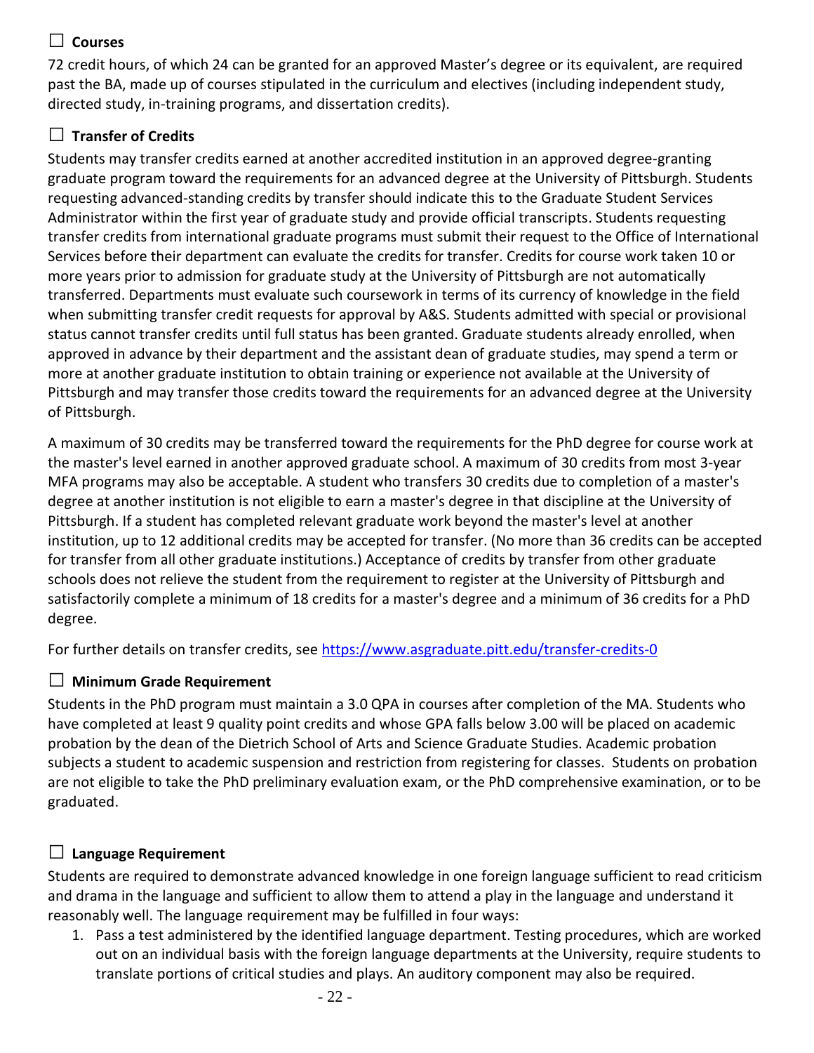## ☐ Courses

72 credit hours, of which 24 can be granted for an approved Master's degree or its equivalent, are required past the BA, made up of courses stipulated in the curriculum and electives (including independent study, directed study, in-training programs, and dissertation credits).

## ☐ Transfer of Credits

Students may transfer credits earned at another accredited institution in an approved degree-granting graduate program toward the requirements for an advanced degree at the University of Pittsburgh. Students requesting advanced-standing credits by transfer should indicate this to the Graduate Student Services Administrator within the first year of graduate study and provide official transcripts. Students requesting transfer credits from international graduate programs must submit their request to the Office of International Services before their department can evaluate the credits for transfer. Credits for course work taken 10 or more years prior to admission for graduate study at the University of Pittsburgh are not automatically transferred. Departments must evaluate such coursework in terms of its currency of knowledge in the field when submitting transfer credit requests for approval by A&S. Students admitted with special or provisional status cannot transfer credits until full status has been granted. Graduate students already enrolled, when approved in advance by their department and the assistant dean of graduate studies, may spend a term or more at another graduate institution to obtain training or experience not available at the University of Pittsburgh and may transfer those credits toward the requirements for an advanced degree at the University of Pittsburgh.

A maximum of 30 credits may be transferred toward the requirements for the PhD degree for course work at the master's level earned in another approved graduate school. A maximum of 30 credits from most 3-year MFA programs may also be acceptable. A student who transfers 30 credits due to completion of a master's degree at another institution is not eligible to earn a master's degree in that discipline at the University of Pittsburgh. If a student has completed relevant graduate work beyond the master's level at another institution, up to 12 additional credits may be accepted for transfer. (No more than 36 credits can be accepted for transfer from all other graduate institutions.) Acceptance of credits by transfer from other graduate schools does not relieve the student from the requirement to register at the University of Pittsburgh and satisfactorily complete a minimum of 18 credits for a master's degree and a minimum of 36 credits for a PhD degree.

For further details on transfer credits, see https://www.asgraduate.pitt.edu/transfer-credits-0

## ☐ Minimum Grade Requirement

Students in the PhD program must maintain a 3.0 QPA in courses after completion of the MA. Students who have completed at least 9 quality point credits and whose GPA falls below 3.00 will be placed on academic probation by the dean of the Dietrich School of Arts and Science Graduate Studies. Academic probation subjects a student to academic suspension and restriction from registering for classes. Students on probation are not eligible to take the PhD preliminary evaluation exam, or the PhD comprehensive examination, or to be graduated.

## ☐ Language Requirement

Students are required to demonstrate advanced knowledge in one foreign language sufficient to read criticism and drama in the language and sufficient to allow them to attend a play in the language and understand it reasonably well. The language requirement may be fulfilled in four ways:

1. Pass a test administered by the identified language department. Testing procedures, which are worked out on an individual basis with the foreign language departments at the University, require students to translate portions of critical studies and plays. An auditory component may also be required.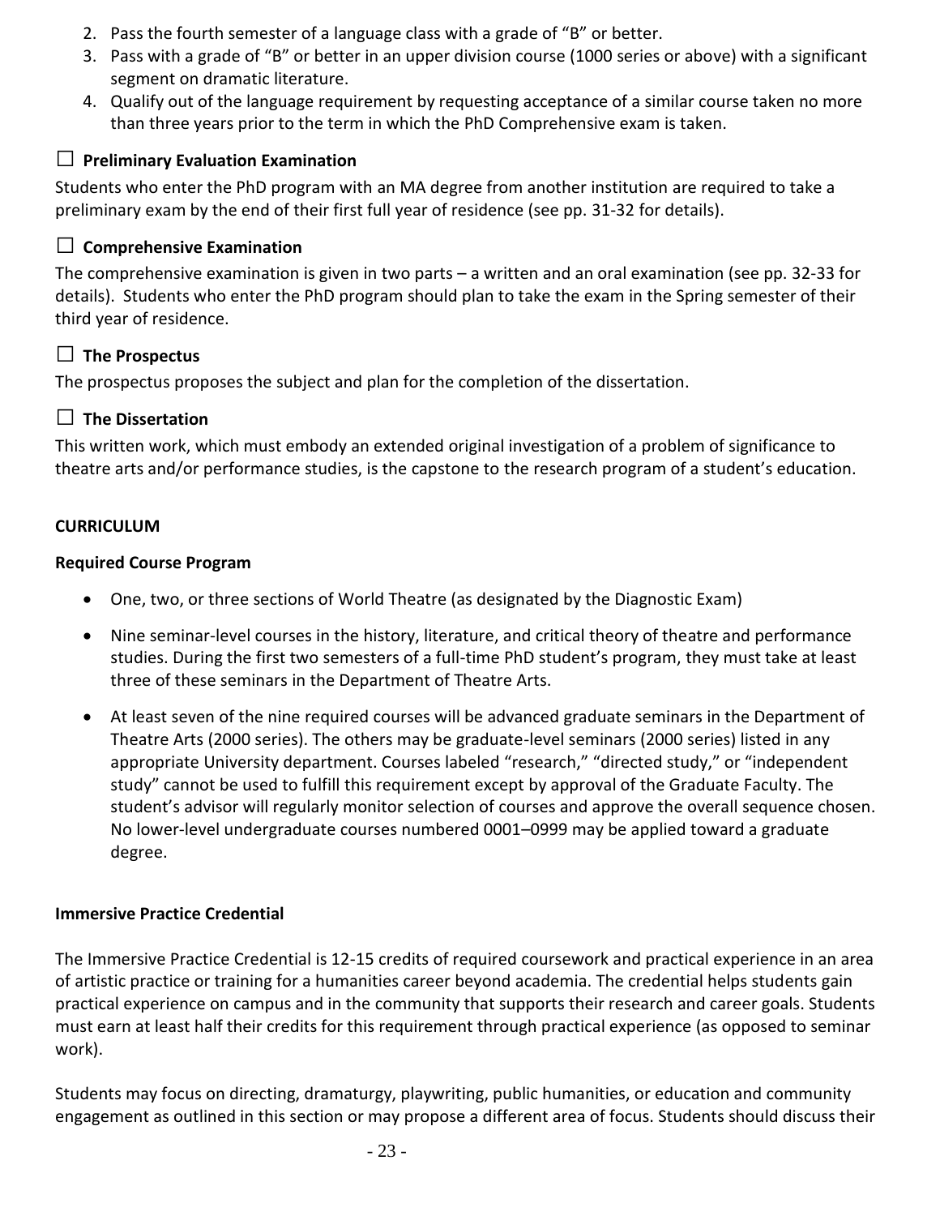2. Pass the fourth semester of a language class with a grade of "B" or better.
3. Pass with a grade of "B" or better in an upper division course (1000 series or above) with a significant segment on dramatic literature.
4. Qualify out of the language requirement by requesting acceptance of a similar course taken no more than three years prior to the term in which the PhD Comprehensive exam is taken.

### ☐ Preliminary Evaluation Examination

Students who enter the PhD program with an MA degree from another institution are required to take a preliminary exam by the end of their first full year of residence (see pp. 31-32 for details).

### ☐ Comprehensive Examination

The comprehensive examination is given in two parts – a written and an oral examination (see pp. 32-33 for details). Students who enter the PhD program should plan to take the exam in the Spring semester of their third year of residence.

### ☐ The Prospectus

The prospectus proposes the subject and plan for the completion of the dissertation.

### ☐ The Dissertation

This written work, which must embody an extended original investigation of a problem of significance to theatre arts and/or performance studies, is the capstone to the research program of a student's education.

## CURRICULUM

### Required Course Program

- One, two, or three sections of World Theatre (as designated by the Diagnostic Exam)
- Nine seminar-level courses in the history, literature, and critical theory of theatre and performance studies. During the first two semesters of a full-time PhD student's program, they must take at least three of these seminars in the Department of Theatre Arts.
- At least seven of the nine required courses will be advanced graduate seminars in the Department of Theatre Arts (2000 series). The others may be graduate-level seminars (2000 series) listed in any appropriate University department. Courses labeled "research," "directed study," or "independent study" cannot be used to fulfill this requirement except by approval of the Graduate Faculty. The student's advisor will regularly monitor selection of courses and approve the overall sequence chosen. No lower-level undergraduate courses numbered 0001–0999 may be applied toward a graduate degree.

### Immersive Practice Credential

The Immersive Practice Credential is 12-15 credits of required coursework and practical experience in an area of artistic practice or training for a humanities career beyond academia. The credential helps students gain practical experience on campus and in the community that supports their research and career goals. Students must earn at least half their credits for this requirement through practical experience (as opposed to seminar work).

Students may focus on directing, dramaturgy, playwriting, public humanities, or education and community engagement as outlined in this section or may propose a different area of focus. Students should discuss their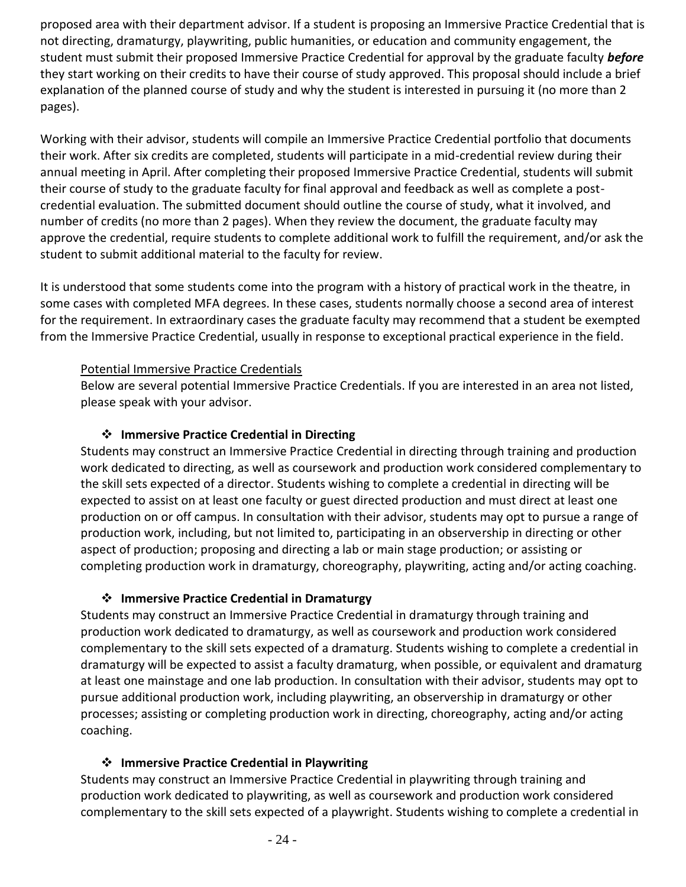proposed area with their department advisor. If a student is proposing an Immersive Practice Credential that is not directing, dramaturgy, playwriting, public humanities, or education and community engagement, the student must submit their proposed Immersive Practice Credential for approval by the graduate faculty ***before*** they start working on their credits to have their course of study approved. This proposal should include a brief explanation of the planned course of study and why the student is interested in pursuing it (no more than 2 pages).

Working with their advisor, students will compile an Immersive Practice Credential portfolio that documents their work. After six credits are completed, students will participate in a mid-credential review during their annual meeting in April. After completing their proposed Immersive Practice Credential, students will submit their course of study to the graduate faculty for final approval and feedback as well as complete a post-credential evaluation. The submitted document should outline the course of study, what it involved, and number of credits (no more than 2 pages). When they review the document, the graduate faculty may approve the credential, require students to complete additional work to fulfill the requirement, and/or ask the student to submit additional material to the faculty for review.

It is understood that some students come into the program with a history of practical work in the theatre, in some cases with completed MFA degrees. In these cases, students normally choose a second area of interest for the requirement. In extraordinary cases the graduate faculty may recommend that a student be exempted from the Immersive Practice Credential, usually in response to exceptional practical experience in the field.

<u>Potential Immersive Practice Credentials</u>

Below are several potential Immersive Practice Credentials. If you are interested in an area not listed, please speak with your advisor.

- **Immersive Practice Credential in Directing**

Students may construct an Immersive Practice Credential in directing through training and production work dedicated to directing, as well as coursework and production work considered complementary to the skill sets expected of a director. Students wishing to complete a credential in directing will be expected to assist on at least one faculty or guest directed production and must direct at least one production on or off campus. In consultation with their advisor, students may opt to pursue a range of production work, including, but not limited to, participating in an observership in directing or other aspect of production; proposing and directing a lab or main stage production; or assisting or completing production work in dramaturgy, choreography, playwriting, acting and/or acting coaching.

- **Immersive Practice Credential in Dramaturgy**

Students may construct an Immersive Practice Credential in dramaturgy through training and production work dedicated to dramaturgy, as well as coursework and production work considered complementary to the skill sets expected of a dramaturg. Students wishing to complete a credential in dramaturgy will be expected to assist a faculty dramaturg, when possible, or equivalent and dramaturg at least one mainstage and one lab production. In consultation with their advisor, students may opt to pursue additional production work, including playwriting, an observership in dramaturgy or other processes; assisting or completing production work in directing, choreography, acting and/or acting coaching.

- **Immersive Practice Credential in Playwriting**

Students may construct an Immersive Practice Credential in playwriting through training and production work dedicated to playwriting, as well as coursework and production work considered complementary to the skill sets expected of a playwright. Students wishing to complete a credential in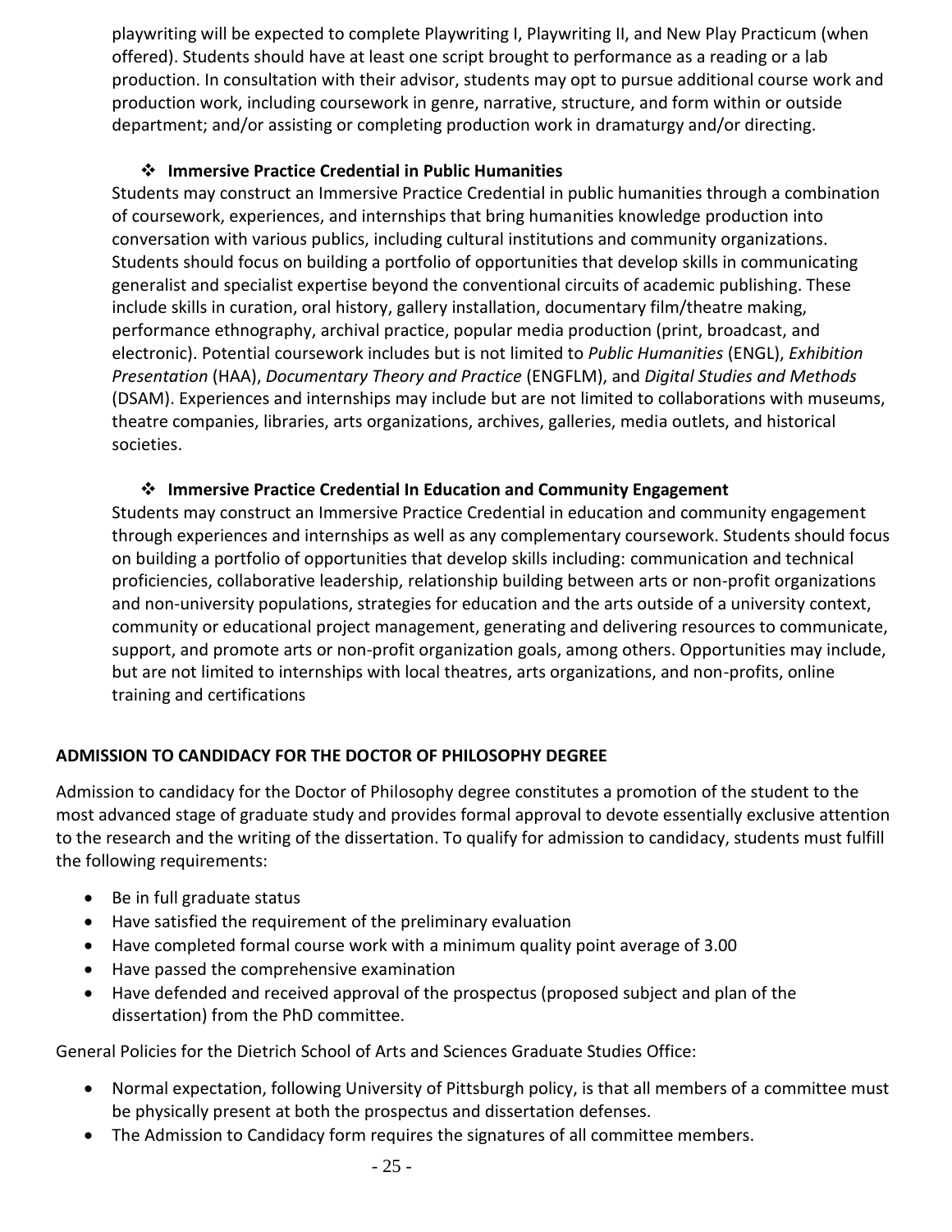playwriting will be expected to complete Playwriting I, Playwriting II, and New Play Practicum (when offered). Students should have at least one script brought to performance as a reading or a lab production. In consultation with their advisor, students may opt to pursue additional course work and production work, including coursework in genre, narrative, structure, and form within or outside department; and/or assisting or completing production work in dramaturgy and/or directing.

- ❖ **Immersive Practice Credential in Public Humanities**

Students may construct an Immersive Practice Credential in public humanities through a combination of coursework, experiences, and internships that bring humanities knowledge production into conversation with various publics, including cultural institutions and community organizations. Students should focus on building a portfolio of opportunities that develop skills in communicating generalist and specialist expertise beyond the conventional circuits of academic publishing. These include skills in curation, oral history, gallery installation, documentary film/theatre making, performance ethnography, archival practice, popular media production (print, broadcast, and electronic). Potential coursework includes but is not limited to *Public Humanities* (ENGL), *Exhibition Presentation* (HAA), *Documentary Theory and Practice* (ENGFLM), and *Digital Studies and Methods* (DSAM). Experiences and internships may include but are not limited to collaborations with museums, theatre companies, libraries, arts organizations, archives, galleries, media outlets, and historical societies.

- ❖ **Immersive Practice Credential In Education and Community Engagement**

Students may construct an Immersive Practice Credential in education and community engagement through experiences and internships as well as any complementary coursework. Students should focus on building a portfolio of opportunities that develop skills including: communication and technical proficiencies, collaborative leadership, relationship building between arts or non-profit organizations and non-university populations, strategies for education and the arts outside of a university context, community or educational project management, generating and delivering resources to communicate, support, and promote arts or non-profit organization goals, among others. Opportunities may include, but are not limited to internships with local theatres, arts organizations, and non-profits, online training and certifications

**ADMISSION TO CANDIDACY FOR THE DOCTOR OF PHILOSOPHY DEGREE**

Admission to candidacy for the Doctor of Philosophy degree constitutes a promotion of the student to the most advanced stage of graduate study and provides formal approval to devote essentially exclusive attention to the research and the writing of the dissertation. To qualify for admission to candidacy, students must fulfill the following requirements:

- Be in full graduate status
- Have satisfied the requirement of the preliminary evaluation
- Have completed formal course work with a minimum quality point average of 3.00
- Have passed the comprehensive examination
- Have defended and received approval of the prospectus (proposed subject and plan of the dissertation) from the PhD committee.

General Policies for the Dietrich School of Arts and Sciences Graduate Studies Office:

- Normal expectation, following University of Pittsburgh policy, is that all members of a committee must be physically present at both the prospectus and dissertation defenses.
- The Admission to Candidacy form requires the signatures of all committee members.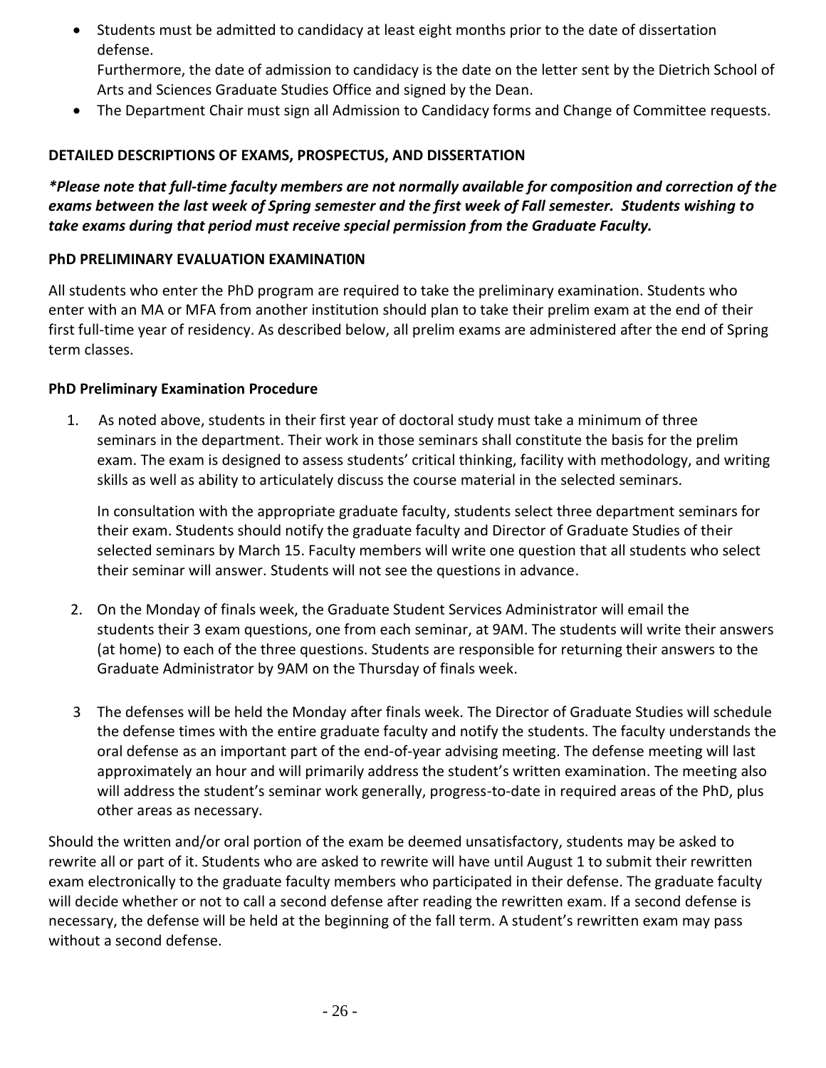- Students must be admitted to candidacy at least eight months prior to the date of dissertation defense.
  Furthermore, the date of admission to candidacy is the date on the letter sent by the Dietrich School of Arts and Sciences Graduate Studies Office and signed by the Dean.
- The Department Chair must sign all Admission to Candidacy forms and Change of Committee requests.

## DETAILED DESCRIPTIONS OF EXAMS, PROSPECTUS, AND DISSERTATION

***Please note that full-time faculty members are not normally available for composition and correction of the exams between the last week of Spring semester and the first week of Fall semester. Students wishing to take exams during that period must receive special permission from the Graduate Faculty.***

### PhD PRELIMINARY EVALUATION EXAMINATI0N

All students who enter the PhD program are required to take the preliminary examination. Students who enter with an MA or MFA from another institution should plan to take their prelim exam at the end of their first full-time year of residency. As described below, all prelim exams are administered after the end of Spring term classes.

### PhD Preliminary Examination Procedure

1. As noted above, students in their first year of doctoral study must take a minimum of three seminars in the department. Their work in those seminars shall constitute the basis for the prelim exam. The exam is designed to assess students' critical thinking, facility with methodology, and writing skills as well as ability to articulately discuss the course material in the selected seminars.

   In consultation with the appropriate graduate faculty, students select three department seminars for their exam. Students should notify the graduate faculty and Director of Graduate Studies of their selected seminars by March 15. Faculty members will write one question that all students who select their seminar will answer. Students will not see the questions in advance.

2. On the Monday of finals week, the Graduate Student Services Administrator will email the students their 3 exam questions, one from each seminar, at 9AM. The students will write their answers (at home) to each of the three questions. Students are responsible for returning their answers to the Graduate Administrator by 9AM on the Thursday of finals week.

3 The defenses will be held the Monday after finals week. The Director of Graduate Studies will schedule the defense times with the entire graduate faculty and notify the students. The faculty understands the oral defense as an important part of the end-of-year advising meeting. The defense meeting will last approximately an hour and will primarily address the student's written examination. The meeting also will address the student's seminar work generally, progress-to-date in required areas of the PhD, plus other areas as necessary.

Should the written and/or oral portion of the exam be deemed unsatisfactory, students may be asked to rewrite all or part of it. Students who are asked to rewrite will have until August 1 to submit their rewritten exam electronically to the graduate faculty members who participated in their defense. The graduate faculty will decide whether or not to call a second defense after reading the rewritten exam. If a second defense is necessary, the defense will be held at the beginning of the fall term. A student's rewritten exam may pass without a second defense.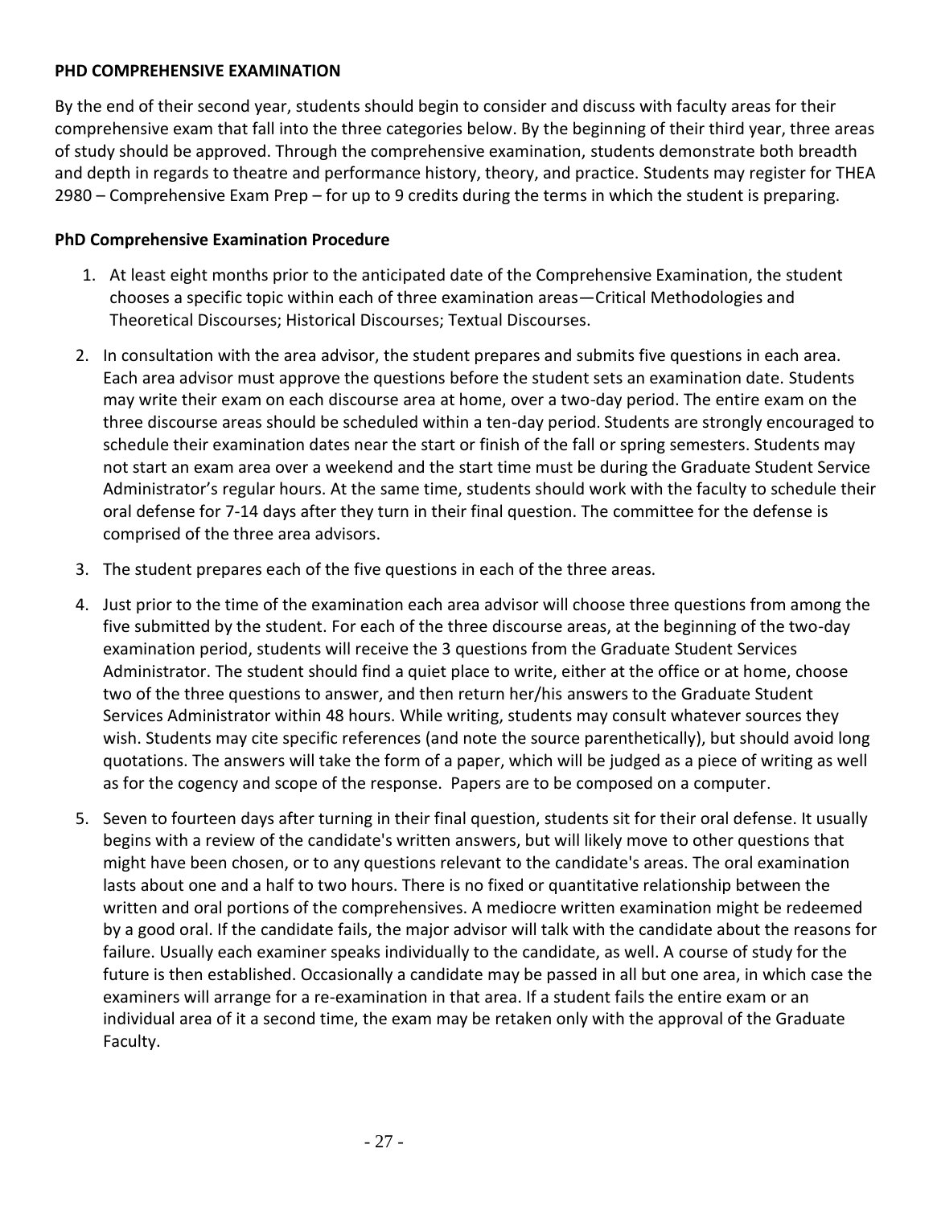**PHD COMPREHENSIVE EXAMINATION**

By the end of their second year, students should begin to consider and discuss with faculty areas for their comprehensive exam that fall into the three categories below. By the beginning of their third year, three areas of study should be approved. Through the comprehensive examination, students demonstrate both breadth and depth in regards to theatre and performance history, theory, and practice. Students may register for THEA 2980 – Comprehensive Exam Prep – for up to 9 credits during the terms in which the student is preparing.

**PhD Comprehensive Examination Procedure**

1. At least eight months prior to the anticipated date of the Comprehensive Examination, the student chooses a specific topic within each of three examination areas—Critical Methodologies and Theoretical Discourses; Historical Discourses; Textual Discourses.
2. In consultation with the area advisor, the student prepares and submits five questions in each area. Each area advisor must approve the questions before the student sets an examination date. Students may write their exam on each discourse area at home, over a two-day period. The entire exam on the three discourse areas should be scheduled within a ten-day period. Students are strongly encouraged to schedule their examination dates near the start or finish of the fall or spring semesters. Students may not start an exam area over a weekend and the start time must be during the Graduate Student Service Administrator's regular hours. At the same time, students should work with the faculty to schedule their oral defense for 7-14 days after they turn in their final question. The committee for the defense is comprised of the three area advisors.
3. The student prepares each of the five questions in each of the three areas.
4. Just prior to the time of the examination each area advisor will choose three questions from among the five submitted by the student. For each of the three discourse areas, at the beginning of the two-day examination period, students will receive the 3 questions from the Graduate Student Services Administrator. The student should find a quiet place to write, either at the office or at home, choose two of the three questions to answer, and then return her/his answers to the Graduate Student Services Administrator within 48 hours. While writing, students may consult whatever sources they wish. Students may cite specific references (and note the source parenthetically), but should avoid long quotations. The answers will take the form of a paper, which will be judged as a piece of writing as well as for the cogency and scope of the response. Papers are to be composed on a computer.
5. Seven to fourteen days after turning in their final question, students sit for their oral defense. It usually begins with a review of the candidate's written answers, but will likely move to other questions that might have been chosen, or to any questions relevant to the candidate's areas. The oral examination lasts about one and a half to two hours. There is no fixed or quantitative relationship between the written and oral portions of the comprehensives. A mediocre written examination might be redeemed by a good oral. If the candidate fails, the major advisor will talk with the candidate about the reasons for failure. Usually each examiner speaks individually to the candidate, as well. A course of study for the future is then established. Occasionally a candidate may be passed in all but one area, in which case the examiners will arrange for a re-examination in that area. If a student fails the entire exam or an individual area of it a second time, the exam may be retaken only with the approval of the Graduate Faculty.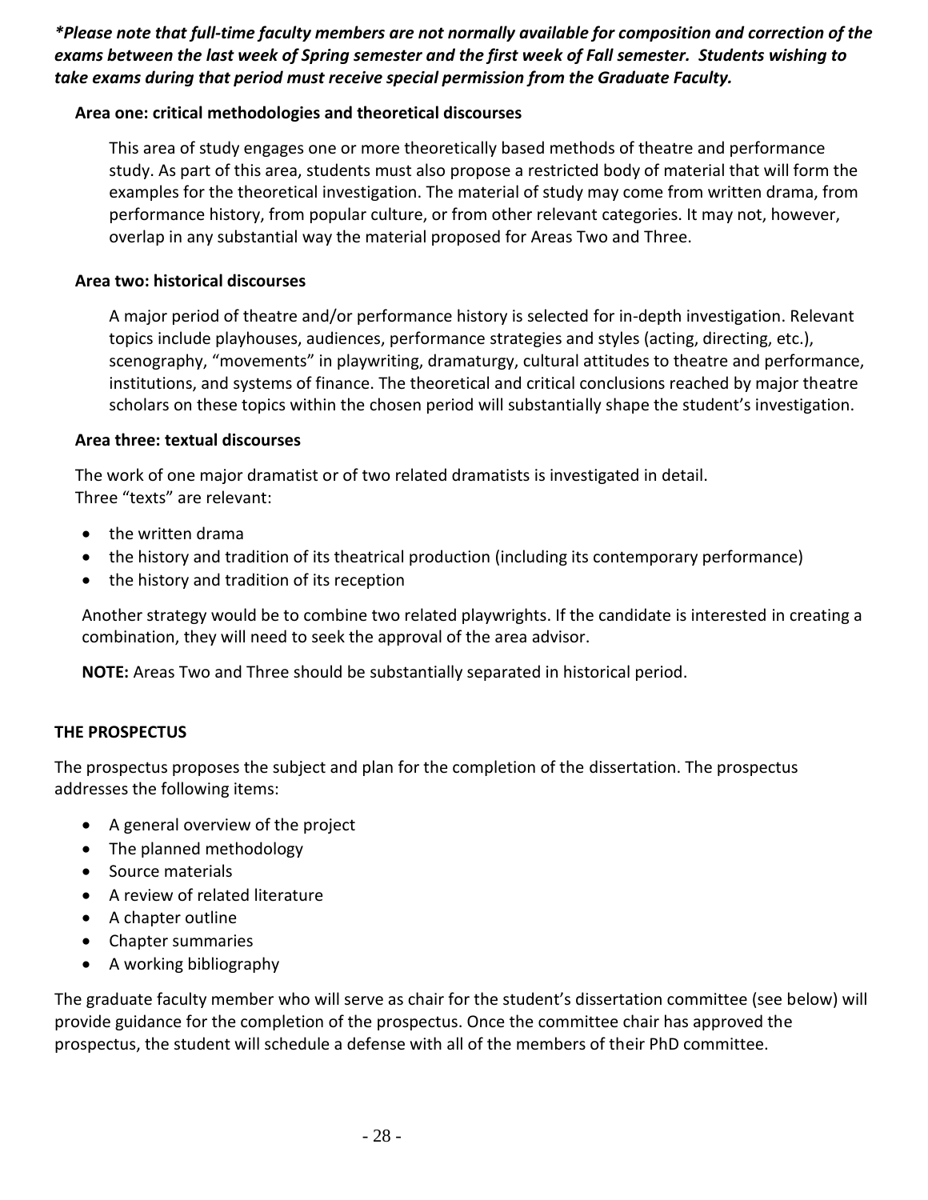***Please note that full-time faculty members are not normally available for composition and correction of the exams between the last week of Spring semester and the first week of Fall semester. Students wishing to take exams during that period must receive special permission from the Graduate Faculty.***

**Area one: critical methodologies and theoretical discourses**

This area of study engages one or more theoretically based methods of theatre and performance study. As part of this area, students must also propose a restricted body of material that will form the examples for the theoretical investigation. The material of study may come from written drama, from performance history, from popular culture, or from other relevant categories. It may not, however, overlap in any substantial way the material proposed for Areas Two and Three.

**Area two: historical discourses**

A major period of theatre and/or performance history is selected for in-depth investigation. Relevant topics include playhouses, audiences, performance strategies and styles (acting, directing, etc.), scenography, "movements" in playwriting, dramaturgy, cultural attitudes to theatre and performance, institutions, and systems of finance. The theoretical and critical conclusions reached by major theatre scholars on these topics within the chosen period will substantially shape the student's investigation.

**Area three: textual discourses**

The work of one major dramatist or of two related dramatists is investigated in detail. Three "texts" are relevant:

- the written drama
- the history and tradition of its theatrical production (including its contemporary performance)
- the history and tradition of its reception

Another strategy would be to combine two related playwrights. If the candidate is interested in creating a combination, they will need to seek the approval of the area advisor.

**NOTE:** Areas Two and Three should be substantially separated in historical period.

## THE PROSPECTUS

The prospectus proposes the subject and plan for the completion of the dissertation. The prospectus addresses the following items:

- A general overview of the project
- The planned methodology
- Source materials
- A review of related literature
- A chapter outline
- Chapter summaries
- A working bibliography

The graduate faculty member who will serve as chair for the student's dissertation committee (see below) will provide guidance for the completion of the prospectus. Once the committee chair has approved the prospectus, the student will schedule a defense with all of the members of their PhD committee.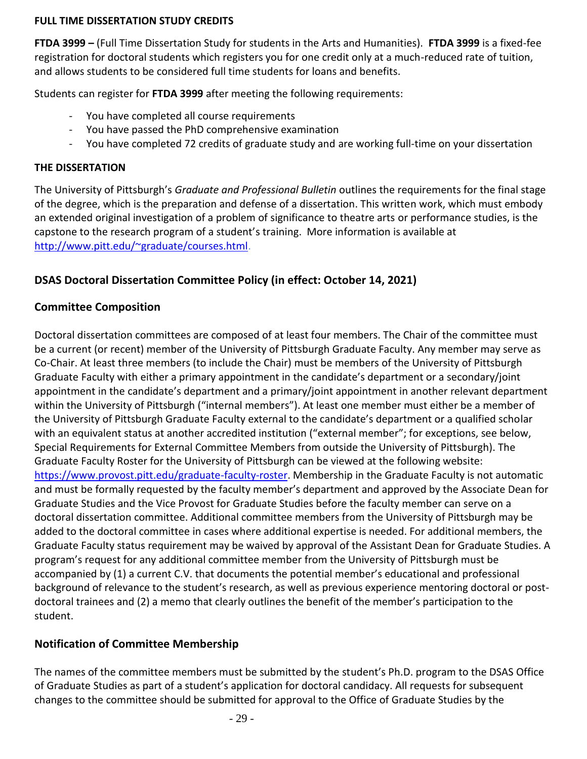**FULL TIME DISSERTATION STUDY CREDITS**

**FTDA 3999 –** (Full Time Dissertation Study for students in the Arts and Humanities). **FTDA 3999** is a fixed-fee registration for doctoral students which registers you for one credit only at a much-reduced rate of tuition, and allows students to be considered full time students for loans and benefits.

Students can register for **FTDA 3999** after meeting the following requirements:

- You have completed all course requirements
- You have passed the PhD comprehensive examination
- You have completed 72 credits of graduate study and are working full-time on your dissertation

**THE DISSERTATION**

The University of Pittsburgh's *Graduate and Professional Bulletin* outlines the requirements for the final stage of the degree, which is the preparation and defense of a dissertation. This written work, which must embody an extended original investigation of a problem of significance to theatre arts or performance studies, is the capstone to the research program of a student's training. More information is available at http://www.pitt.edu/~graduate/courses.html.

## DSAS Doctoral Dissertation Committee Policy (in effect: October 14, 2021)

### Committee Composition

Doctoral dissertation committees are composed of at least four members. The Chair of the committee must be a current (or recent) member of the University of Pittsburgh Graduate Faculty. Any member may serve as Co-Chair. At least three members (to include the Chair) must be members of the University of Pittsburgh Graduate Faculty with either a primary appointment in the candidate's department or a secondary/joint appointment in the candidate's department and a primary/joint appointment in another relevant department within the University of Pittsburgh ("internal members"). At least one member must either be a member of the University of Pittsburgh Graduate Faculty external to the candidate's department or a qualified scholar with an equivalent status at another accredited institution ("external member"; for exceptions, see below, Special Requirements for External Committee Members from outside the University of Pittsburgh). The Graduate Faculty Roster for the University of Pittsburgh can be viewed at the following website: https://www.provost.pitt.edu/graduate-faculty-roster. Membership in the Graduate Faculty is not automatic and must be formally requested by the faculty member's department and approved by the Associate Dean for Graduate Studies and the Vice Provost for Graduate Studies before the faculty member can serve on a doctoral dissertation committee. Additional committee members from the University of Pittsburgh may be added to the doctoral committee in cases where additional expertise is needed. For additional members, the Graduate Faculty status requirement may be waived by approval of the Assistant Dean for Graduate Studies. A program's request for any additional committee member from the University of Pittsburgh must be accompanied by (1) a current C.V. that documents the potential member's educational and professional background of relevance to the student's research, as well as previous experience mentoring doctoral or post-doctoral trainees and (2) a memo that clearly outlines the benefit of the member's participation to the student.

### Notification of Committee Membership

The names of the committee members must be submitted by the student's Ph.D. program to the DSAS Office of Graduate Studies as part of a student's application for doctoral candidacy. All requests for subsequent changes to the committee should be submitted for approval to the Office of Graduate Studies by the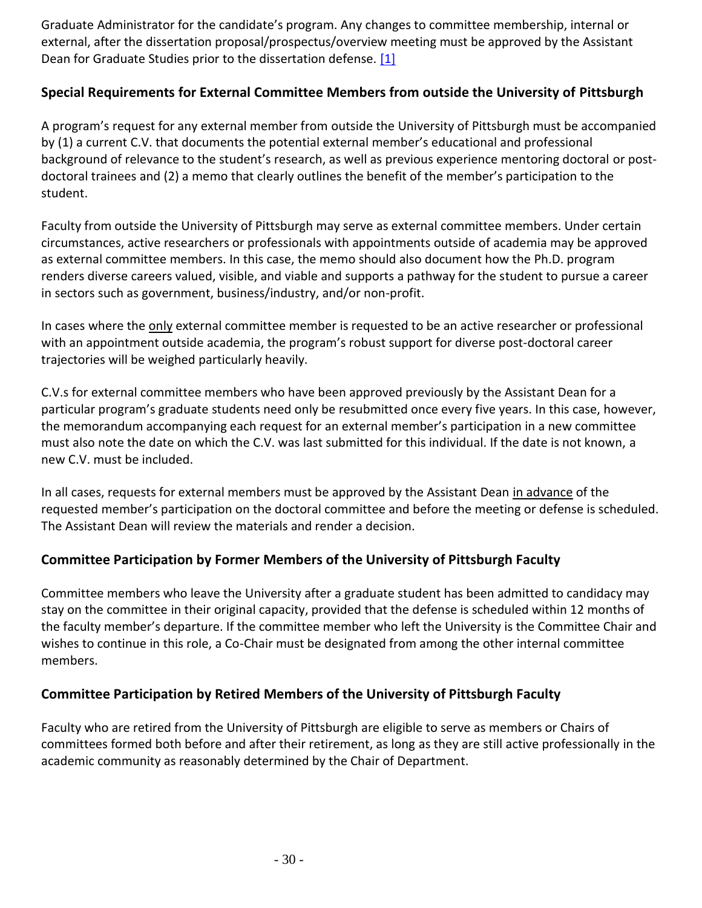Graduate Administrator for the candidate's program. Any changes to committee membership, internal or external, after the dissertation proposal/prospectus/overview meeting must be approved by the Assistant Dean for Graduate Studies prior to the dissertation defense. [1]

### Special Requirements for External Committee Members from outside the University of Pittsburgh

A program's request for any external member from outside the University of Pittsburgh must be accompanied by (1) a current C.V. that documents the potential external member's educational and professional background of relevance to the student's research, as well as previous experience mentoring doctoral or post-doctoral trainees and (2) a memo that clearly outlines the benefit of the member's participation to the student.

Faculty from outside the University of Pittsburgh may serve as external committee members. Under certain circumstances, active researchers or professionals with appointments outside of academia may be approved as external committee members. In this case, the memo should also document how the Ph.D. program renders diverse careers valued, visible, and viable and supports a pathway for the student to pursue a career in sectors such as government, business/industry, and/or non-profit.

In cases where the only external committee member is requested to be an active researcher or professional with an appointment outside academia, the program's robust support for diverse post-doctoral career trajectories will be weighed particularly heavily.

C.V.s for external committee members who have been approved previously by the Assistant Dean for a particular program's graduate students need only be resubmitted once every five years. In this case, however, the memorandum accompanying each request for an external member's participation in a new committee must also note the date on which the C.V. was last submitted for this individual. If the date is not known, a new C.V. must be included.

In all cases, requests for external members must be approved by the Assistant Dean in advance of the requested member's participation on the doctoral committee and before the meeting or defense is scheduled. The Assistant Dean will review the materials and render a decision.

### Committee Participation by Former Members of the University of Pittsburgh Faculty

Committee members who leave the University after a graduate student has been admitted to candidacy may stay on the committee in their original capacity, provided that the defense is scheduled within 12 months of the faculty member's departure. If the committee member who left the University is the Committee Chair and wishes to continue in this role, a Co-Chair must be designated from among the other internal committee members.

### Committee Participation by Retired Members of the University of Pittsburgh Faculty

Faculty who are retired from the University of Pittsburgh are eligible to serve as members or Chairs of committees formed both before and after their retirement, as long as they are still active professionally in the academic community as reasonably determined by the Chair of Department.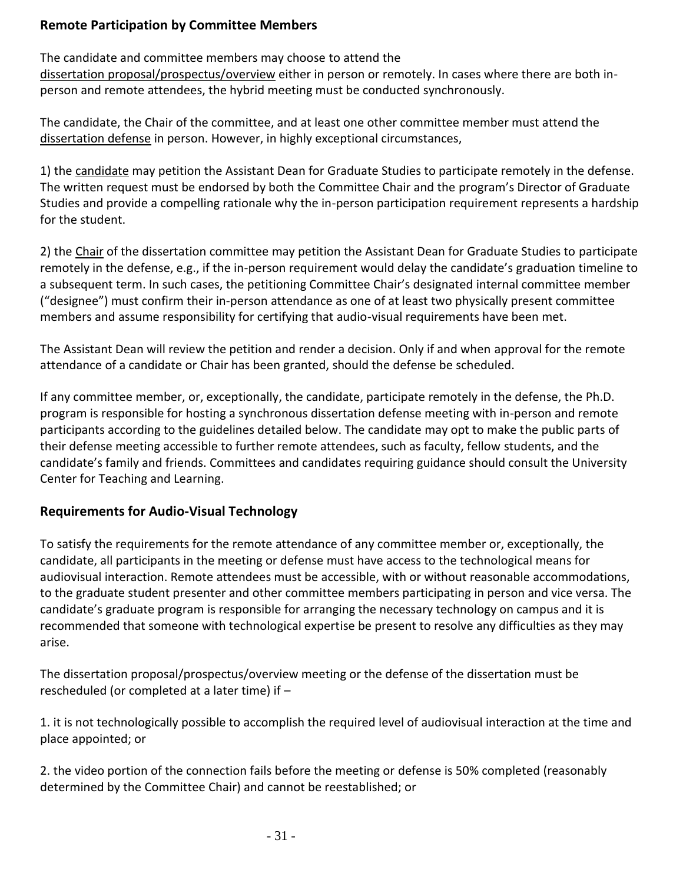## Remote Participation by Committee Members

The candidate and committee members may choose to attend the dissertation proposal/prospectus/overview either in person or remotely. In cases where there are both in-person and remote attendees, the hybrid meeting must be conducted synchronously.

The candidate, the Chair of the committee, and at least one other committee member must attend the dissertation defense in person. However, in highly exceptional circumstances,

1) the candidate may petition the Assistant Dean for Graduate Studies to participate remotely in the defense. The written request must be endorsed by both the Committee Chair and the program's Director of Graduate Studies and provide a compelling rationale why the in-person participation requirement represents a hardship for the student.

2) the Chair of the dissertation committee may petition the Assistant Dean for Graduate Studies to participate remotely in the defense, e.g., if the in-person requirement would delay the candidate's graduation timeline to a subsequent term. In such cases, the petitioning Committee Chair's designated internal committee member ("designee") must confirm their in-person attendance as one of at least two physically present committee members and assume responsibility for certifying that audio-visual requirements have been met.

The Assistant Dean will review the petition and render a decision. Only if and when approval for the remote attendance of a candidate or Chair has been granted, should the defense be scheduled.

If any committee member, or, exceptionally, the candidate, participate remotely in the defense, the Ph.D. program is responsible for hosting a synchronous dissertation defense meeting with in-person and remote participants according to the guidelines detailed below. The candidate may opt to make the public parts of their defense meeting accessible to further remote attendees, such as faculty, fellow students, and the candidate's family and friends. Committees and candidates requiring guidance should consult the University Center for Teaching and Learning.

## Requirements for Audio-Visual Technology

To satisfy the requirements for the remote attendance of any committee member or, exceptionally, the candidate, all participants in the meeting or defense must have access to the technological means for audiovisual interaction. Remote attendees must be accessible, with or without reasonable accommodations, to the graduate student presenter and other committee members participating in person and vice versa. The candidate's graduate program is responsible for arranging the necessary technology on campus and it is recommended that someone with technological expertise be present to resolve any difficulties as they may arise.

The dissertation proposal/prospectus/overview meeting or the defense of the dissertation must be rescheduled (or completed at a later time) if –

1. it is not technologically possible to accomplish the required level of audiovisual interaction at the time and place appointed; or

2. the video portion of the connection fails before the meeting or defense is 50% completed (reasonably determined by the Committee Chair) and cannot be reestablished; or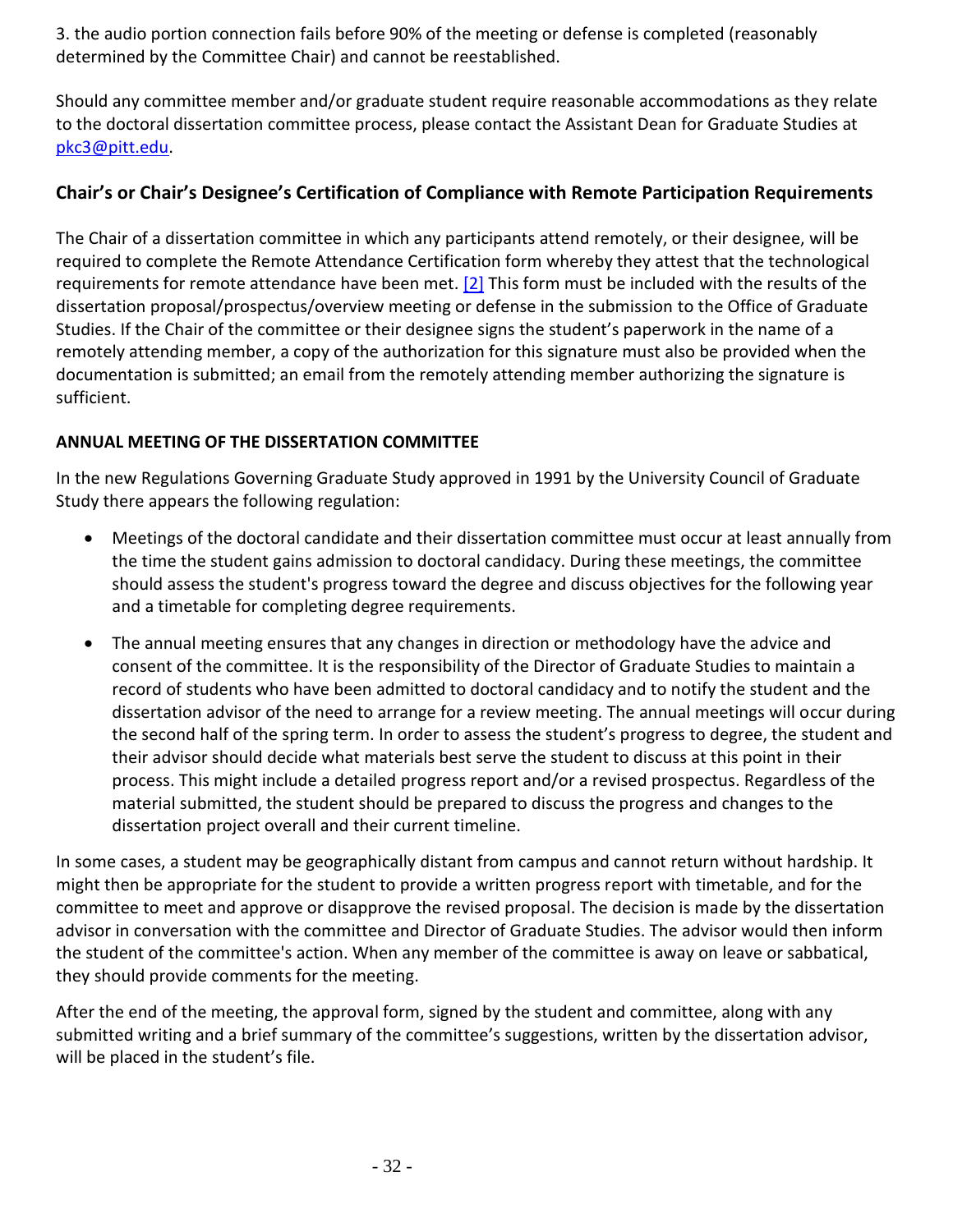3. the audio portion connection fails before 90% of the meeting or defense is completed (reasonably determined by the Committee Chair) and cannot be reestablished.

Should any committee member and/or graduate student require reasonable accommodations as they relate to the doctoral dissertation committee process, please contact the Assistant Dean for Graduate Studies at pkc3@pitt.edu.

### Chair's or Chair's Designee's Certification of Compliance with Remote Participation Requirements

The Chair of a dissertation committee in which any participants attend remotely, or their designee, will be required to complete the Remote Attendance Certification form whereby they attest that the technological requirements for remote attendance have been met. [2] This form must be included with the results of the dissertation proposal/prospectus/overview meeting or defense in the submission to the Office of Graduate Studies. If the Chair of the committee or their designee signs the student's paperwork in the name of a remotely attending member, a copy of the authorization for this signature must also be provided when the documentation is submitted; an email from the remotely attending member authorizing the signature is sufficient.

### ANNUAL MEETING OF THE DISSERTATION COMMITTEE

In the new Regulations Governing Graduate Study approved in 1991 by the University Council of Graduate Study there appears the following regulation:

- Meetings of the doctoral candidate and their dissertation committee must occur at least annually from the time the student gains admission to doctoral candidacy. During these meetings, the committee should assess the student's progress toward the degree and discuss objectives for the following year and a timetable for completing degree requirements.
- The annual meeting ensures that any changes in direction or methodology have the advice and consent of the committee. It is the responsibility of the Director of Graduate Studies to maintain a record of students who have been admitted to doctoral candidacy and to notify the student and the dissertation advisor of the need to arrange for a review meeting. The annual meetings will occur during the second half of the spring term. In order to assess the student's progress to degree, the student and their advisor should decide what materials best serve the student to discuss at this point in their process. This might include a detailed progress report and/or a revised prospectus. Regardless of the material submitted, the student should be prepared to discuss the progress and changes to the dissertation project overall and their current timeline.

In some cases, a student may be geographically distant from campus and cannot return without hardship. It might then be appropriate for the student to provide a written progress report with timetable, and for the committee to meet and approve or disapprove the revised proposal. The decision is made by the dissertation advisor in conversation with the committee and Director of Graduate Studies. The advisor would then inform the student of the committee's action. When any member of the committee is away on leave or sabbatical, they should provide comments for the meeting.

After the end of the meeting, the approval form, signed by the student and committee, along with any submitted writing and a brief summary of the committee's suggestions, written by the dissertation advisor, will be placed in the student's file.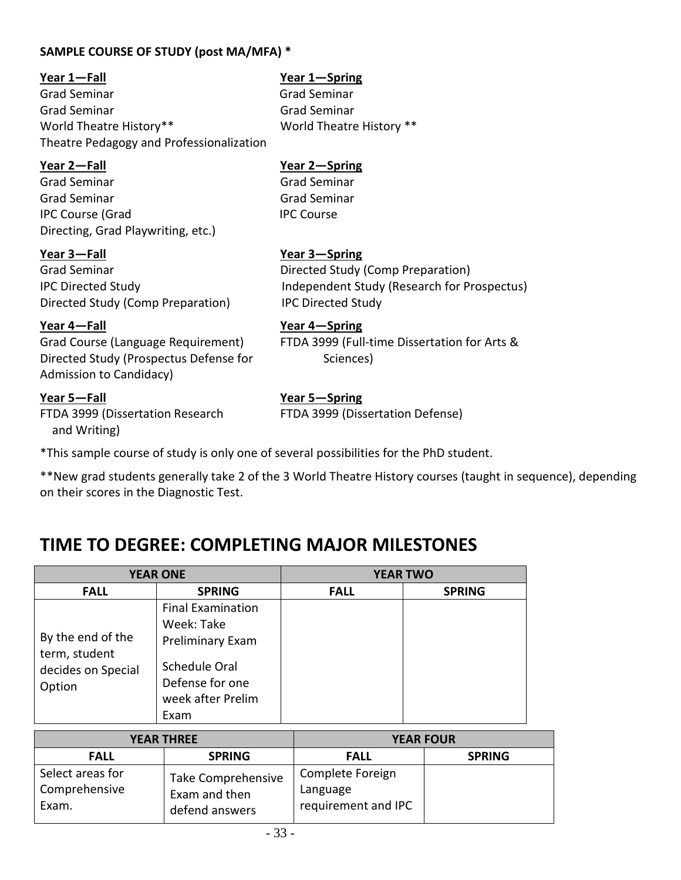**SAMPLE COURSE OF STUDY (post MA/MFA) ***

**Year 1—Fall**
Grad Seminar
Grad Seminar
World Theatre History**
Theatre Pedagogy and Professionalization

**Year 1—Spring**
Grad Seminar
Grad Seminar
World Theatre History **

**Year 2—Fall**
Grad Seminar
Grad Seminar
IPC Course (Grad Directing, Grad Playwriting, etc.)

**Year 2—Spring**
Grad Seminar
Grad Seminar
IPC Course

**Year 3—Fall**
Grad Seminar
IPC Directed Study
Directed Study (Comp Preparation)

**Year 3—Spring**
Directed Study (Comp Preparation)
Independent Study (Research for Prospectus)
IPC Directed Study

**Year 4—Fall**
Grad Course (Language Requirement)
Directed Study (Prospectus Defense for Admission to Candidacy)

**Year 4—Spring**
FTDA 3999 (Full-time Dissertation for Arts & Sciences)

**Year 5—Fall**
FTDA 3999 (Dissertation Research and Writing)

**Year 5—Spring**
FTDA 3999 (Dissertation Defense)

*This sample course of study is only one of several possibilities for the PhD student.

**New grad students generally take 2 of the 3 World Theatre History courses (taught in sequence), depending on their scores in the Diagnostic Test.

# TIME TO DEGREE: COMPLETING MAJOR MILESTONES

| YEAR ONE | | YEAR TWO | |
|---|---|---|---|
| FALL | SPRING | FALL | SPRING |
| By the end of the term, student decides on Special Option | Final Examination Week: Take Preliminary Exam<br>Schedule Oral Defense for one week after Prelim Exam | | |

| YEAR THREE | | YEAR FOUR | |
|---|---|---|---|
| FALL | SPRING | FALL | SPRING |
| Select areas for Comprehensive Exam. | Take Comprehensive Exam and then defend answers | Complete Foreign Language requirement and IPC | |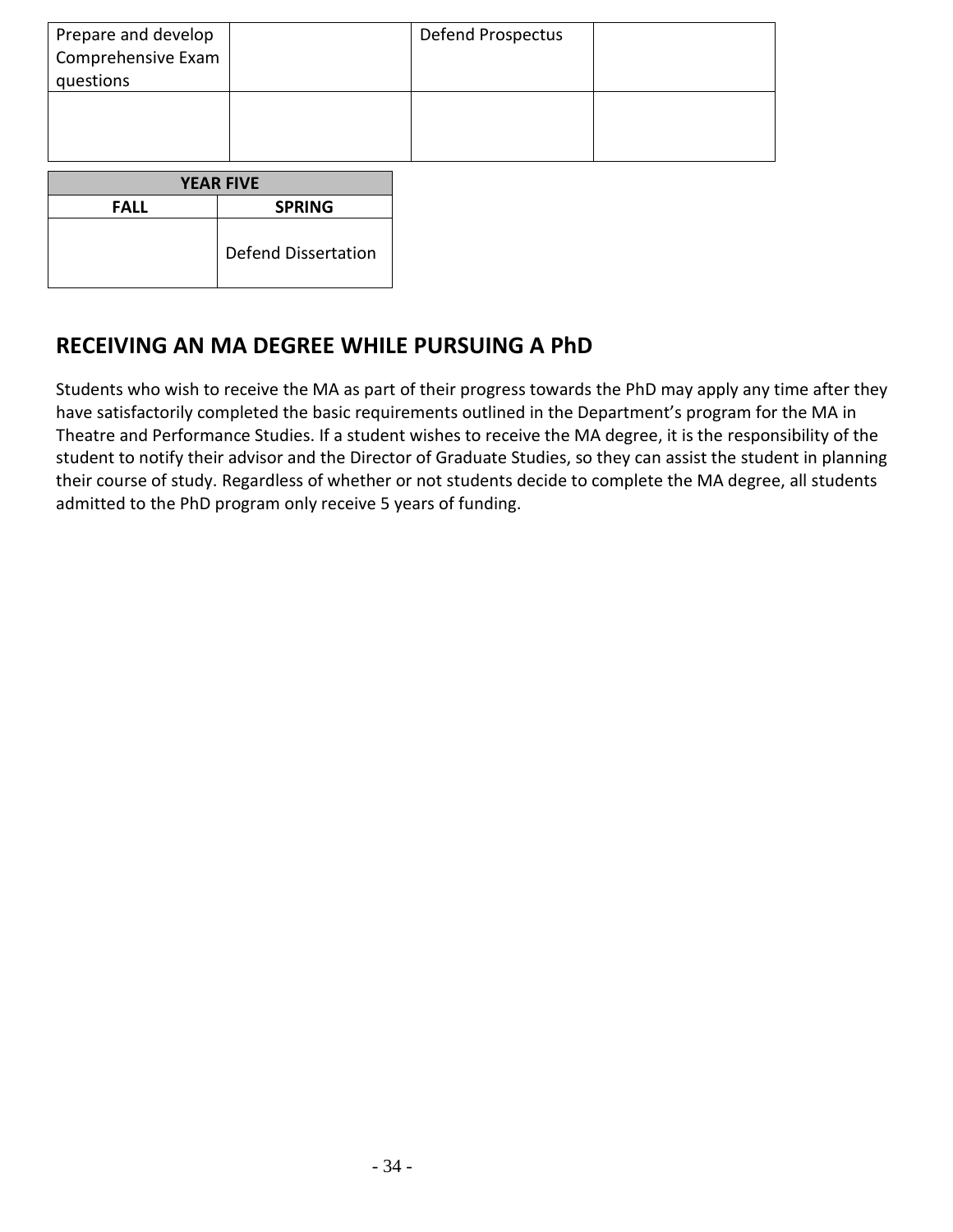| Prepare and develop Comprehensive Exam questions | | Defend Prospectus | |
| --- | --- | --- | --- |
| | | | |

| YEAR FIVE | |
| --- | --- |
| **FALL** | **SPRING** |
| | Defend Dissertation |

## RECEIVING AN MA DEGREE WHILE PURSUING A PhD

Students who wish to receive the MA as part of their progress towards the PhD may apply any time after they have satisfactorily completed the basic requirements outlined in the Department's program for the MA in Theatre and Performance Studies. If a student wishes to receive the MA degree, it is the responsibility of the student to notify their advisor and the Director of Graduate Studies, so they can assist the student in planning their course of study. Regardless of whether or not students decide to complete the MA degree, all students admitted to the PhD program only receive 5 years of funding.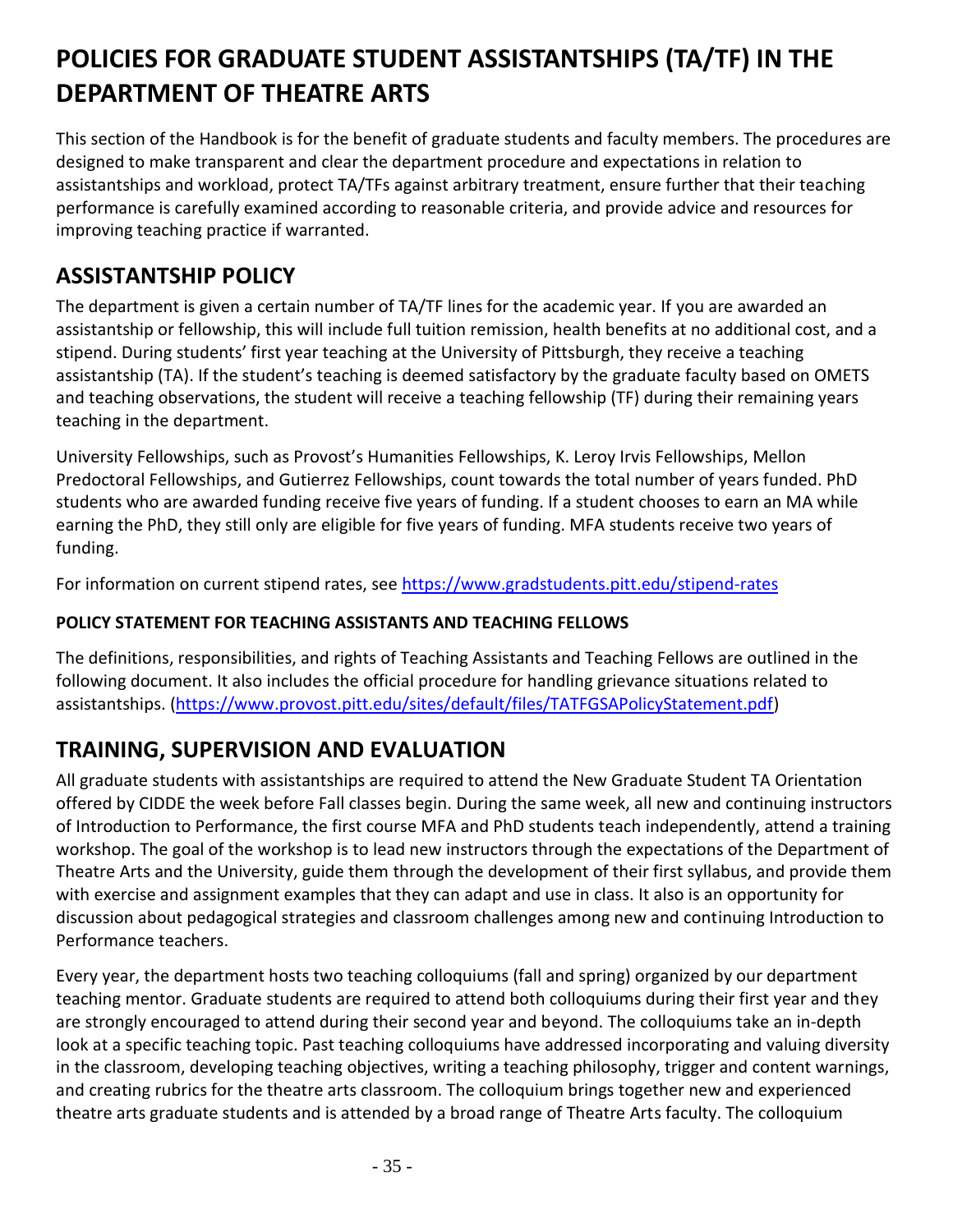# POLICIES FOR GRADUATE STUDENT ASSISTANTSHIPS (TA/TF) IN THE DEPARTMENT OF THEATRE ARTS

This section of the Handbook is for the benefit of graduate students and faculty members. The procedures are designed to make transparent and clear the department procedure and expectations in relation to assistantships and workload, protect TA/TFs against arbitrary treatment, ensure further that their teaching performance is carefully examined according to reasonable criteria, and provide advice and resources for improving teaching practice if warranted.

## ASSISTANTSHIP POLICY

The department is given a certain number of TA/TF lines for the academic year. If you are awarded an assistantship or fellowship, this will include full tuition remission, health benefits at no additional cost, and a stipend. During students' first year teaching at the University of Pittsburgh, they receive a teaching assistantship (TA). If the student's teaching is deemed satisfactory by the graduate faculty based on OMETS and teaching observations, the student will receive a teaching fellowship (TF) during their remaining years teaching in the department.

University Fellowships, such as Provost's Humanities Fellowships, K. Leroy Irvis Fellowships, Mellon Predoctoral Fellowships, and Gutierrez Fellowships, count towards the total number of years funded. PhD students who are awarded funding receive five years of funding. If a student chooses to earn an MA while earning the PhD, they still only are eligible for five years of funding. MFA students receive two years of funding.

For information on current stipend rates, see https://www.gradstudents.pitt.edu/stipend-rates

### POLICY STATEMENT FOR TEACHING ASSISTANTS AND TEACHING FELLOWS

The definitions, responsibilities, and rights of Teaching Assistants and Teaching Fellows are outlined in the following document. It also includes the official procedure for handling grievance situations related to assistantships. (https://www.provost.pitt.edu/sites/default/files/TATFGSAPolicyStatement.pdf)

## TRAINING, SUPERVISION AND EVALUATION

All graduate students with assistantships are required to attend the New Graduate Student TA Orientation offered by CIDDE the week before Fall classes begin. During the same week, all new and continuing instructors of Introduction to Performance, the first course MFA and PhD students teach independently, attend a training workshop. The goal of the workshop is to lead new instructors through the expectations of the Department of Theatre Arts and the University, guide them through the development of their first syllabus, and provide them with exercise and assignment examples that they can adapt and use in class. It also is an opportunity for discussion about pedagogical strategies and classroom challenges among new and continuing Introduction to Performance teachers.

Every year, the department hosts two teaching colloquiums (fall and spring) organized by our department teaching mentor. Graduate students are required to attend both colloquiums during their first year and they are strongly encouraged to attend during their second year and beyond. The colloquiums take an in-depth look at a specific teaching topic. Past teaching colloquiums have addressed incorporating and valuing diversity in the classroom, developing teaching objectives, writing a teaching philosophy, trigger and content warnings, and creating rubrics for the theatre arts classroom. The colloquium brings together new and experienced theatre arts graduate students and is attended by a broad range of Theatre Arts faculty. The colloquium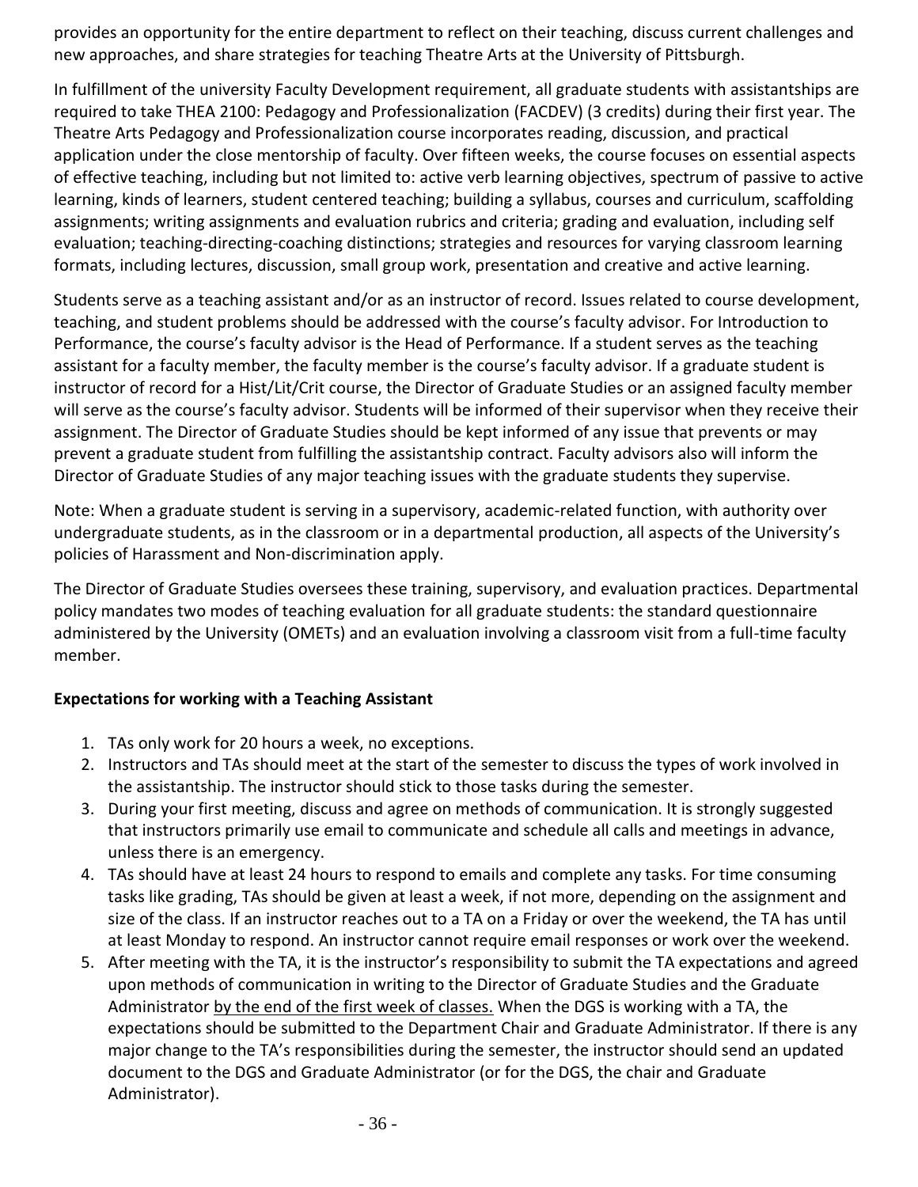provides an opportunity for the entire department to reflect on their teaching, discuss current challenges and new approaches, and share strategies for teaching Theatre Arts at the University of Pittsburgh.

In fulfillment of the university Faculty Development requirement, all graduate students with assistantships are required to take THEA 2100: Pedagogy and Professionalization (FACDEV) (3 credits) during their first year. The Theatre Arts Pedagogy and Professionalization course incorporates reading, discussion, and practical application under the close mentorship of faculty. Over fifteen weeks, the course focuses on essential aspects of effective teaching, including but not limited to: active verb learning objectives, spectrum of passive to active learning, kinds of learners, student centered teaching; building a syllabus, courses and curriculum, scaffolding assignments; writing assignments and evaluation rubrics and criteria; grading and evaluation, including self evaluation; teaching-directing-coaching distinctions; strategies and resources for varying classroom learning formats, including lectures, discussion, small group work, presentation and creative and active learning.

Students serve as a teaching assistant and/or as an instructor of record. Issues related to course development, teaching, and student problems should be addressed with the course's faculty advisor. For Introduction to Performance, the course's faculty advisor is the Head of Performance. If a student serves as the teaching assistant for a faculty member, the faculty member is the course's faculty advisor. If a graduate student is instructor of record for a Hist/Lit/Crit course, the Director of Graduate Studies or an assigned faculty member will serve as the course's faculty advisor. Students will be informed of their supervisor when they receive their assignment. The Director of Graduate Studies should be kept informed of any issue that prevents or may prevent a graduate student from fulfilling the assistantship contract. Faculty advisors also will inform the Director of Graduate Studies of any major teaching issues with the graduate students they supervise.

Note: When a graduate student is serving in a supervisory, academic-related function, with authority over undergraduate students, as in the classroom or in a departmental production, all aspects of the University's policies of Harassment and Non-discrimination apply.

The Director of Graduate Studies oversees these training, supervisory, and evaluation practices. Departmental policy mandates two modes of teaching evaluation for all graduate students: the standard questionnaire administered by the University (OMETs) and an evaluation involving a classroom visit from a full-time faculty member.

**Expectations for working with a Teaching Assistant**

1. TAs only work for 20 hours a week, no exceptions.
2. Instructors and TAs should meet at the start of the semester to discuss the types of work involved in the assistantship. The instructor should stick to those tasks during the semester.
3. During your first meeting, discuss and agree on methods of communication. It is strongly suggested that instructors primarily use email to communicate and schedule all calls and meetings in advance, unless there is an emergency.
4. TAs should have at least 24 hours to respond to emails and complete any tasks. For time consuming tasks like grading, TAs should be given at least a week, if not more, depending on the assignment and size of the class. If an instructor reaches out to a TA on a Friday or over the weekend, the TA has until at least Monday to respond. An instructor cannot require email responses or work over the weekend.
5. After meeting with the TA, it is the instructor's responsibility to submit the TA expectations and agreed upon methods of communication in writing to the Director of Graduate Studies and the Graduate Administrator by the end of the first week of classes. When the DGS is working with a TA, the expectations should be submitted to the Department Chair and Graduate Administrator. If there is any major change to the TA's responsibilities during the semester, the instructor should send an updated document to the DGS and Graduate Administrator (or for the DGS, the chair and Graduate Administrator).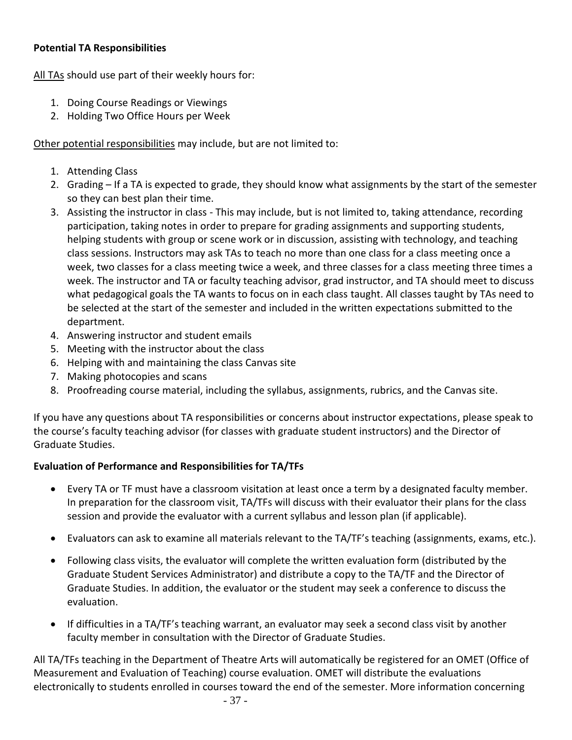**Potential TA Responsibilities**

All TAs should use part of their weekly hours for:

1. Doing Course Readings or Viewings
2. Holding Two Office Hours per Week

Other potential responsibilities may include, but are not limited to:

1. Attending Class
2. Grading – If a TA is expected to grade, they should know what assignments by the start of the semester so they can best plan their time.
3. Assisting the instructor in class - This may include, but is not limited to, taking attendance, recording participation, taking notes in order to prepare for grading assignments and supporting students, helping students with group or scene work or in discussion, assisting with technology, and teaching class sessions. Instructors may ask TAs to teach no more than one class for a class meeting once a week, two classes for a class meeting twice a week, and three classes for a class meeting three times a week. The instructor and TA or faculty teaching advisor, grad instructor, and TA should meet to discuss what pedagogical goals the TA wants to focus on in each class taught. All classes taught by TAs need to be selected at the start of the semester and included in the written expectations submitted to the department.
4. Answering instructor and student emails
5. Meeting with the instructor about the class
6. Helping with and maintaining the class Canvas site
7. Making photocopies and scans
8. Proofreading course material, including the syllabus, assignments, rubrics, and the Canvas site.

If you have any questions about TA responsibilities or concerns about instructor expectations, please speak to the course's faculty teaching advisor (for classes with graduate student instructors) and the Director of Graduate Studies.

**Evaluation of Performance and Responsibilities for TA/TFs**

- Every TA or TF must have a classroom visitation at least once a term by a designated faculty member. In preparation for the classroom visit, TA/TFs will discuss with their evaluator their plans for the class session and provide the evaluator with a current syllabus and lesson plan (if applicable).
- Evaluators can ask to examine all materials relevant to the TA/TF's teaching (assignments, exams, etc.).
- Following class visits, the evaluator will complete the written evaluation form (distributed by the Graduate Student Services Administrator) and distribute a copy to the TA/TF and the Director of Graduate Studies. In addition, the evaluator or the student may seek a conference to discuss the evaluation.
- If difficulties in a TA/TF's teaching warrant, an evaluator may seek a second class visit by another faculty member in consultation with the Director of Graduate Studies.

All TA/TFs teaching in the Department of Theatre Arts will automatically be registered for an OMET (Office of Measurement and Evaluation of Teaching) course evaluation. OMET will distribute the evaluations electronically to students enrolled in courses toward the end of the semester. More information concerning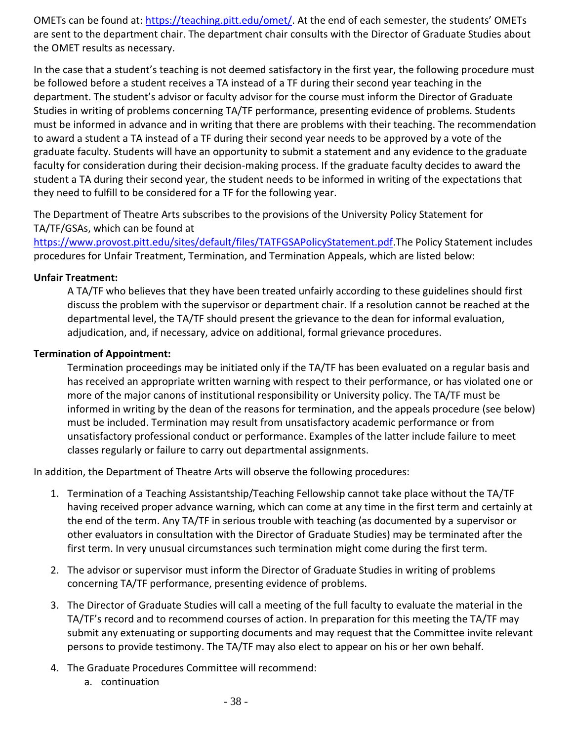OMETs can be found at: https://teaching.pitt.edu/omet/. At the end of each semester, the students' OMETs are sent to the department chair. The department chair consults with the Director of Graduate Studies about the OMET results as necessary.

In the case that a student's teaching is not deemed satisfactory in the first year, the following procedure must be followed before a student receives a TA instead of a TF during their second year teaching in the department. The student's advisor or faculty advisor for the course must inform the Director of Graduate Studies in writing of problems concerning TA/TF performance, presenting evidence of problems. Students must be informed in advance and in writing that there are problems with their teaching. The recommendation to award a student a TA instead of a TF during their second year needs to be approved by a vote of the graduate faculty. Students will have an opportunity to submit a statement and any evidence to the graduate faculty for consideration during their decision-making process. If the graduate faculty decides to award the student a TA during their second year, the student needs to be informed in writing of the expectations that they need to fulfill to be considered for a TF for the following year.

The Department of Theatre Arts subscribes to the provisions of the University Policy Statement for TA/TF/GSAs, which can be found at https://www.provost.pitt.edu/sites/default/files/TATFGSAPolicyStatement.pdf.The Policy Statement includes procedures for Unfair Treatment, Termination, and Termination Appeals, which are listed below:

**Unfair Treatment:**

A TA/TF who believes that they have been treated unfairly according to these guidelines should first discuss the problem with the supervisor or department chair. If a resolution cannot be reached at the departmental level, the TA/TF should present the grievance to the dean for informal evaluation, adjudication, and, if necessary, advice on additional, formal grievance procedures.

**Termination of Appointment:**

Termination proceedings may be initiated only if the TA/TF has been evaluated on a regular basis and has received an appropriate written warning with respect to their performance, or has violated one or more of the major canons of institutional responsibility or University policy. The TA/TF must be informed in writing by the dean of the reasons for termination, and the appeals procedure (see below) must be included. Termination may result from unsatisfactory academic performance or from unsatisfactory professional conduct or performance. Examples of the latter include failure to meet classes regularly or failure to carry out departmental assignments.

In addition, the Department of Theatre Arts will observe the following procedures:

1. Termination of a Teaching Assistantship/Teaching Fellowship cannot take place without the TA/TF having received proper advance warning, which can come at any time in the first term and certainly at the end of the term. Any TA/TF in serious trouble with teaching (as documented by a supervisor or other evaluators in consultation with the Director of Graduate Studies) may be terminated after the first term. In very unusual circumstances such termination might come during the first term.
2. The advisor or supervisor must inform the Director of Graduate Studies in writing of problems concerning TA/TF performance, presenting evidence of problems.
3. The Director of Graduate Studies will call a meeting of the full faculty to evaluate the material in the TA/TF's record and to recommend courses of action. In preparation for this meeting the TA/TF may submit any extenuating or supporting documents and may request that the Committee invite relevant persons to provide testimony. The TA/TF may also elect to appear on his or her own behalf.
4. The Graduate Procedures Committee will recommend:
    a. continuation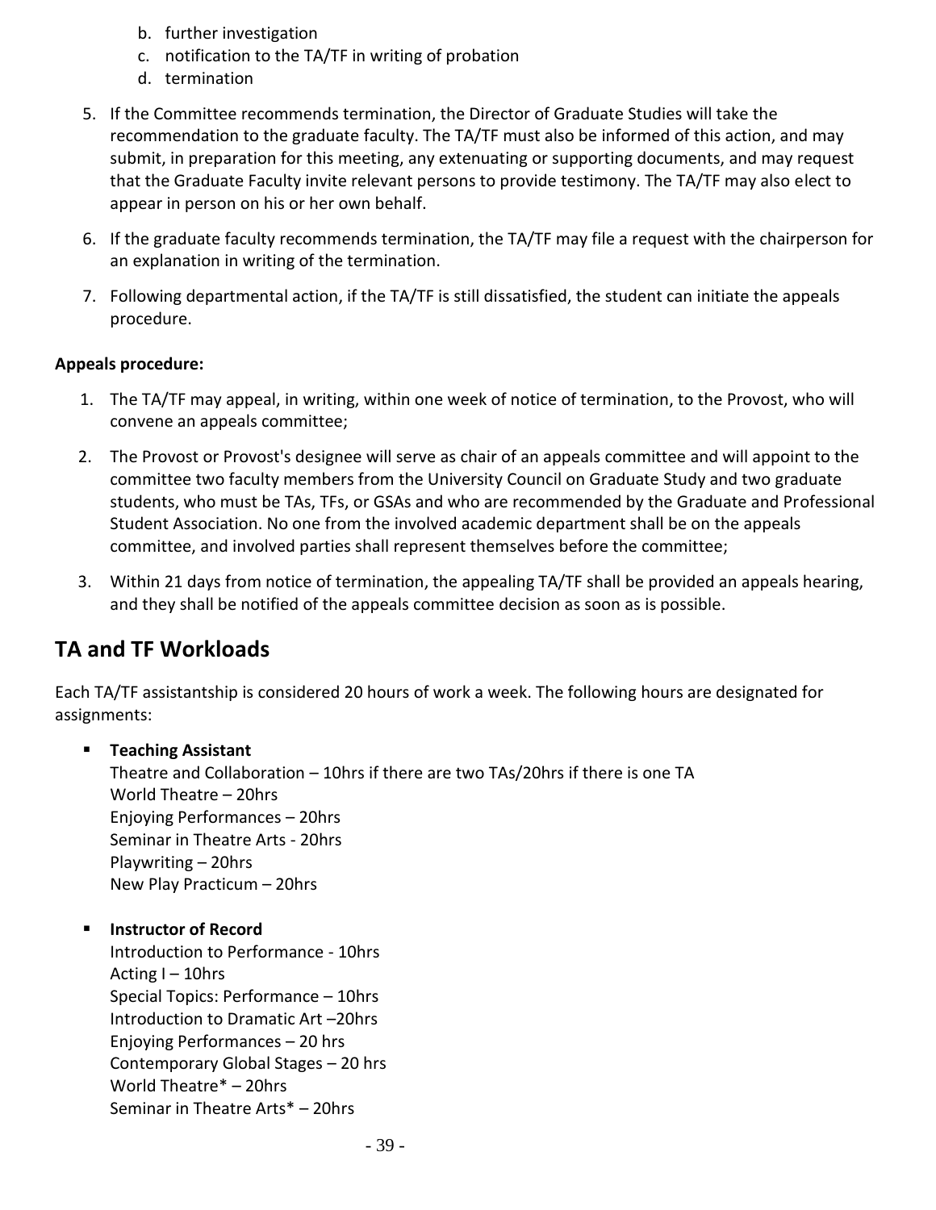b. further investigation
   c. notification to the TA/TF in writing of probation
   d. termination

5. If the Committee recommends termination, the Director of Graduate Studies will take the recommendation to the graduate faculty. The TA/TF must also be informed of this action, and may submit, in preparation for this meeting, any extenuating or supporting documents, and may request that the Graduate Faculty invite relevant persons to provide testimony. The TA/TF may also elect to appear in person on his or her own behalf.

6. If the graduate faculty recommends termination, the TA/TF may file a request with the chairperson for an explanation in writing of the termination.

7. Following departmental action, if the TA/TF is still dissatisfied, the student can initiate the appeals procedure.

**Appeals procedure:**

1. The TA/TF may appeal, in writing, within one week of notice of termination, to the Provost, who will convene an appeals committee;

2. The Provost or Provost's designee will serve as chair of an appeals committee and will appoint to the committee two faculty members from the University Council on Graduate Study and two graduate students, who must be TAs, TFs, or GSAs and who are recommended by the Graduate and Professional Student Association. No one from the involved academic department shall be on the appeals committee, and involved parties shall represent themselves before the committee;

3. Within 21 days from notice of termination, the appealing TA/TF shall be provided an appeals hearing, and they shall be notified of the appeals committee decision as soon as is possible.

## TA and TF Workloads

Each TA/TF assistantship is considered 20 hours of work a week. The following hours are designated for assignments:

- **Teaching Assistant**
  Theatre and Collaboration – 10hrs if there are two TAs/20hrs if there is one TA
  World Theatre – 20hrs
  Enjoying Performances – 20hrs
  Seminar in Theatre Arts - 20hrs
  Playwriting – 20hrs
  New Play Practicum – 20hrs

- **Instructor of Record**
  Introduction to Performance - 10hrs
  Acting I – 10hrs
  Special Topics: Performance – 10hrs
  Introduction to Dramatic Art –20hrs
  Enjoying Performances – 20 hrs
  Contemporary Global Stages – 20 hrs
  World Theatre* – 20hrs
  Seminar in Theatre Arts* – 20hrs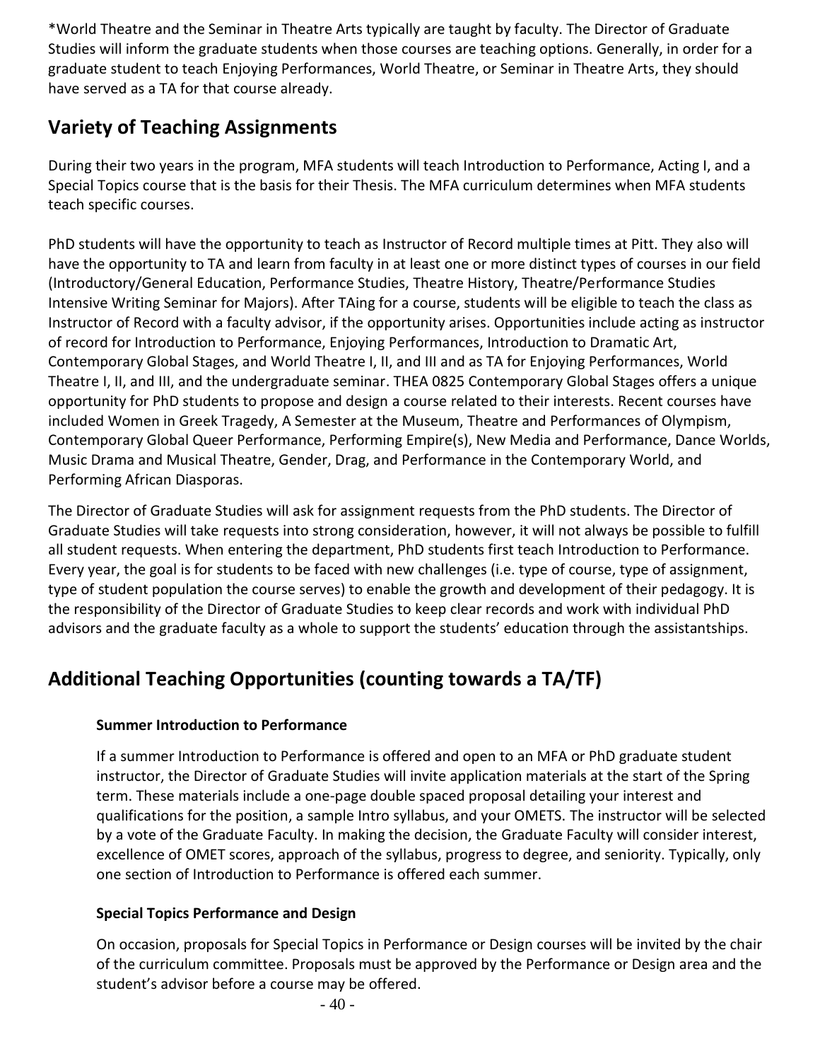*World Theatre and the Seminar in Theatre Arts typically are taught by faculty. The Director of Graduate Studies will inform the graduate students when those courses are teaching options. Generally, in order for a graduate student to teach Enjoying Performances, World Theatre, or Seminar in Theatre Arts, they should have served as a TA for that course already.

## Variety of Teaching Assignments

During their two years in the program, MFA students will teach Introduction to Performance, Acting I, and a Special Topics course that is the basis for their Thesis. The MFA curriculum determines when MFA students teach specific courses.

PhD students will have the opportunity to teach as Instructor of Record multiple times at Pitt. They also will have the opportunity to TA and learn from faculty in at least one or more distinct types of courses in our field (Introductory/General Education, Performance Studies, Theatre History, Theatre/Performance Studies Intensive Writing Seminar for Majors). After TAing for a course, students will be eligible to teach the class as Instructor of Record with a faculty advisor, if the opportunity arises. Opportunities include acting as instructor of record for Introduction to Performance, Enjoying Performances, Introduction to Dramatic Art, Contemporary Global Stages, and World Theatre I, II, and III and as TA for Enjoying Performances, World Theatre I, II, and III, and the undergraduate seminar. THEA 0825 Contemporary Global Stages offers a unique opportunity for PhD students to propose and design a course related to their interests. Recent courses have included Women in Greek Tragedy, A Semester at the Museum, Theatre and Performances of Olympism, Contemporary Global Queer Performance, Performing Empire(s), New Media and Performance, Dance Worlds, Music Drama and Musical Theatre, Gender, Drag, and Performance in the Contemporary World, and Performing African Diasporas.

The Director of Graduate Studies will ask for assignment requests from the PhD students. The Director of Graduate Studies will take requests into strong consideration, however, it will not always be possible to fulfill all student requests. When entering the department, PhD students first teach Introduction to Performance. Every year, the goal is for students to be faced with new challenges (i.e. type of course, type of assignment, type of student population the course serves) to enable the growth and development of their pedagogy. It is the responsibility of the Director of Graduate Studies to keep clear records and work with individual PhD advisors and the graduate faculty as a whole to support the students' education through the assistantships.

## Additional Teaching Opportunities (counting towards a TA/TF)

### Summer Introduction to Performance

If a summer Introduction to Performance is offered and open to an MFA or PhD graduate student instructor, the Director of Graduate Studies will invite application materials at the start of the Spring term. These materials include a one-page double spaced proposal detailing your interest and qualifications for the position, a sample Intro syllabus, and your OMETS. The instructor will be selected by a vote of the Graduate Faculty. In making the decision, the Graduate Faculty will consider interest, excellence of OMET scores, approach of the syllabus, progress to degree, and seniority. Typically, only one section of Introduction to Performance is offered each summer.

### Special Topics Performance and Design

On occasion, proposals for Special Topics in Performance or Design courses will be invited by the chair of the curriculum committee. Proposals must be approved by the Performance or Design area and the student's advisor before a course may be offered.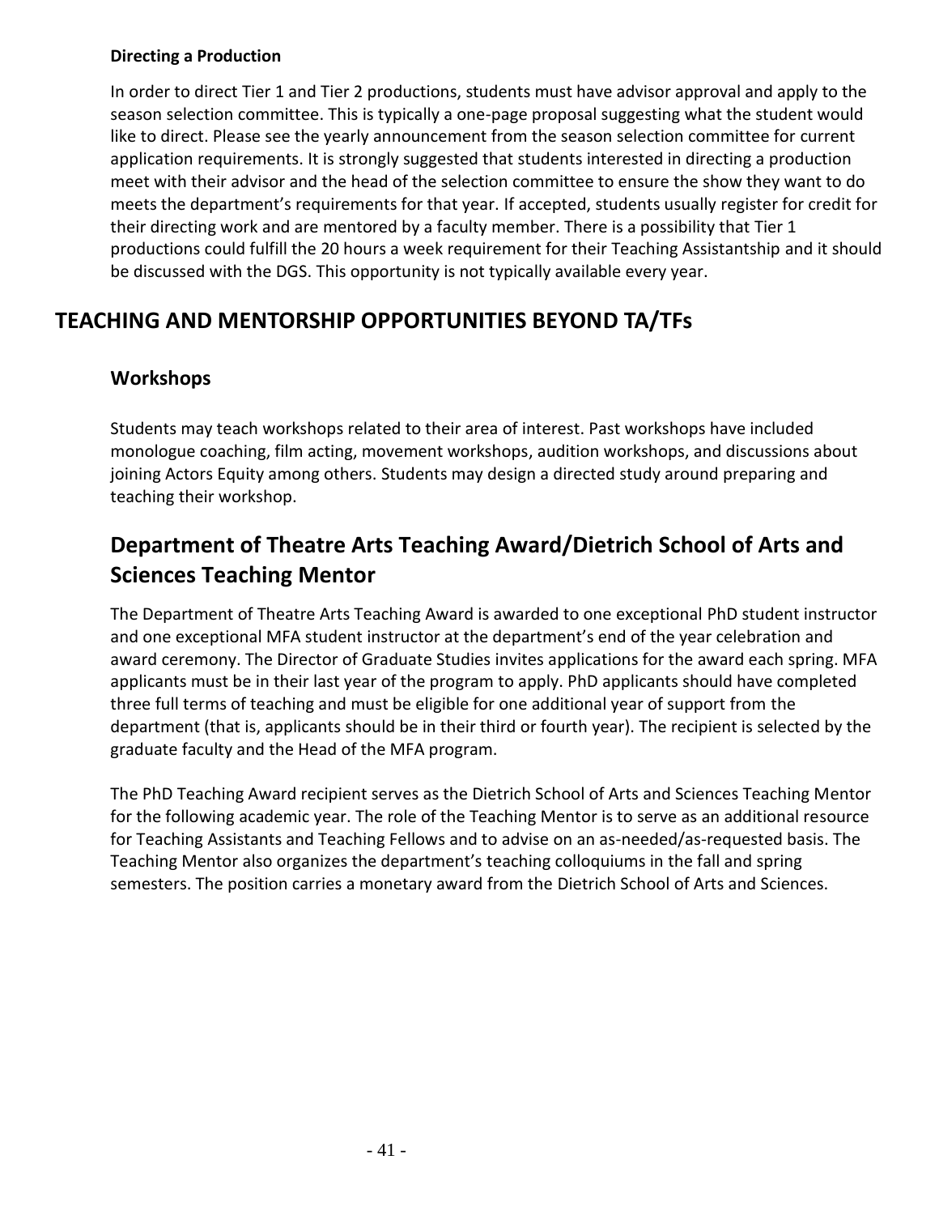### Directing a Production

In order to direct Tier 1 and Tier 2 productions, students must have advisor approval and apply to the season selection committee. This is typically a one-page proposal suggesting what the student would like to direct. Please see the yearly announcement from the season selection committee for current application requirements. It is strongly suggested that students interested in directing a production meet with their advisor and the head of the selection committee to ensure the show they want to do meets the department's requirements for that year. If accepted, students usually register for credit for their directing work and are mentored by a faculty member. There is a possibility that Tier 1 productions could fulfill the 20 hours a week requirement for their Teaching Assistantship and it should be discussed with the DGS. This opportunity is not typically available every year.

# TEACHING AND MENTORSHIP OPPORTUNITIES BEYOND TA/TFs

## Workshops

Students may teach workshops related to their area of interest. Past workshops have included monologue coaching, film acting, movement workshops, audition workshops, and discussions about joining Actors Equity among others. Students may design a directed study around preparing and teaching their workshop.

## Department of Theatre Arts Teaching Award/Dietrich School of Arts and Sciences Teaching Mentor

The Department of Theatre Arts Teaching Award is awarded to one exceptional PhD student instructor and one exceptional MFA student instructor at the department's end of the year celebration and award ceremony. The Director of Graduate Studies invites applications for the award each spring. MFA applicants must be in their last year of the program to apply. PhD applicants should have completed three full terms of teaching and must be eligible for one additional year of support from the department (that is, applicants should be in their third or fourth year). The recipient is selected by the graduate faculty and the Head of the MFA program.

The PhD Teaching Award recipient serves as the Dietrich School of Arts and Sciences Teaching Mentor for the following academic year. The role of the Teaching Mentor is to serve as an additional resource for Teaching Assistants and Teaching Fellows and to advise on an as-needed/as-requested basis. The Teaching Mentor also organizes the department's teaching colloquiums in the fall and spring semesters. The position carries a monetary award from the Dietrich School of Arts and Sciences.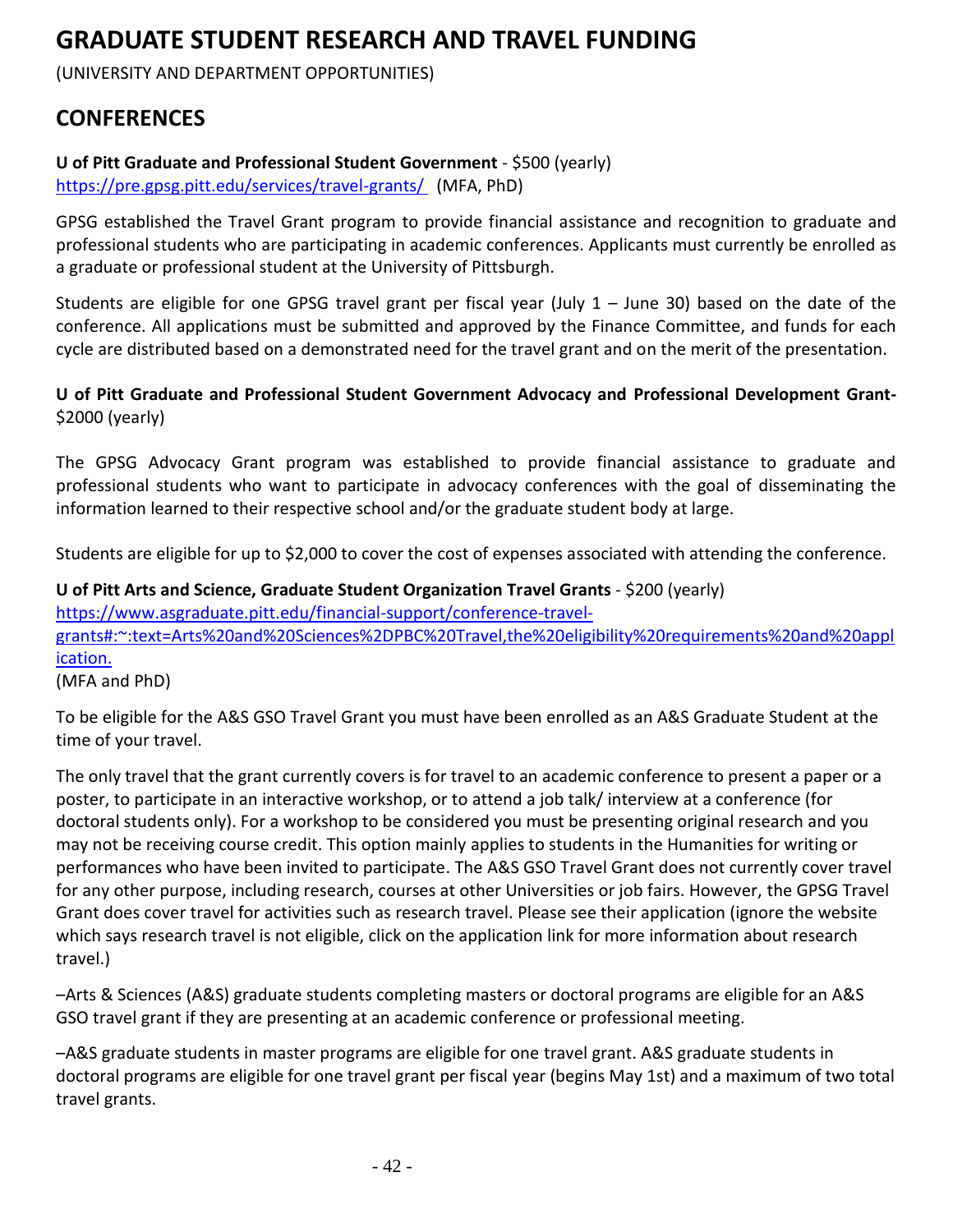# GRADUATE STUDENT RESEARCH AND TRAVEL FUNDING

(UNIVERSITY AND DEPARTMENT OPPORTUNITIES)

## CONFERENCES

**U of Pitt Graduate and Professional Student Government** - $500 (yearly)
https://pre.gpsg.pitt.edu/services/travel-grants/ (MFA, PhD)

GPSG established the Travel Grant program to provide financial assistance and recognition to graduate and professional students who are participating in academic conferences. Applicants must currently be enrolled as a graduate or professional student at the University of Pittsburgh.

Students are eligible for one GPSG travel grant per fiscal year (July 1 – June 30) based on the date of the conference. All applications must be submitted and approved by the Finance Committee, and funds for each cycle are distributed based on a demonstrated need for the travel grant and on the merit of the presentation.

**U of Pitt Graduate and Professional Student Government Advocacy and Professional Development Grant-** $2000 (yearly)

The GPSG Advocacy Grant program was established to provide financial assistance to graduate and professional students who want to participate in advocacy conferences with the goal of disseminating the information learned to their respective school and/or the graduate student body at large.

Students are eligible for up to $2,000 to cover the cost of expenses associated with attending the conference.

**U of Pitt Arts and Science, Graduate Student Organization Travel Grants** - $200 (yearly)
https://www.asgraduate.pitt.edu/financial-support/conference-travel-grants#:~:text=Arts%20and%20Sciences%2DPBC%20Travel,the%20eligibility%20requirements%20and%20application.
(MFA and PhD)

To be eligible for the A&S GSO Travel Grant you must have been enrolled as an A&S Graduate Student at the time of your travel.

The only travel that the grant currently covers is for travel to an academic conference to present a paper or a poster, to participate in an interactive workshop, or to attend a job talk/ interview at a conference (for doctoral students only). For a workshop to be considered you must be presenting original research and you may not be receiving course credit. This option mainly applies to students in the Humanities for writing or performances who have been invited to participate. The A&S GSO Travel Grant does not currently cover travel for any other purpose, including research, courses at other Universities or job fairs. However, the GPSG Travel Grant does cover travel for activities such as research travel. Please see their application (ignore the website which says research travel is not eligible, click on the application link for more information about research travel.)

–Arts & Sciences (A&S) graduate students completing masters or doctoral programs are eligible for an A&S GSO travel grant if they are presenting at an academic conference or professional meeting.

–A&S graduate students in master programs are eligible for one travel grant. A&S graduate students in doctoral programs are eligible for one travel grant per fiscal year (begins May 1st) and a maximum of two total travel grants.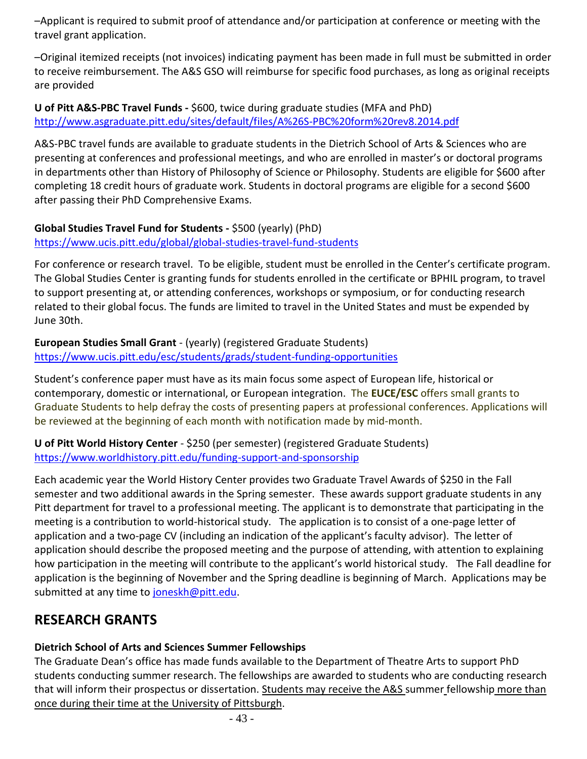–Applicant is required to submit proof of attendance and/or participation at conference or meeting with the travel grant application.

–Original itemized receipts (not invoices) indicating payment has been made in full must be submitted in order to receive reimbursement. The A&S GSO will reimburse for specific food purchases, as long as original receipts are provided

**U of Pitt A&S-PBC Travel Funds -** $600, twice during graduate studies (MFA and PhD)
http://www.asgraduate.pitt.edu/sites/default/files/A%26S-PBC%20form%20rev8.2014.pdf

A&S-PBC travel funds are available to graduate students in the Dietrich School of Arts & Sciences who are presenting at conferences and professional meetings, and who are enrolled in master's or doctoral programs in departments other than History of Philosophy of Science or Philosophy. Students are eligible for $600 after completing 18 credit hours of graduate work. Students in doctoral programs are eligible for a second $600 after passing their PhD Comprehensive Exams.

**Global Studies Travel Fund for Students -** $500 (yearly) (PhD)
https://www.ucis.pitt.edu/global/global-studies-travel-fund-students

For conference or research travel. To be eligible, student must be enrolled in the Center's certificate program. The Global Studies Center is granting funds for students enrolled in the certificate or BPHIL program, to travel to support presenting at, or attending conferences, workshops or symposium, or for conducting research related to their global focus. The funds are limited to travel in the United States and must be expended by June 30th.

**European Studies Small Grant** - (yearly) (registered Graduate Students)
https://www.ucis.pitt.edu/esc/students/grads/student-funding-opportunities

Student's conference paper must have as its main focus some aspect of European life, historical or contemporary, domestic or international, or European integration. The **EUCE/ESC** offers small grants to Graduate Students to help defray the costs of presenting papers at professional conferences. Applications will be reviewed at the beginning of each month with notification made by mid-month.

**U of Pitt World History Center** - $250 (per semester) (registered Graduate Students)
https://www.worldhistory.pitt.edu/funding-support-and-sponsorship

Each academic year the World History Center provides two Graduate Travel Awards of $250 in the Fall semester and two additional awards in the Spring semester. These awards support graduate students in any Pitt department for travel to a professional meeting. The applicant is to demonstrate that participating in the meeting is a contribution to world-historical study. The application is to consist of a one-page letter of application and a two-page CV (including an indication of the applicant's faculty advisor). The letter of application should describe the proposed meeting and the purpose of attending, with attention to explaining how participation in the meeting will contribute to the applicant's world historical study. The Fall deadline for application is the beginning of November and the Spring deadline is beginning of March. Applications may be submitted at any time to joneskh@pitt.edu.

## RESEARCH GRANTS

**Dietrich School of Arts and Sciences Summer Fellowships**
The Graduate Dean's office has made funds available to the Department of Theatre Arts to support PhD students conducting summer research. The fellowships are awarded to students who are conducting research that will inform their prospectus or dissertation. Students may receive the A&S summer fellowship more than once during their time at the University of Pittsburgh.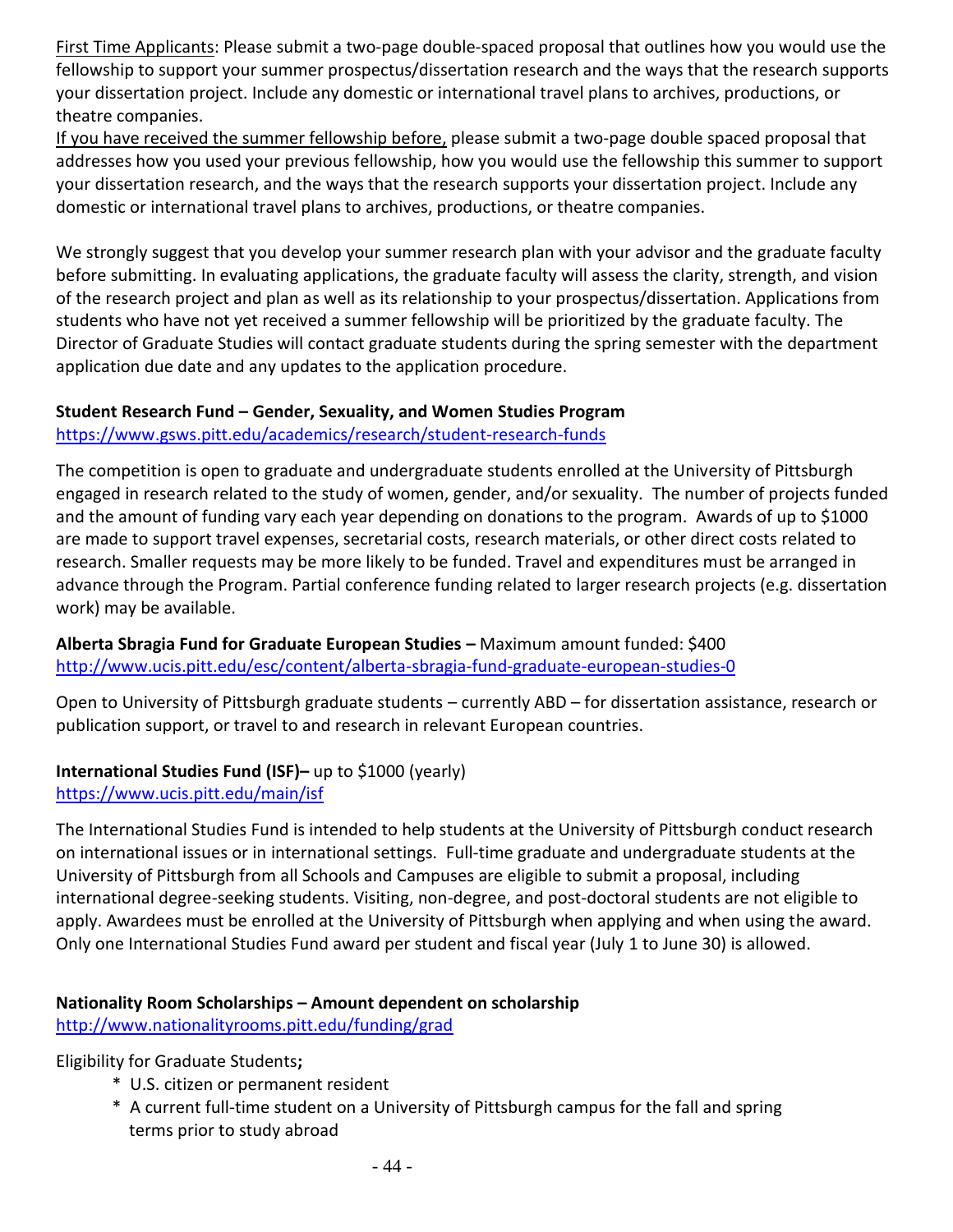First Time Applicants: Please submit a two-page double-spaced proposal that outlines how you would use the fellowship to support your summer prospectus/dissertation research and the ways that the research supports your dissertation project. Include any domestic or international travel plans to archives, productions, or theatre companies.

If you have received the summer fellowship before, please submit a two-page double spaced proposal that addresses how you used your previous fellowship, how you would use the fellowship this summer to support your dissertation research, and the ways that the research supports your dissertation project. Include any domestic or international travel plans to archives, productions, or theatre companies.

We strongly suggest that you develop your summer research plan with your advisor and the graduate faculty before submitting. In evaluating applications, the graduate faculty will assess the clarity, strength, and vision of the research project and plan as well as its relationship to your prospectus/dissertation. Applications from students who have not yet received a summer fellowship will be prioritized by the graduate faculty. The Director of Graduate Studies will contact graduate students during the spring semester with the department application due date and any updates to the application procedure.

**Student Research Fund – Gender, Sexuality, and Women Studies Program**
https://www.gsws.pitt.edu/academics/research/student-research-funds

The competition is open to graduate and undergraduate students enrolled at the University of Pittsburgh engaged in research related to the study of women, gender, and/or sexuality. The number of projects funded and the amount of funding vary each year depending on donations to the program. Awards of up to $1000 are made to support travel expenses, secretarial costs, research materials, or other direct costs related to research. Smaller requests may be more likely to be funded. Travel and expenditures must be arranged in advance through the Program. Partial conference funding related to larger research projects (e.g. dissertation work) may be available.

**Alberta Sbragia Fund for Graduate European Studies –** Maximum amount funded: $400
http://www.ucis.pitt.edu/esc/content/alberta-sbragia-fund-graduate-european-studies-0

Open to University of Pittsburgh graduate students – currently ABD – for dissertation assistance, research or publication support, or travel to and research in relevant European countries.

**International Studies Fund (ISF)–** up to $1000 (yearly)
https://www.ucis.pitt.edu/main/isf

The International Studies Fund is intended to help students at the University of Pittsburgh conduct research on international issues or in international settings. Full-time graduate and undergraduate students at the University of Pittsburgh from all Schools and Campuses are eligible to submit a proposal, including international degree-seeking students. Visiting, non-degree, and post-doctoral students are not eligible to apply. Awardees must be enrolled at the University of Pittsburgh when applying and when using the award. Only one International Studies Fund award per student and fiscal year (July 1 to June 30) is allowed.

**Nationality Room Scholarships – Amount dependent on scholarship**
http://www.nationalityrooms.pitt.edu/funding/grad

Eligibility for Graduate Students**;**

- U.S. citizen or permanent resident
- A current full-time student on a University of Pittsburgh campus for the fall and spring terms prior to study abroad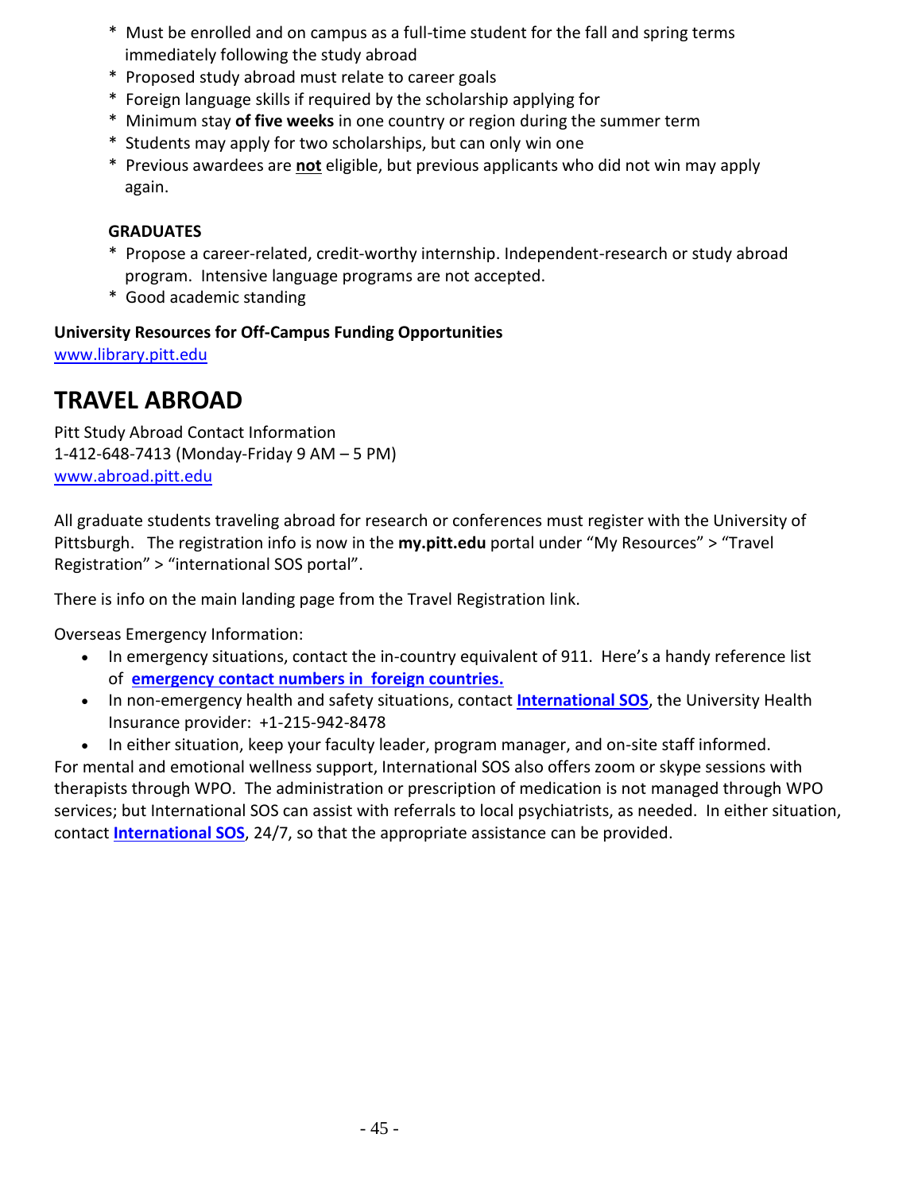* Must be enrolled and on campus as a full-time student for the fall and spring terms immediately following the study abroad
* Proposed study abroad must relate to career goals
* Foreign language skills if required by the scholarship applying for
* Minimum stay **of five weeks** in one country or region during the summer term
* Students may apply for two scholarships, but can only win one
* Previous awardees are **not** eligible, but previous applicants who did not win may apply again.

**GRADUATES**

* Propose a career-related, credit-worthy internship. Independent-research or study abroad program. Intensive language programs are not accepted.
* Good academic standing

**University Resources for Off-Campus Funding Opportunities**
www.library.pitt.edu

# TRAVEL ABROAD

Pitt Study Abroad Contact Information
1-412-648-7413 (Monday-Friday 9 AM – 5 PM)
www.abroad.pitt.edu

All graduate students traveling abroad for research or conferences must register with the University of Pittsburgh. The registration info is now in the **my.pitt.edu** portal under "My Resources" > "Travel Registration" > "international SOS portal".

There is info on the main landing page from the Travel Registration link.

Overseas Emergency Information:

- In emergency situations, contact the in-country equivalent of 911. Here's a handy reference list of **emergency contact numbers in foreign countries.**
- In non-emergency health and safety situations, contact **International SOS**, the University Health Insurance provider: +1-215-942-8478
- In either situation, keep your faculty leader, program manager, and on-site staff informed.

For mental and emotional wellness support, International SOS also offers zoom or skype sessions with therapists through WPO. The administration or prescription of medication is not managed through WPO services; but International SOS can assist with referrals to local psychiatrists, as needed. In either situation, contact **International SOS**, 24/7, so that the appropriate assistance can be provided.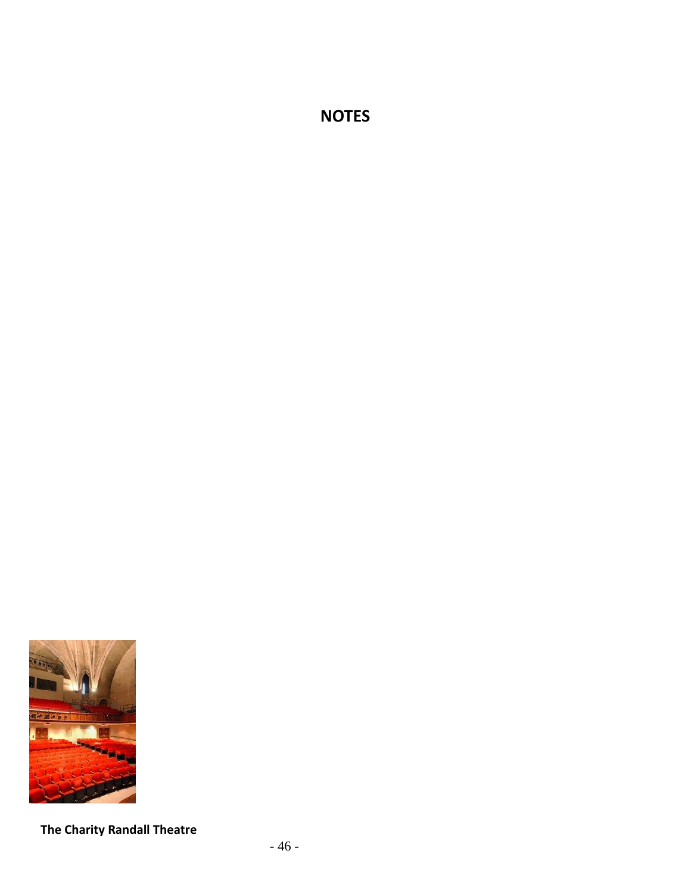# NOTES

**The Charity Randall Theatre**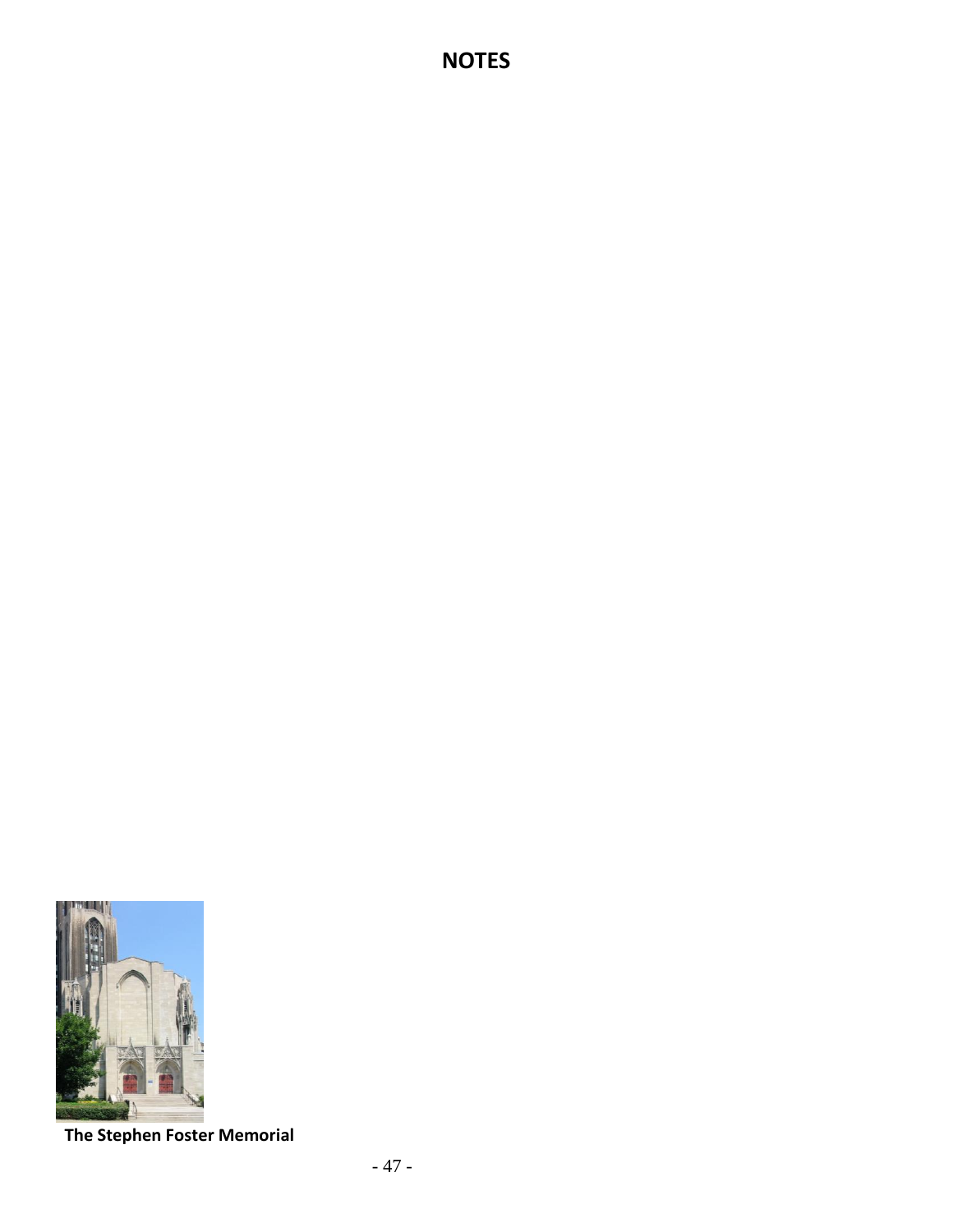# NOTES

**The Stephen Foster Memorial**